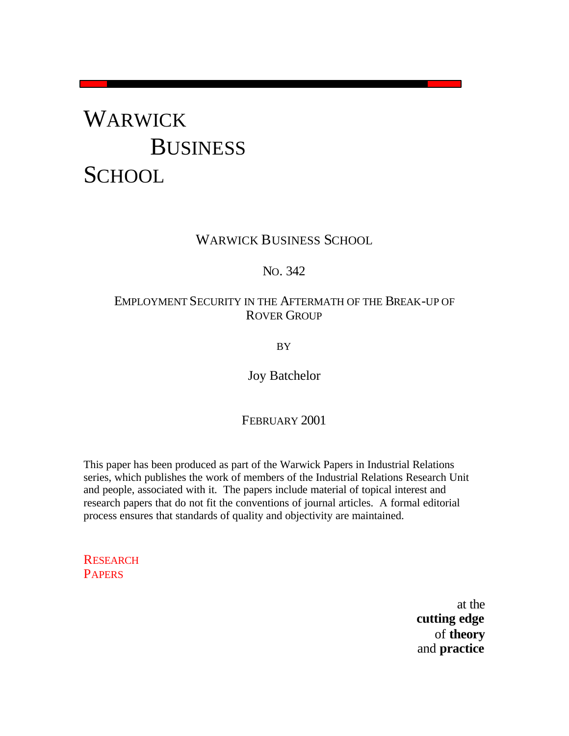# WARWICK BUSINESS SCHOOL

WARWICK BUSINESS SCHOOL

NO. 342

## EMPLOYMENT SECURITY IN THE AFTERMATH OF THE BREAK-UP OF ROVER GROUP

BY

Joy Batchelor

FEBRUARY 2001

This paper has been produced as part of the Warwick Papers in Industrial Relations series, which publishes the work of members of the Industrial Relations Research Unit and people, associated with it. The papers include material of topical interest and research papers that do not fit the conventions of journal articles. A formal editorial process ensures that standards of quality and objectivity are maintained.

RESEARCH PAPERS

at the **cutting edge** of **theory** and **practice**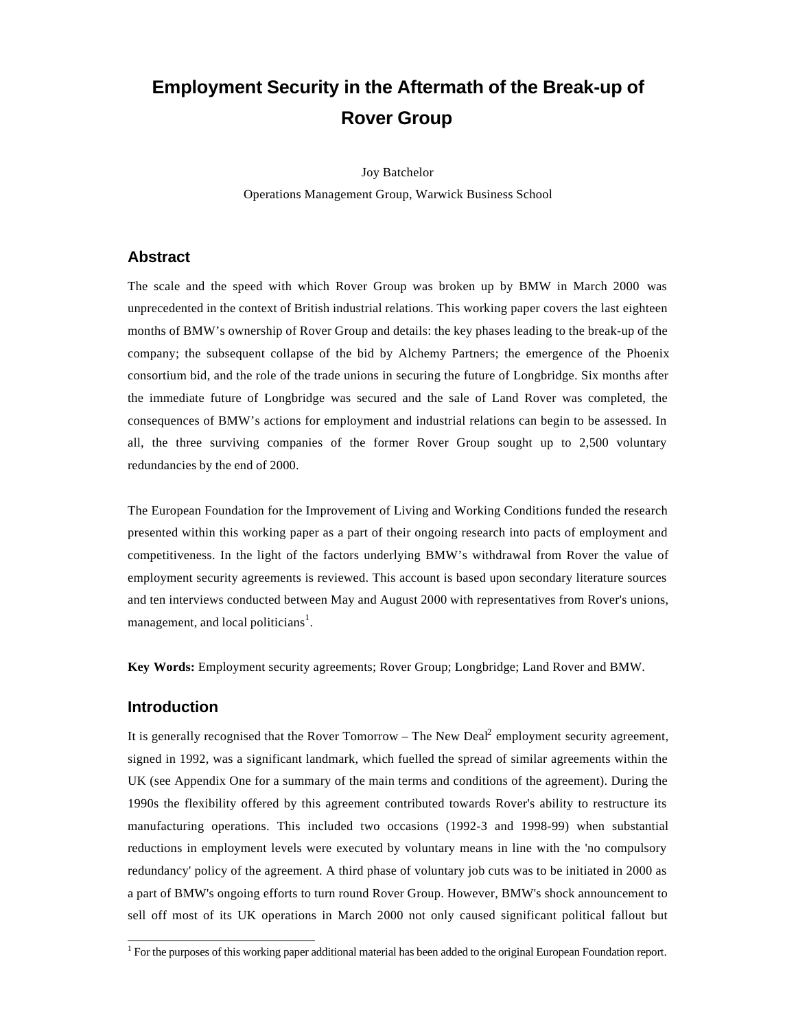# Employment Security in the Aftermath of the Break-up of Rover Group

Joy Batchelor

Operations Management Group, Warwick Business School

## Abstract

The scale and the speed with which Rover Group was broken up by BMW in March 2000 was unprecedented in the context of British industrial relations. This working paper covers the last eighteen months of BMW's ownership of Rover Group and details: the key phases leading to the break-up of the company; the subsequent collapse of the bid by Alchemy Partners; the emergence of the Phoenix consortium bid, and the role of the trade unions in securing the future of Longbridge. Six months after the immediate future of Longbridge was secured and the sale of Land Rover was completed, the consequences of BMW's actions for employment and industrial relations can begin to be assessed. In all, the three surviving companies of the former Rover Group sought up to 2,500 voluntary redundancies by the end of 2000.

The European Foundation for the Improvement of Living and Working Conditions funded the research presented within this working paper as a part of their ongoing research into pacts of employment and competitiveness. In the light of the factors underlying BMW's withdrawal from Rover the value of employment security agreements is reviewed. This account is based upon secondary literature sources and ten interviews conducted between May and August 2000 with representatives from Rover's unions, management, and local politicians[1].

**Key Words:** Employment security agreements; Rover Group; Longbridge; Land Rover and BMW.

## Introduction

It is generally recognised that the Rover Tomorrow – The New Deal[2] employment security agreement, signed in 1992, was a significant landmark, which fuelled the spread of similar agreements within the UK (see Appendix One for a summary of the main terms and conditions of the agreement). During the 1990s the flexibility offered by this agreement contributed towards Rover's ability to restructure its manufacturing operations. This included two occasions (1992-3 and 1998-99) when substantial reductions in employment levels were executed by voluntary means in line with the 'no compulsory redundancy' policy of the agreement. A third phase of voluntary job cuts was to be initiated in 2000 as a part of BMW's ongoing efforts to turn round Rover Group. However, BMW's shock announcement to sell off most of its UK operations in March 2000 not only caused significant political fallout but

[1] For the purposes of this working paper additional material has been added to the original European Foundation report.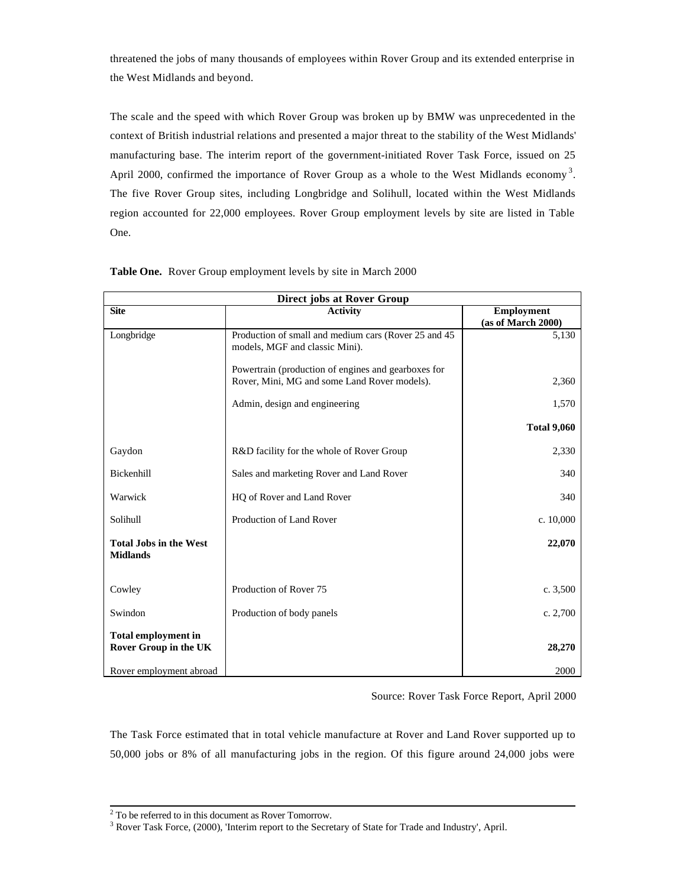threatened the jobs of many thousands of employees within Rover Group and its extended enterprise in the West Midlands and beyond.

The scale and the speed with which Rover Group was broken up by BMW was unprecedented in the context of British industrial relations and presented a major threat to the stability of the West Midlands' manufacturing base. The interim report of the government-initiated Rover Task Force, issued on 25 April 2000, confirmed the importance of Rover Group as a whole to the West Midlands economy[3]. The five Rover Group sites, including Longbridge and Solihull, located within the West Midlands region accounted for 22,000 employees. Rover Group employment levels by site are listed in Table One.

**Table One.** Rover Group employment levels by site in March 2000

| Direct jobs at Rover Group | | |
|---|---|---|
| **Site** | **Activity** | **Employment (as of March 2000)** |
| Longbridge | Production of small and medium cars (Rover 25 and 45 models, MGF and classic Mini). | 5,130 |
| | Powertrain (production of engines and gearboxes for Rover, Mini, MG and some Land Rover models). | 2,360 |
| | Admin, design and engineering | 1,570 |
| | | **Total 9,060** |
| Gaydon | R&D facility for the whole of Rover Group | 2,330 |
| Bickenhill | Sales and marketing Rover and Land Rover | 340 |
| Warwick | HQ of Rover and Land Rover | 340 |
| Solihull | Production of Land Rover | c. 10,000 |
| **Total Jobs in the West Midlands** | | **22,070** |
| Cowley | Production of Rover 75 | c. 3,500 |
| Swindon | Production of body panels | c. 2,700 |
| **Total employment in Rover Group in the UK** | | **28,270** |
| Rover employment abroad | | 2000 |

Source: Rover Task Force Report, April 2000

The Task Force estimated that in total vehicle manufacture at Rover and Land Rover supported up to 50,000 jobs or 8% of all manufacturing jobs in the region. Of this figure around 24,000 jobs were

---

[2] To be referred to in this document as Rover Tomorrow.

[3] Rover Task Force, (2000), 'Interim report to the Secretary of State for Trade and Industry', April.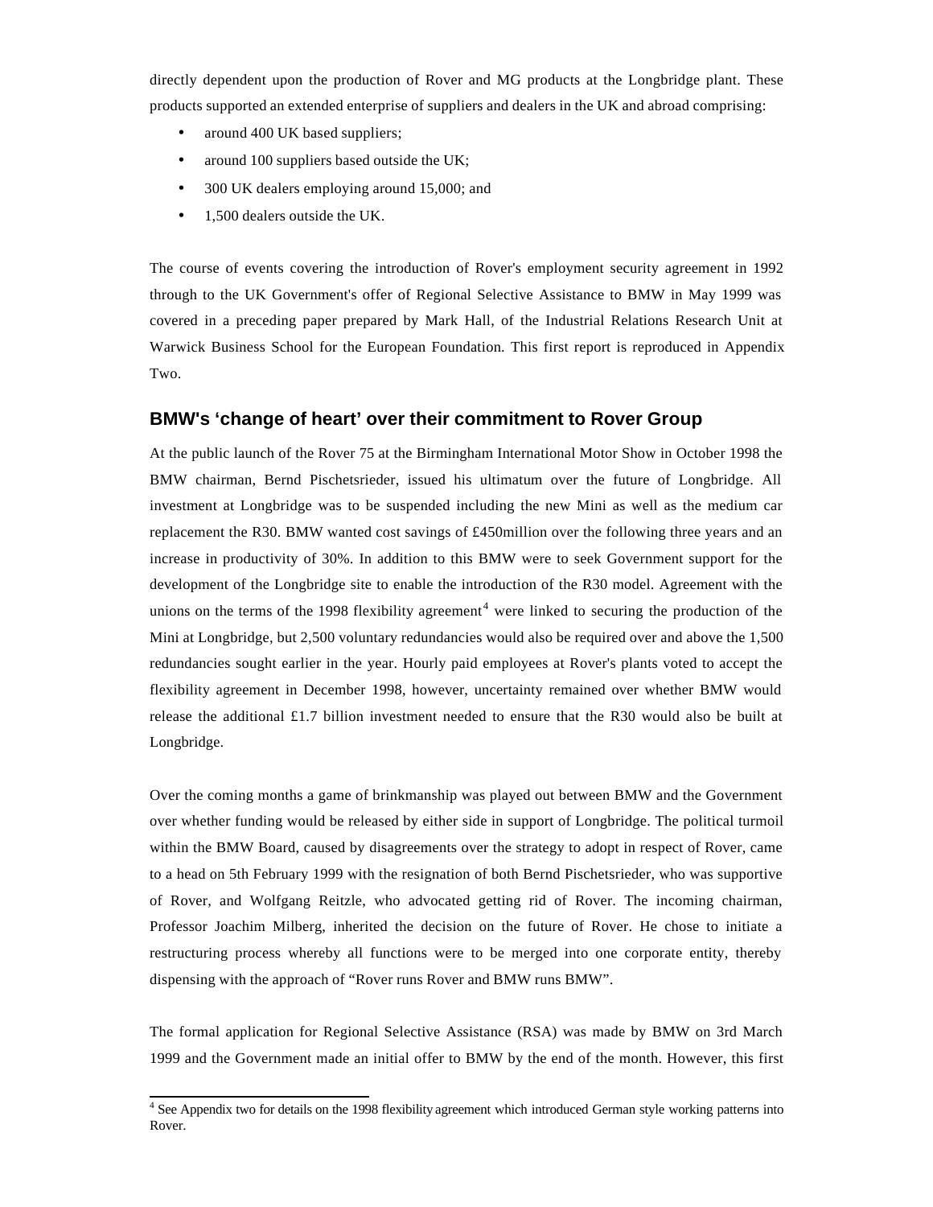directly dependent upon the production of Rover and MG products at the Longbridge plant. These products supported an extended enterprise of suppliers and dealers in the UK and abroad comprising:

- around 400 UK based suppliers;
- around 100 suppliers based outside the UK;
- 300 UK dealers employing around 15,000; and
- 1,500 dealers outside the UK.

The course of events covering the introduction of Rover's employment security agreement in 1992 through to the UK Government's offer of Regional Selective Assistance to BMW in May 1999 was covered in a preceding paper prepared by Mark Hall, of the Industrial Relations Research Unit at Warwick Business School for the European Foundation. This first report is reproduced in Appendix Two.

## BMW's 'change of heart' over their commitment to Rover Group

At the public launch of the Rover 75 at the Birmingham International Motor Show in October 1998 the BMW chairman, Bernd Pischetsrieder, issued his ultimatum over the future of Longbridge. All investment at Longbridge was to be suspended including the new Mini as well as the medium car replacement the R30. BMW wanted cost savings of £450million over the following three years and an increase in productivity of 30%. In addition to this BMW were to seek Government support for the development of the Longbridge site to enable the introduction of the R30 model. Agreement with the unions on the terms of the 1998 flexibility agreement[4] were linked to securing the production of the Mini at Longbridge, but 2,500 voluntary redundancies would also be required over and above the 1,500 redundancies sought earlier in the year. Hourly paid employees at Rover's plants voted to accept the flexibility agreement in December 1998, however, uncertainty remained over whether BMW would release the additional £1.7 billion investment needed to ensure that the R30 would also be built at Longbridge.

Over the coming months a game of brinkmanship was played out between BMW and the Government over whether funding would be released by either side in support of Longbridge. The political turmoil within the BMW Board, caused by disagreements over the strategy to adopt in respect of Rover, came to a head on 5th February 1999 with the resignation of both Bernd Pischetsrieder, who was supportive of Rover, and Wolfgang Reitzle, who advocated getting rid of Rover. The incoming chairman, Professor Joachim Milberg, inherited the decision on the future of Rover. He chose to initiate a restructuring process whereby all functions were to be merged into one corporate entity, thereby dispensing with the approach of "Rover runs Rover and BMW runs BMW".

The formal application for Regional Selective Assistance (RSA) was made by BMW on 3rd March 1999 and the Government made an initial offer to BMW by the end of the month. However, this first

[4] See Appendix two for details on the 1998 flexibility agreement which introduced German style working patterns into Rover.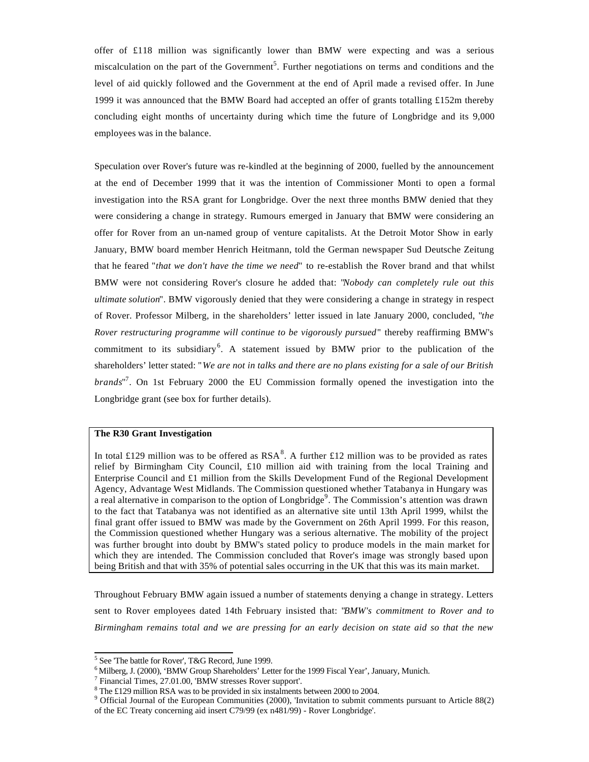offer of £118 million was significantly lower than BMW were expecting and was a serious miscalculation on the part of the Government[5]. Further negotiations on terms and conditions and the level of aid quickly followed and the Government at the end of April made a revised offer. In June 1999 it was announced that the BMW Board had accepted an offer of grants totalling £152m thereby concluding eight months of uncertainty during which time the future of Longbridge and its 9,000 employees was in the balance.

Speculation over Rover's future was re-kindled at the beginning of 2000, fuelled by the announcement at the end of December 1999 that it was the intention of Commissioner Monti to open a formal investigation into the RSA grant for Longbridge. Over the next three months BMW denied that they were considering a change in strategy. Rumours emerged in January that BMW were considering an offer for Rover from an un-named group of venture capitalists. At the Detroit Motor Show in early January, BMW board member Henrich Heitmann, told the German newspaper Sud Deutsche Zeitung that he feared "*that we don't have the time we need*" to re-establish the Rover brand and that whilst BMW were not considering Rover's closure he added that: "*Nobody can completely rule out this ultimate solution*". BMW vigorously denied that they were considering a change in strategy in respect of Rover. Professor Milberg, in the shareholders' letter issued in late January 2000, concluded, "*the Rover restructuring programme will continue to be vigorously pursued*" thereby reaffirming BMW's commitment to its subsidiary[6]. A statement issued by BMW prior to the publication of the shareholders' letter stated: "*We are not in talks and there are no plans existing for a sale of our British brands*"[7]. On 1st February 2000 the EU Commission formally opened the investigation into the Longbridge grant (see box for further details).

> **The R30 Grant Investigation**
>
> In total £129 million was to be offered as RSA[8]. A further £12 million was to be provided as rates relief by Birmingham City Council, £10 million aid with training from the local Training and Enterprise Council and £1 million from the Skills Development Fund of the Regional Development Agency, Advantage West Midlands. The Commission questioned whether Tatabanya in Hungary was a real alternative in comparison to the option of Longbridge[9]. The Commission's attention was drawn to the fact that Tatabanya was not identified as an alternative site until 13th April 1999, whilst the final grant offer issued to BMW was made by the Government on 26th April 1999. For this reason, the Commission questioned whether Hungary was a serious alternative. The mobility of the project was further brought into doubt by BMW's stated policy to produce models in the main market for which they are intended. The Commission concluded that Rover's image was strongly based upon being British and that with 35% of potential sales occurring in the UK that this was its main market.

Throughout February BMW again issued a number of statements denying a change in strategy. Letters sent to Rover employees dated 14th February insisted that: "*BMW's commitment to Rover and to Birmingham remains total and we are pressing for an early decision on state aid so that the new*

---

[5] See 'The battle for Rover', T&G Record, June 1999.

[6] Milberg, J. (2000), 'BMW Group Shareholders' Letter for the 1999 Fiscal Year', January, Munich.

[7] Financial Times, 27.01.00, 'BMW stresses Rover support'.

[8] The £129 million RSA was to be provided in six instalments between 2000 to 2004.

[9] Official Journal of the European Communities (2000), 'Invitation to submit comments pursuant to Article 88(2) of the EC Treaty concerning aid insert C79/99 (ex n481/99) - Rover Longbridge'.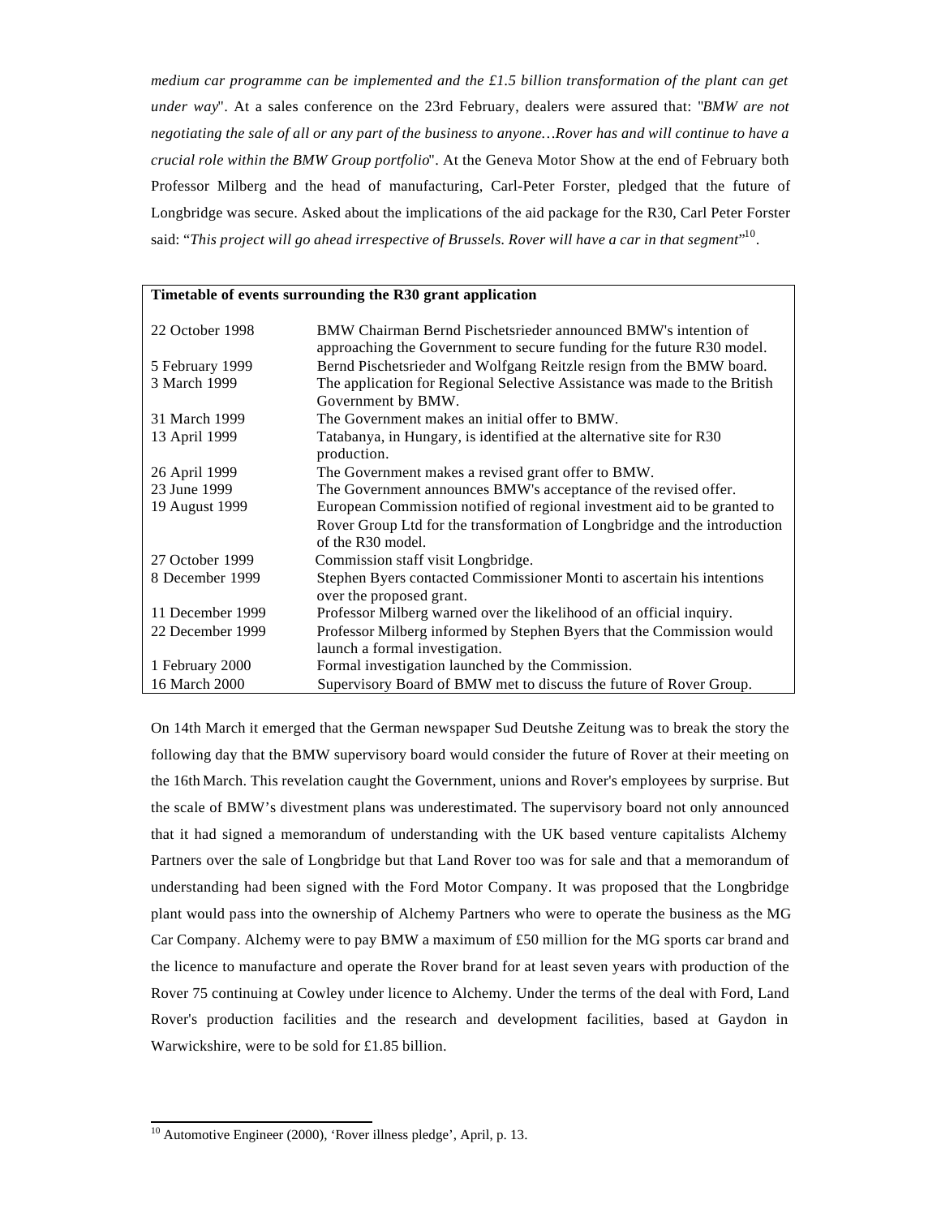*medium car programme can be implemented and the £1.5 billion transformation of the plant can get under way*". At a sales conference on the 23rd February, dealers were assured that: "*BMW are not negotiating the sale of all or any part of the business to anyone…Rover has and will continue to have a crucial role within the BMW Group portfolio*". At the Geneva Motor Show at the end of February both Professor Milberg and the head of manufacturing, Carl-Peter Forster, pledged that the future of Longbridge was secure. Asked about the implications of the aid package for the R30, Carl Peter Forster said: "*This project will go ahead irrespective of Brussels. Rover will have a car in that segment*"[10].

| **Timetable of events surrounding the R30 grant application** | |
|---|---|
| 22 October 1998 | BMW Chairman Bernd Pischetsrieder announced BMW's intention of approaching the Government to secure funding for the future R30 model. |
| 5 February 1999 | Bernd Pischetsrieder and Wolfgang Reitzle resign from the BMW board. |
| 3 March 1999 | The application for Regional Selective Assistance was made to the British Government by BMW. |
| 31 March 1999 | The Government makes an initial offer to BMW. |
| 13 April 1999 | Tatabanya, in Hungary, is identified at the alternative site for R30 production. |
| 26 April 1999 | The Government makes a revised grant offer to BMW. |
| 23 June 1999 | The Government announces BMW's acceptance of the revised offer. |
| 19 August 1999 | European Commission notified of regional investment aid to be granted to Rover Group Ltd for the transformation of Longbridge and the introduction of the R30 model. |
| 27 October 1999 | Commission staff visit Longbridge. |
| 8 December 1999 | Stephen Byers contacted Commissioner Monti to ascertain his intentions over the proposed grant. |
| 11 December 1999 | Professor Milberg warned over the likelihood of an official inquiry. |
| 22 December 1999 | Professor Milberg informed by Stephen Byers that the Commission would launch a formal investigation. |
| 1 February 2000 | Formal investigation launched by the Commission. |
| 16 March 2000 | Supervisory Board of BMW met to discuss the future of Rover Group. |

On 14th March it emerged that the German newspaper Sud Deutshe Zeitung was to break the story the following day that the BMW supervisory board would consider the future of Rover at their meeting on the 16th March. This revelation caught the Government, unions and Rover's employees by surprise. But the scale of BMW's divestment plans was underestimated. The supervisory board not only announced that it had signed a memorandum of understanding with the UK based venture capitalists Alchemy Partners over the sale of Longbridge but that Land Rover too was for sale and that a memorandum of understanding had been signed with the Ford Motor Company. It was proposed that the Longbridge plant would pass into the ownership of Alchemy Partners who were to operate the business as the MG Car Company. Alchemy were to pay BMW a maximum of £50 million for the MG sports car brand and the licence to manufacture and operate the Rover brand for at least seven years with production of the Rover 75 continuing at Cowley under licence to Alchemy. Under the terms of the deal with Ford, Land Rover's production facilities and the research and development facilities, based at Gaydon in Warwickshire, were to be sold for £1.85 billion.

[10] Automotive Engineer (2000), 'Rover illness pledge', April, p. 13.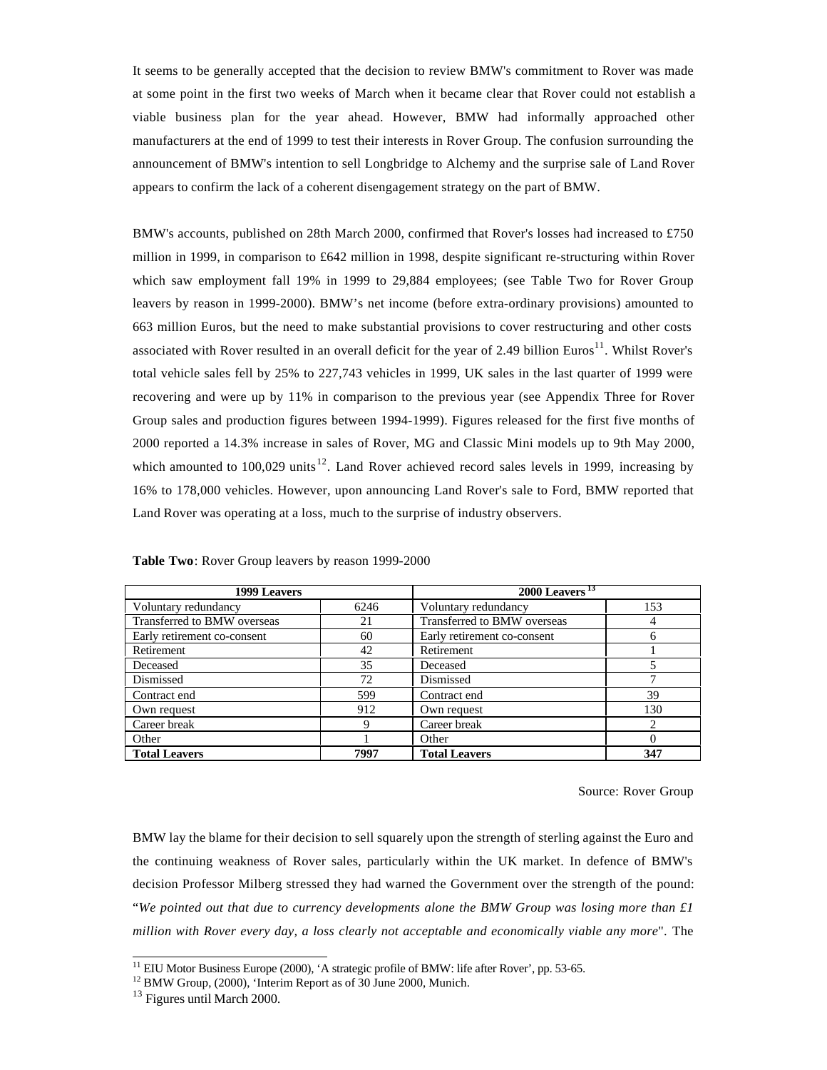It seems to be generally accepted that the decision to review BMW's commitment to Rover was made at some point in the first two weeks of March when it became clear that Rover could not establish a viable business plan for the year ahead. However, BMW had informally approached other manufacturers at the end of 1999 to test their interests in Rover Group. The confusion surrounding the announcement of BMW's intention to sell Longbridge to Alchemy and the surprise sale of Land Rover appears to confirm the lack of a coherent disengagement strategy on the part of BMW.

BMW's accounts, published on 28th March 2000, confirmed that Rover's losses had increased to £750 million in 1999, in comparison to £642 million in 1998, despite significant re-structuring within Rover which saw employment fall 19% in 1999 to 29,884 employees; (see Table Two for Rover Group leavers by reason in 1999-2000). BMW's net income (before extra-ordinary provisions) amounted to 663 million Euros, but the need to make substantial provisions to cover restructuring and other costs associated with Rover resulted in an overall deficit for the year of 2.49 billion Euros[11]. Whilst Rover's total vehicle sales fell by 25% to 227,743 vehicles in 1999, UK sales in the last quarter of 1999 were recovering and were up by 11% in comparison to the previous year (see Appendix Three for Rover Group sales and production figures between 1994-1999). Figures released for the first five months of 2000 reported a 14.3% increase in sales of Rover, MG and Classic Mini models up to 9th May 2000, which amounted to 100,029 units[12]. Land Rover achieved record sales levels in 1999, increasing by 16% to 178,000 vehicles. However, upon announcing Land Rover's sale to Ford, BMW reported that Land Rover was operating at a loss, much to the surprise of industry observers.

**Table Two**: Rover Group leavers by reason 1999-2000

| **1999 Leavers** | | **2000 Leavers [13]** | |
|---|---|---|---|
| Voluntary redundancy | 6246 | Voluntary redundancy | 153 |
| Transferred to BMW overseas | 21 | Transferred to BMW overseas | 4 |
| Early retirement co-consent | 60 | Early retirement co-consent | 6 |
| Retirement | 42 | Retirement | 1 |
| Deceased | 35 | Deceased | 5 |
| Dismissed | 72 | Dismissed | 7 |
| Contract end | 599 | Contract end | 39 |
| Own request | 912 | Own request | 130 |
| Career break | 9 | Career break | 2 |
| Other | 1 | Other | 0 |
| **Total Leavers** | **7997** | **Total Leavers** | **347** |

Source: Rover Group

BMW lay the blame for their decision to sell squarely upon the strength of sterling against the Euro and the continuing weakness of Rover sales, particularly within the UK market. In defence of BMW's decision Professor Milberg stressed they had warned the Government over the strength of the pound: "*We pointed out that due to currency developments alone the BMW Group was losing more than £1 million with Rover every day, a loss clearly not acceptable and economically viable any more*". The

[11] EIU Motor Business Europe (2000), 'A strategic profile of BMW: life after Rover', pp. 53-65.

[12] BMW Group, (2000), 'Interim Report as of 30 June 2000, Munich.

[13] Figures until March 2000.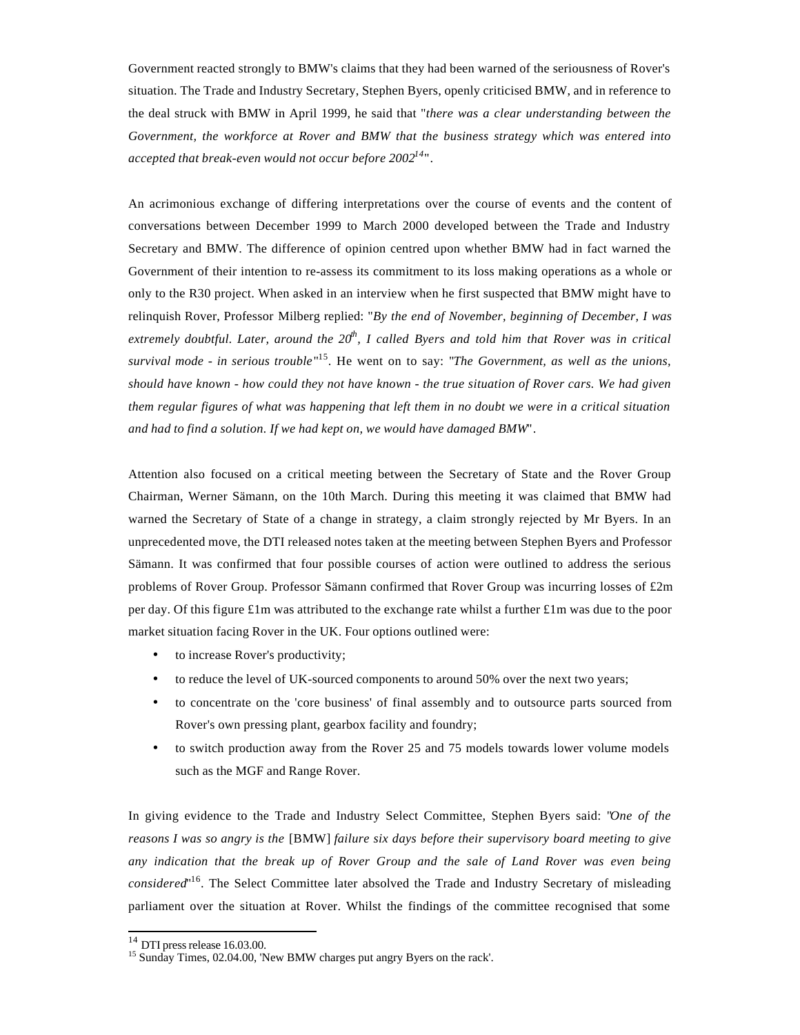Government reacted strongly to BMW's claims that they had been warned of the seriousness of Rover's situation. The Trade and Industry Secretary, Stephen Byers, openly criticised BMW, and in reference to the deal struck with BMW in April 1999, he said that "*there was a clear understanding between the Government, the workforce at Rover and BMW that the business strategy which was entered into accepted that break-even would not occur before 2002*[14]".

An acrimonious exchange of differing interpretations over the course of events and the content of conversations between December 1999 to March 2000 developed between the Trade and Industry Secretary and BMW. The difference of opinion centred upon whether BMW had in fact warned the Government of their intention to re-assess its commitment to its loss making operations as a whole or only to the R30 project. When asked in an interview when he first suspected that BMW might have to relinquish Rover, Professor Milberg replied: "*By the end of November, beginning of December, I was extremely doubtful. Later, around the 20th, I called Byers and told him that Rover was in critical survival mode - in serious trouble*"[15]. He went on to say: "*The Government, as well as the unions, should have known - how could they not have known - the true situation of Rover cars. We had given them regular figures of what was happening that left them in no doubt we were in a critical situation and had to find a solution. If we had kept on, we would have damaged BMW*".

Attention also focused on a critical meeting between the Secretary of State and the Rover Group Chairman, Werner Sämann, on the 10th March. During this meeting it was claimed that BMW had warned the Secretary of State of a change in strategy, a claim strongly rejected by Mr Byers. In an unprecedented move, the DTI released notes taken at the meeting between Stephen Byers and Professor Sämann. It was confirmed that four possible courses of action were outlined to address the serious problems of Rover Group. Professor Sämann confirmed that Rover Group was incurring losses of £2m per day. Of this figure £1m was attributed to the exchange rate whilst a further £1m was due to the poor market situation facing Rover in the UK. Four options outlined were:

- to increase Rover's productivity;
- to reduce the level of UK-sourced components to around 50% over the next two years;
- to concentrate on the 'core business' of final assembly and to outsource parts sourced from Rover's own pressing plant, gearbox facility and foundry;
- to switch production away from the Rover 25 and 75 models towards lower volume models such as the MGF and Range Rover.

In giving evidence to the Trade and Industry Select Committee, Stephen Byers said: "*One of the reasons I was so angry is the* [BMW] *failure six days before their supervisory board meeting to give any indication that the break up of Rover Group and the sale of Land Rover was even being considered*"[16]. The Select Committee later absolved the Trade and Industry Secretary of misleading parliament over the situation at Rover. Whilst the findings of the committee recognised that some

---

[14] DTI press release 16.03.00.

[15] Sunday Times, 02.04.00, 'New BMW charges put angry Byers on the rack'.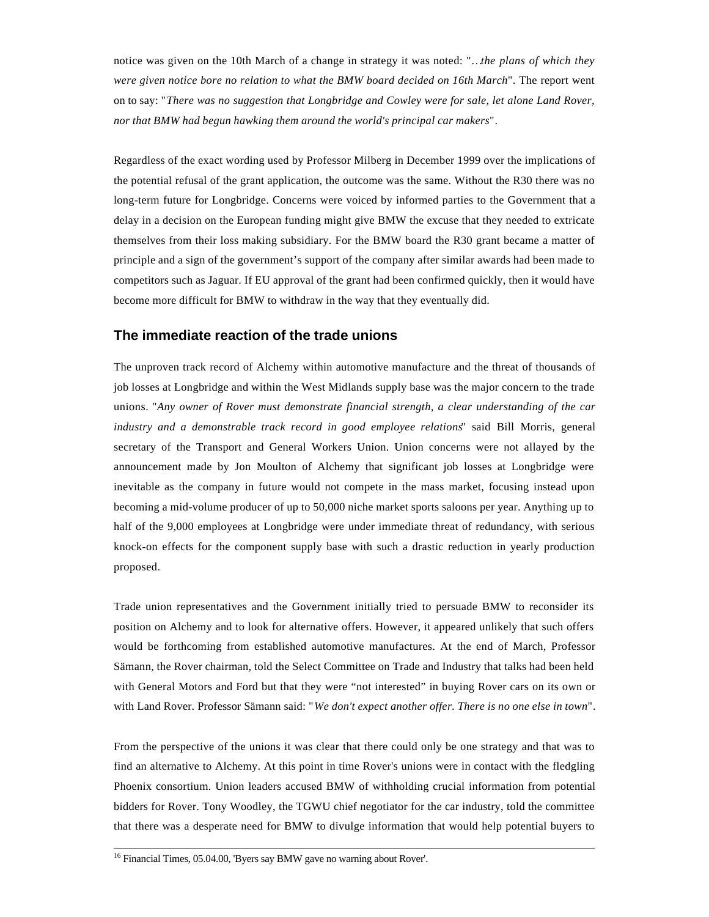notice was given on the 10th March of a change in strategy it was noted: "*…the plans of which they were given notice bore no relation to what the BMW board decided on 16th March*". The report went on to say: "*There was no suggestion that Longbridge and Cowley were for sale, let alone Land Rover, nor that BMW had begun hawking them around the world's principal car makers*".

Regardless of the exact wording used by Professor Milberg in December 1999 over the implications of the potential refusal of the grant application, the outcome was the same. Without the R30 there was no long-term future for Longbridge. Concerns were voiced by informed parties to the Government that a delay in a decision on the European funding might give BMW the excuse that they needed to extricate themselves from their loss making subsidiary. For the BMW board the R30 grant became a matter of principle and a sign of the government's support of the company after similar awards had been made to competitors such as Jaguar. If EU approval of the grant had been confirmed quickly, then it would have become more difficult for BMW to withdraw in the way that they eventually did.

## The immediate reaction of the trade unions

The unproven track record of Alchemy within automotive manufacture and the threat of thousands of job losses at Longbridge and within the West Midlands supply base was the major concern to the trade unions. "*Any owner of Rover must demonstrate financial strength, a clear understanding of the car industry and a demonstrable track record in good employee relations*" said Bill Morris, general secretary of the Transport and General Workers Union. Union concerns were not allayed by the announcement made by Jon Moulton of Alchemy that significant job losses at Longbridge were inevitable as the company in future would not compete in the mass market, focusing instead upon becoming a mid-volume producer of up to 50,000 niche market sports saloons per year. Anything up to half of the 9,000 employees at Longbridge were under immediate threat of redundancy, with serious knock-on effects for the component supply base with such a drastic reduction in yearly production proposed.

Trade union representatives and the Government initially tried to persuade BMW to reconsider its position on Alchemy and to look for alternative offers. However, it appeared unlikely that such offers would be forthcoming from established automotive manufactures. At the end of March, Professor Sämann, the Rover chairman, told the Select Committee on Trade and Industry that talks had been held with General Motors and Ford but that they were "not interested" in buying Rover cars on its own or with Land Rover. Professor Sämann said: "*We don't expect another offer. There is no one else in town*".

From the perspective of the unions it was clear that there could only be one strategy and that was to find an alternative to Alchemy. At this point in time Rover's unions were in contact with the fledgling Phoenix consortium. Union leaders accused BMW of withholding crucial information from potential bidders for Rover. Tony Woodley, the TGWU chief negotiator for the car industry, told the committee that there was a desperate need for BMW to divulge information that would help potential buyers to

[16] Financial Times, 05.04.00, 'Byers say BMW gave no warning about Rover'.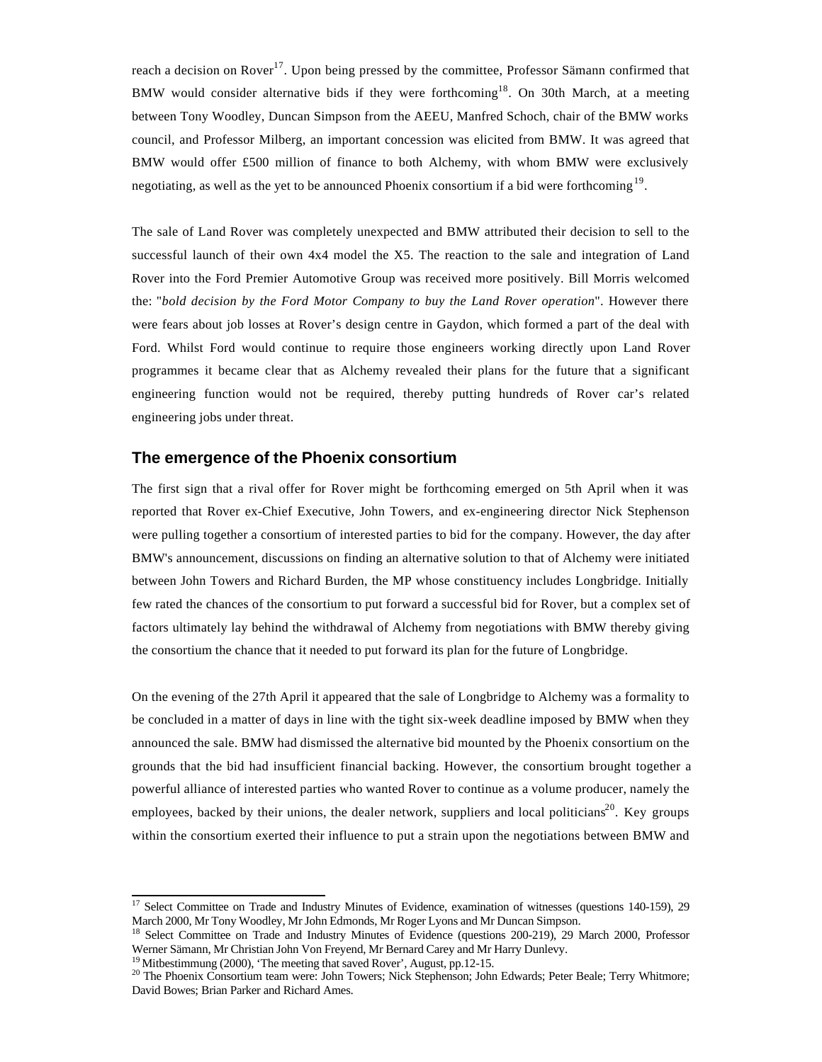reach a decision on Rover[17]. Upon being pressed by the committee, Professor Sämann confirmed that BMW would consider alternative bids if they were forthcoming[18]. On 30th March, at a meeting between Tony Woodley, Duncan Simpson from the AEEU, Manfred Schoch, chair of the BMW works council, and Professor Milberg, an important concession was elicited from BMW. It was agreed that BMW would offer £500 million of finance to both Alchemy, with whom BMW were exclusively negotiating, as well as the yet to be announced Phoenix consortium if a bid were forthcoming[19].

The sale of Land Rover was completely unexpected and BMW attributed their decision to sell to the successful launch of their own 4x4 model the X5. The reaction to the sale and integration of Land Rover into the Ford Premier Automotive Group was received more positively. Bill Morris welcomed the: "*bold decision by the Ford Motor Company to buy the Land Rover operation*". However there were fears about job losses at Rover's design centre in Gaydon, which formed a part of the deal with Ford. Whilst Ford would continue to require those engineers working directly upon Land Rover programmes it became clear that as Alchemy revealed their plans for the future that a significant engineering function would not be required, thereby putting hundreds of Rover car's related engineering jobs under threat.

## The emergence of the Phoenix consortium

The first sign that a rival offer for Rover might be forthcoming emerged on 5th April when it was reported that Rover ex-Chief Executive, John Towers, and ex-engineering director Nick Stephenson were pulling together a consortium of interested parties to bid for the company. However, the day after BMW's announcement, discussions on finding an alternative solution to that of Alchemy were initiated between John Towers and Richard Burden, the MP whose constituency includes Longbridge. Initially few rated the chances of the consortium to put forward a successful bid for Rover, but a complex set of factors ultimately lay behind the withdrawal of Alchemy from negotiations with BMW thereby giving the consortium the chance that it needed to put forward its plan for the future of Longbridge.

On the evening of the 27th April it appeared that the sale of Longbridge to Alchemy was a formality to be concluded in a matter of days in line with the tight six-week deadline imposed by BMW when they announced the sale. BMW had dismissed the alternative bid mounted by the Phoenix consortium on the grounds that the bid had insufficient financial backing. However, the consortium brought together a powerful alliance of interested parties who wanted Rover to continue as a volume producer, namely the employees, backed by their unions, the dealer network, suppliers and local politicians[20]. Key groups within the consortium exerted their influence to put a strain upon the negotiations between BMW and

---

[17] Select Committee on Trade and Industry Minutes of Evidence, examination of witnesses (questions 140-159), 29 March 2000, Mr Tony Woodley, Mr John Edmonds, Mr Roger Lyons and Mr Duncan Simpson.

[18] Select Committee on Trade and Industry Minutes of Evidence (questions 200-219), 29 March 2000, Professor Werner Sämann, Mr Christian John Von Freyend, Mr Bernard Carey and Mr Harry Dunlevy.

[19] Mitbestimmung (2000), 'The meeting that saved Rover', August, pp.12-15.

[20] The Phoenix Consortium team were: John Towers; Nick Stephenson; John Edwards; Peter Beale; Terry Whitmore; David Bowes; Brian Parker and Richard Ames.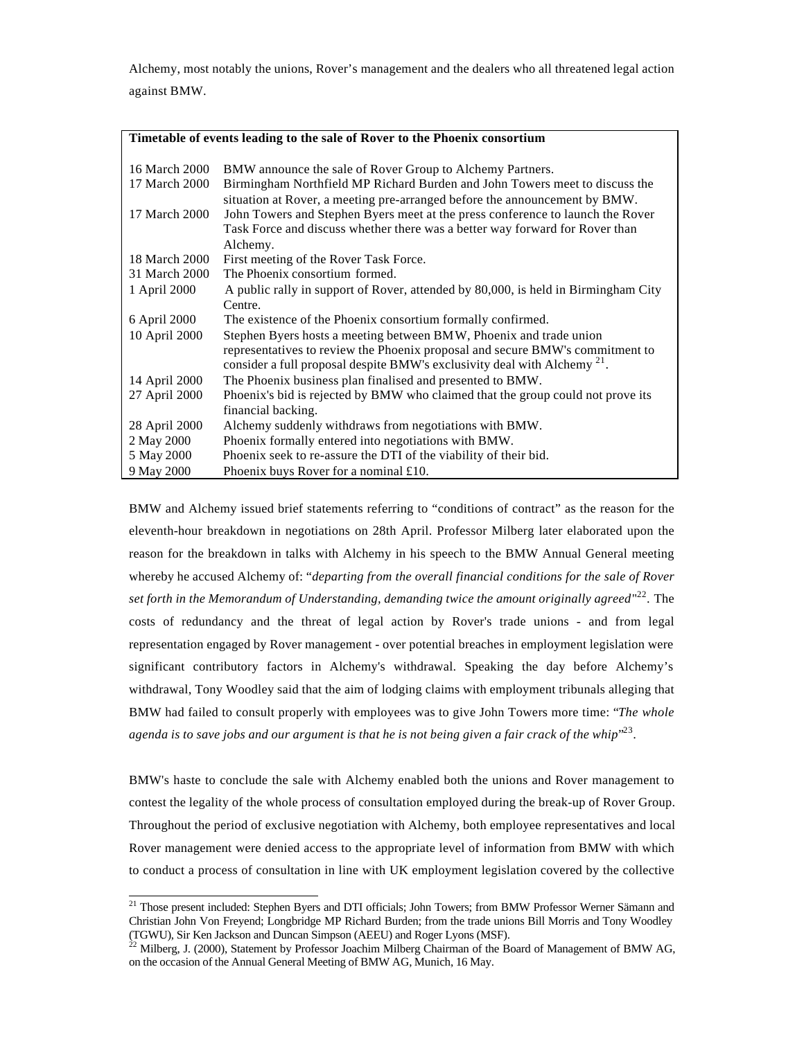Alchemy, most notably the unions, Rover's management and the dealers who all threatened legal action against BMW.

| **Timetable of events leading to the sale of Rover to the Phoenix consortium** | |
|---|---|
| 16 March 2000 | BMW announce the sale of Rover Group to Alchemy Partners. |
| 17 March 2000 | Birmingham Northfield MP Richard Burden and John Towers meet to discuss the situation at Rover, a meeting pre-arranged before the announcement by BMW. |
| 17 March 2000 | John Towers and Stephen Byers meet at the press conference to launch the Rover Task Force and discuss whether there was a better way forward for Rover than Alchemy. |
| 18 March 2000 | First meeting of the Rover Task Force. |
| 31 March 2000 | The Phoenix consortium formed. |
| 1 April 2000 | A public rally in support of Rover, attended by 80,000, is held in Birmingham City Centre. |
| 6 April 2000 | The existence of the Phoenix consortium formally confirmed. |
| 10 April 2000 | Stephen Byers hosts a meeting between BMW, Phoenix and trade union representatives to review the Phoenix proposal and secure BMW's commitment to consider a full proposal despite BMW's exclusivity deal with Alchemy [21]. |
| 14 April 2000 | The Phoenix business plan finalised and presented to BMW. |
| 27 April 2000 | Phoenix's bid is rejected by BMW who claimed that the group could not prove its financial backing. |
| 28 April 2000 | Alchemy suddenly withdraws from negotiations with BMW. |
| 2 May 2000 | Phoenix formally entered into negotiations with BMW. |
| 5 May 2000 | Phoenix seek to re-assure the DTI of the viability of their bid. |
| 9 May 2000 | Phoenix buys Rover for a nominal £10. |

BMW and Alchemy issued brief statements referring to "conditions of contract" as the reason for the eleventh-hour breakdown in negotiations on 28th April. Professor Milberg later elaborated upon the reason for the breakdown in talks with Alchemy in his speech to the BMW Annual General meeting whereby he accused Alchemy of: "*departing from the overall financial conditions for the sale of Rover set forth in the Memorandum of Understanding, demanding twice the amount originally agreed*"[22]. The costs of redundancy and the threat of legal action by Rover's trade unions - and from legal representation engaged by Rover management - over potential breaches in employment legislation were significant contributory factors in Alchemy's withdrawal. Speaking the day before Alchemy's withdrawal, Tony Woodley said that the aim of lodging claims with employment tribunals alleging that BMW had failed to consult properly with employees was to give John Towers more time: "*The whole agenda is to save jobs and our argument is that he is not being given a fair crack of the whip*"[23].

BMW's haste to conclude the sale with Alchemy enabled both the unions and Rover management to contest the legality of the whole process of consultation employed during the break-up of Rover Group. Throughout the period of exclusive negotiation with Alchemy, both employee representatives and local Rover management were denied access to the appropriate level of information from BMW with which to conduct a process of consultation in line with UK employment legislation covered by the collective

[21] Those present included: Stephen Byers and DTI officials; John Towers; from BMW Professor Werner Sämann and Christian John Von Freyend; Longbridge MP Richard Burden; from the trade unions Bill Morris and Tony Woodley (TGWU), Sir Ken Jackson and Duncan Simpson (AEEU) and Roger Lyons (MSF).

[22] Milberg, J. (2000), Statement by Professor Joachim Milberg Chairman of the Board of Management of BMW AG, on the occasion of the Annual General Meeting of BMW AG, Munich, 16 May.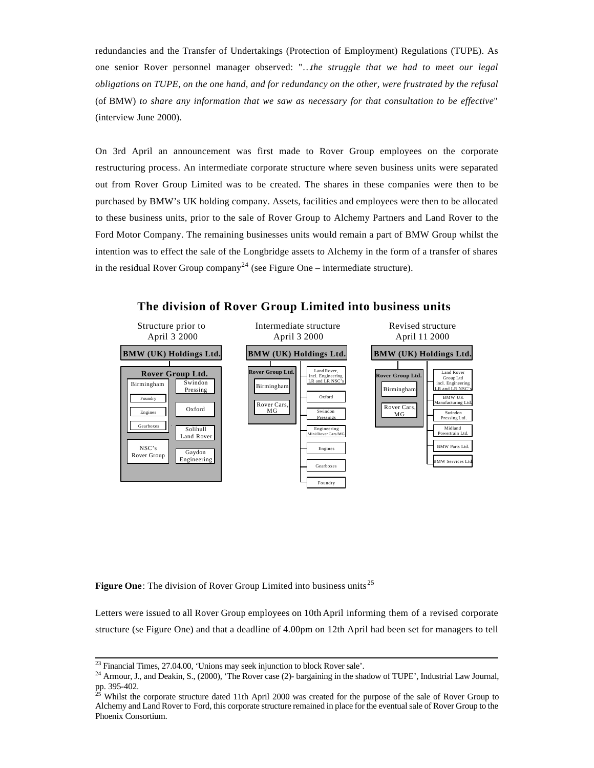redundancies and the Transfer of Undertakings (Protection of Employment) Regulations (TUPE). As one senior Rover personnel manager observed: "*…the struggle that we had to meet our legal obligations on TUPE, on the one hand, and for redundancy on the other, were frustrated by the refusal* (of BMW) *to share any information that we saw as necessary for that consultation to be effective*" (interview June 2000).

On 3rd April an announcement was first made to Rover Group employees on the corporate restructuring process. An intermediate corporate structure where seven business units were separated out from Rover Group Limited was to be created. The shares in these companies were then to be purchased by BMW's UK holding company. Assets, facilities and employees were then to be allocated to these business units, prior to the sale of Rover Group to Alchemy Partners and Land Rover to the Ford Motor Company. The remaining businesses units would remain a part of BMW Group whilst the intention was to effect the sale of the Longbridge assets to Alchemy in the form of a transfer of shares in the residual Rover Group company[24] (see Figure One – intermediate structure).

**The division of Rover Group Limited into business units**

| Structure prior to April 3 2000 | Intermediate structure April 3 2000 | Revised structure April 11 2000 |
|---|---|---|
| **BMW (UK) Holdings Ltd.** | **BMW (UK) Holdings Ltd.** | **BMW (UK) Holdings Ltd.** |
| **Rover Group Ltd.**: Birmingham (Foundry, Engines, Gearboxes); Swindon Pressing; Oxford; Solihull Land Rover; NSC's Rover Group; Gaydon Engineering | **Rover Group Ltd.**: Birmingham; Rover Cars, MG | **Rover Group Ltd.**: Birmingham; Rover Cars, MG |
| | Land Rover, incl. Engineering LR and LR NSC's | Land Rover Group Ltd incl. Engineering LR and LR NSC's |
| | Oxford | BMW UK Manufacturing Ltd. |
| | Swindon Pressings | Swindon Pressing Ltd. |
| | Engineering Mini/Rover Cars/MG | Midland Powertrain Ltd. |
| | Engines | BMW Parts Ltd. |
| | Gearboxes | BMW Services Ltd. |
| | Foundry | |

**Figure One**: The division of Rover Group Limited into business units[25]

Letters were issued to all Rover Group employees on 10th April informing them of a revised corporate structure (se Figure One) and that a deadline of 4.00pm on 12th April had been set for managers to tell

---

[23] Financial Times, 27.04.00, 'Unions may seek injunction to block Rover sale'.

[24] Armour, J., and Deakin, S., (2000), 'The Rover case (2)- bargaining in the shadow of TUPE', Industrial Law Journal, pp. 395-402.

[25] Whilst the corporate structure dated 11th April 2000 was created for the purpose of the sale of Rover Group to Alchemy and Land Rover to Ford, this corporate structure remained in place for the eventual sale of Rover Group to the Phoenix Consortium.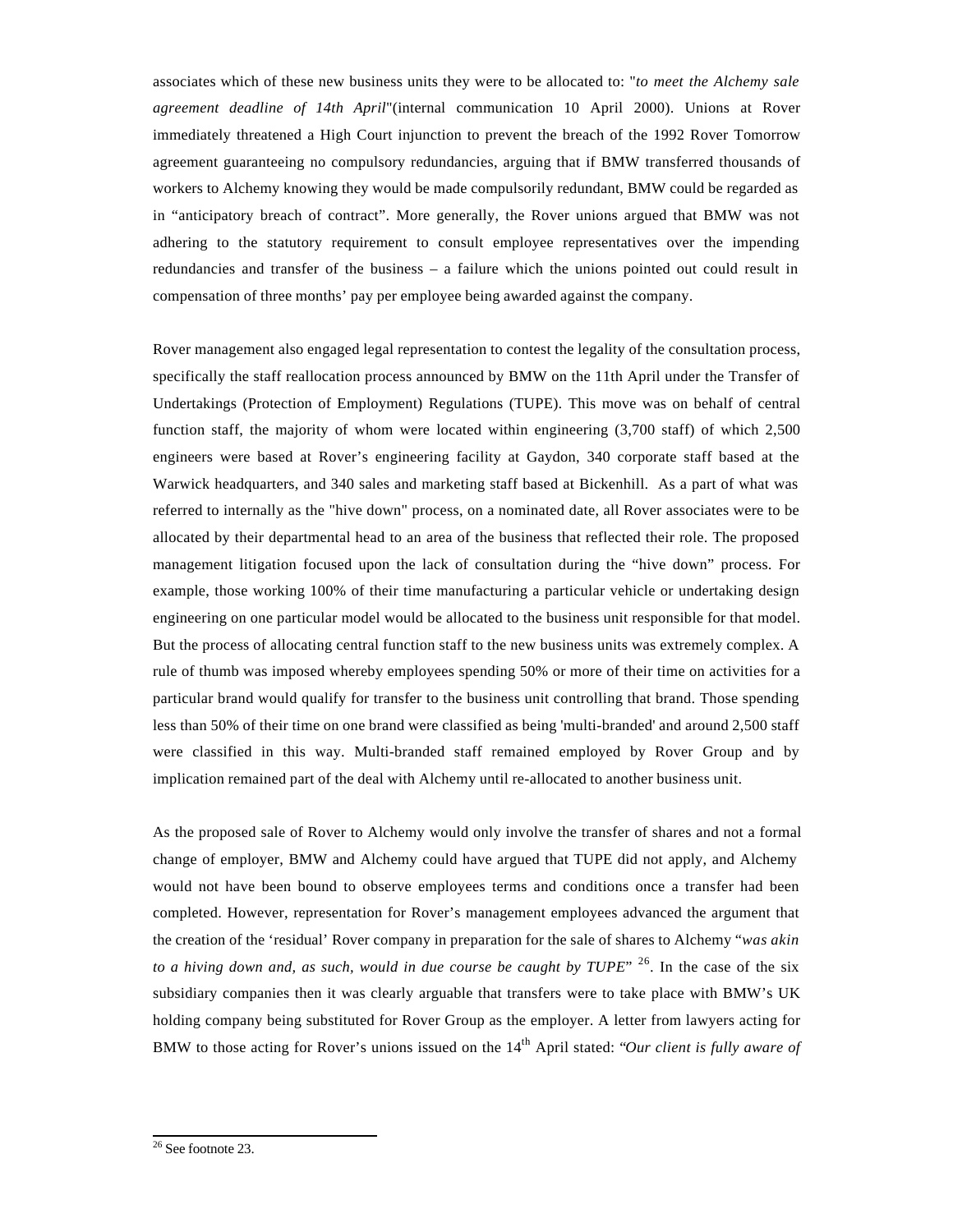associates which of these new business units they were to be allocated to: "*to meet the Alchemy sale agreement deadline of 14th April*"(internal communication 10 April 2000). Unions at Rover immediately threatened a High Court injunction to prevent the breach of the 1992 Rover Tomorrow agreement guaranteeing no compulsory redundancies, arguing that if BMW transferred thousands of workers to Alchemy knowing they would be made compulsorily redundant, BMW could be regarded as in "anticipatory breach of contract". More generally, the Rover unions argued that BMW was not adhering to the statutory requirement to consult employee representatives over the impending redundancies and transfer of the business – a failure which the unions pointed out could result in compensation of three months' pay per employee being awarded against the company.

Rover management also engaged legal representation to contest the legality of the consultation process, specifically the staff reallocation process announced by BMW on the 11th April under the Transfer of Undertakings (Protection of Employment) Regulations (TUPE). This move was on behalf of central function staff, the majority of whom were located within engineering (3,700 staff) of which 2,500 engineers were based at Rover's engineering facility at Gaydon, 340 corporate staff based at the Warwick headquarters, and 340 sales and marketing staff based at Bickenhill. As a part of what was referred to internally as the "hive down" process, on a nominated date, all Rover associates were to be allocated by their departmental head to an area of the business that reflected their role. The proposed management litigation focused upon the lack of consultation during the "hive down" process. For example, those working 100% of their time manufacturing a particular vehicle or undertaking design engineering on one particular model would be allocated to the business unit responsible for that model. But the process of allocating central function staff to the new business units was extremely complex. A rule of thumb was imposed whereby employees spending 50% or more of their time on activities for a particular brand would qualify for transfer to the business unit controlling that brand. Those spending less than 50% of their time on one brand were classified as being 'multi-branded' and around 2,500 staff were classified in this way. Multi-branded staff remained employed by Rover Group and by implication remained part of the deal with Alchemy until re-allocated to another business unit.

As the proposed sale of Rover to Alchemy would only involve the transfer of shares and not a formal change of employer, BMW and Alchemy could have argued that TUPE did not apply, and Alchemy would not have been bound to observe employees terms and conditions once a transfer had been completed. However, representation for Rover's management employees advanced the argument that the creation of the 'residual' Rover company in preparation for the sale of shares to Alchemy "*was akin to a hiving down and, as such, would in due course be caught by TUPE*" [26]. In the case of the six subsidiary companies then it was clearly arguable that transfers were to take place with BMW's UK holding company being substituted for Rover Group as the employer. A letter from lawyers acting for BMW to those acting for Rover's unions issued on the 14th April stated: "*Our client is fully aware of*

---

[26] See footnote 23.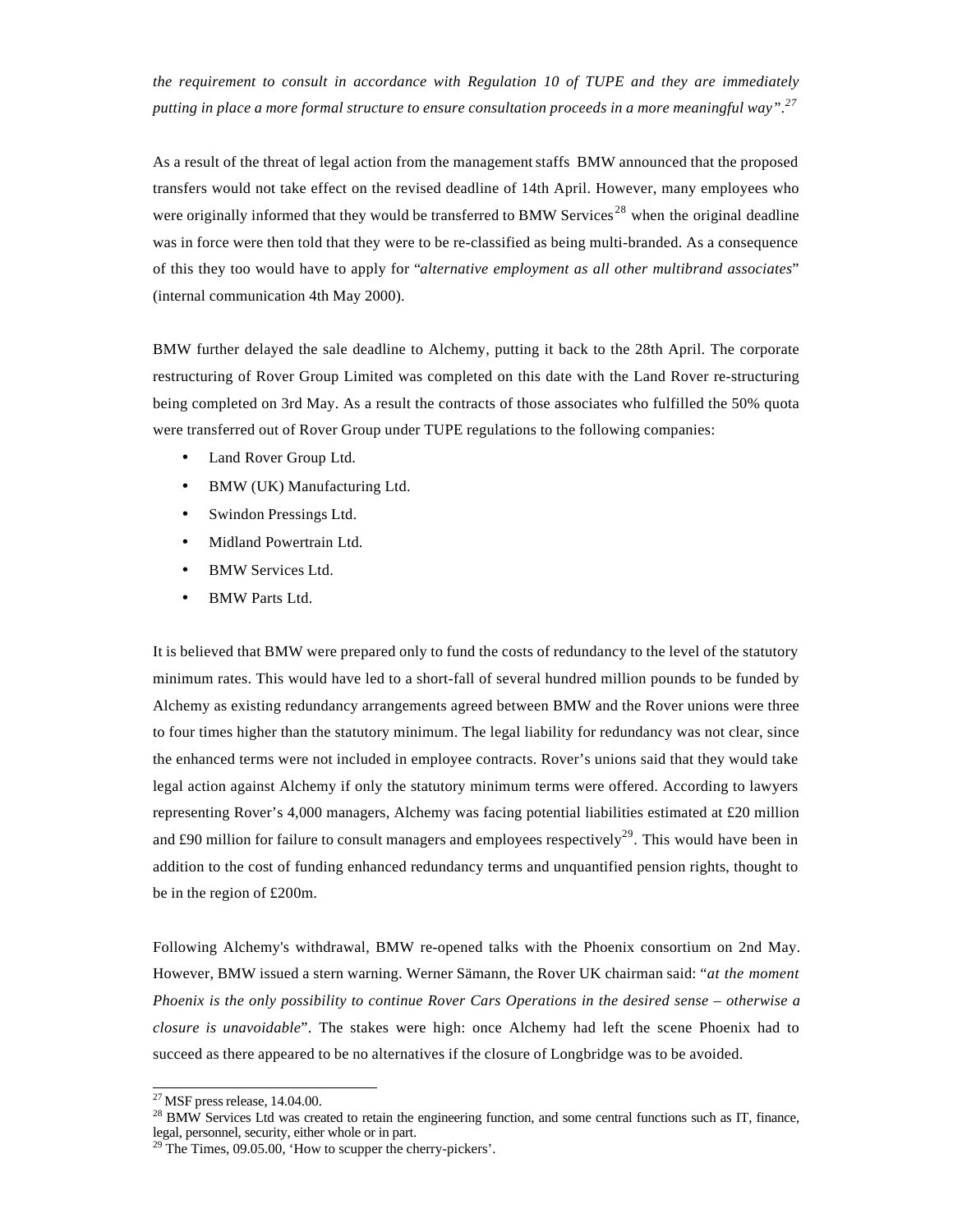*the requirement to consult in accordance with Regulation 10 of TUPE and they are immediately putting in place a more formal structure to ensure consultation proceeds in a more meaningful way"*.[27]

As a result of the threat of legal action from the management staffs BMW announced that the proposed transfers would not take effect on the revised deadline of 14th April. However, many employees who were originally informed that they would be transferred to BMW Services[28] when the original deadline was in force were then told that they were to be re-classified as being multi-branded. As a consequence of this they too would have to apply for "*alternative employment as all other multibrand associates*" (internal communication 4th May 2000).

BMW further delayed the sale deadline to Alchemy, putting it back to the 28th April. The corporate restructuring of Rover Group Limited was completed on this date with the Land Rover re-structuring being completed on 3rd May. As a result the contracts of those associates who fulfilled the 50% quota were transferred out of Rover Group under TUPE regulations to the following companies:

- Land Rover Group Ltd.
- BMW (UK) Manufacturing Ltd.
- Swindon Pressings Ltd.
- Midland Powertrain Ltd.
- BMW Services Ltd.
- BMW Parts Ltd.

It is believed that BMW were prepared only to fund the costs of redundancy to the level of the statutory minimum rates. This would have led to a short-fall of several hundred million pounds to be funded by Alchemy as existing redundancy arrangements agreed between BMW and the Rover unions were three to four times higher than the statutory minimum. The legal liability for redundancy was not clear, since the enhanced terms were not included in employee contracts. Rover's unions said that they would take legal action against Alchemy if only the statutory minimum terms were offered. According to lawyers representing Rover's 4,000 managers, Alchemy was facing potential liabilities estimated at £20 million and £90 million for failure to consult managers and employees respectively[29]. This would have been in addition to the cost of funding enhanced redundancy terms and unquantified pension rights, thought to be in the region of £200m.

Following Alchemy's withdrawal, BMW re-opened talks with the Phoenix consortium on 2nd May. However, BMW issued a stern warning. Werner Sämann, the Rover UK chairman said: "*at the moment Phoenix is the only possibility to continue Rover Cars Operations in the desired sense – otherwise a closure is unavoidable*". The stakes were high: once Alchemy had left the scene Phoenix had to succeed as there appeared to be no alternatives if the closure of Longbridge was to be avoided.

---

[27] MSF press release, 14.04.00.

[28] BMW Services Ltd was created to retain the engineering function, and some central functions such as IT, finance, legal, personnel, security, either whole or in part.

[29] The Times, 09.05.00, 'How to scupper the cherry-pickers'.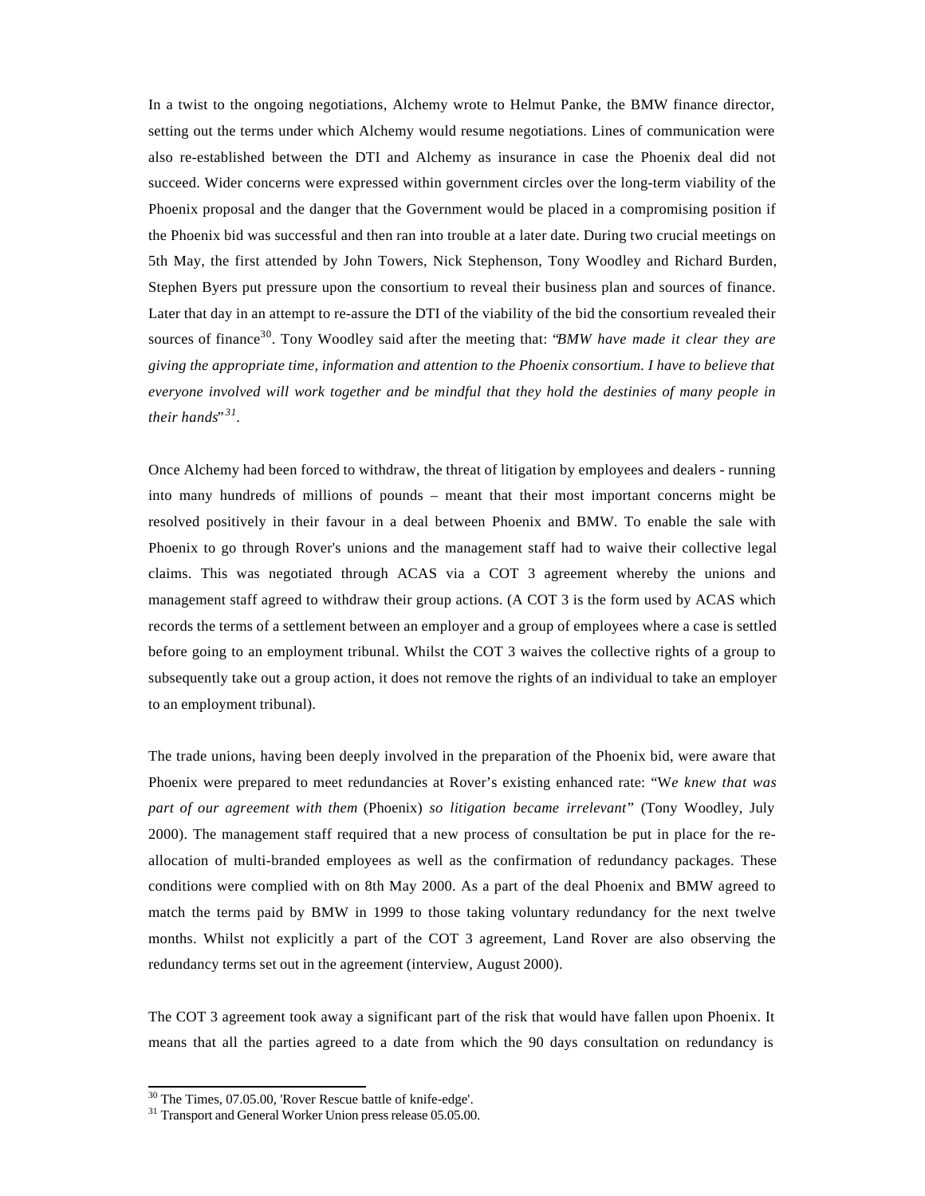In a twist to the ongoing negotiations, Alchemy wrote to Helmut Panke, the BMW finance director, setting out the terms under which Alchemy would resume negotiations. Lines of communication were also re-established between the DTI and Alchemy as insurance in case the Phoenix deal did not succeed. Wider concerns were expressed within government circles over the long-term viability of the Phoenix proposal and the danger that the Government would be placed in a compromising position if the Phoenix bid was successful and then ran into trouble at a later date. During two crucial meetings on 5th May, the first attended by John Towers, Nick Stephenson, Tony Woodley and Richard Burden, Stephen Byers put pressure upon the consortium to reveal their business plan and sources of finance. Later that day in an attempt to re-assure the DTI of the viability of the bid the consortium revealed their sources of finance[30]. Tony Woodley said after the meeting that: "*BMW have made it clear they are giving the appropriate time, information and attention to the Phoenix consortium. I have to believe that everyone involved will work together and be mindful that they hold the destinies of many people in their hands*"[31].

Once Alchemy had been forced to withdraw, the threat of litigation by employees and dealers - running into many hundreds of millions of pounds – meant that their most important concerns might be resolved positively in their favour in a deal between Phoenix and BMW. To enable the sale with Phoenix to go through Rover's unions and the management staff had to waive their collective legal claims. This was negotiated through ACAS via a COT 3 agreement whereby the unions and management staff agreed to withdraw their group actions. (A COT 3 is the form used by ACAS which records the terms of a settlement between an employer and a group of employees where a case is settled before going to an employment tribunal. Whilst the COT 3 waives the collective rights of a group to subsequently take out a group action, it does not remove the rights of an individual to take an employer to an employment tribunal).

The trade unions, having been deeply involved in the preparation of the Phoenix bid, were aware that Phoenix were prepared to meet redundancies at Rover's existing enhanced rate: "W*e knew that was part of our agreement with them* (Phoenix) *so litigation became irrelevant*" (Tony Woodley, July 2000). The management staff required that a new process of consultation be put in place for the re-allocation of multi-branded employees as well as the confirmation of redundancy packages. These conditions were complied with on 8th May 2000. As a part of the deal Phoenix and BMW agreed to match the terms paid by BMW in 1999 to those taking voluntary redundancy for the next twelve months. Whilst not explicitly a part of the COT 3 agreement, Land Rover are also observing the redundancy terms set out in the agreement (interview, August 2000).

The COT 3 agreement took away a significant part of the risk that would have fallen upon Phoenix. It means that all the parties agreed to a date from which the 90 days consultation on redundancy is

[30] The Times, 07.05.00, 'Rover Rescue battle of knife-edge'.

[31] Transport and General Worker Union press release 05.05.00.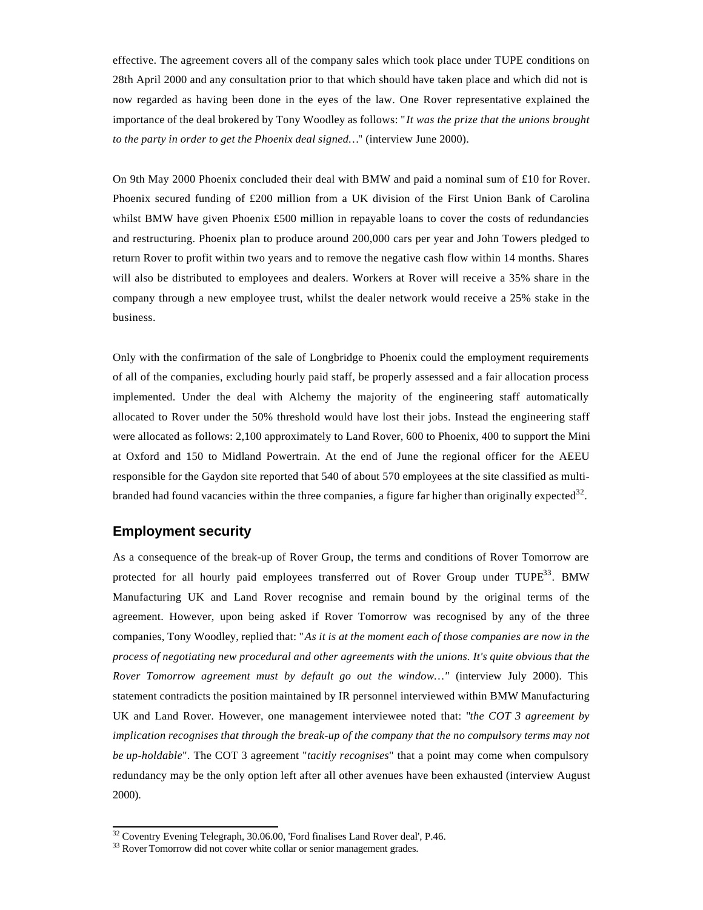effective. The agreement covers all of the company sales which took place under TUPE conditions on 28th April 2000 and any consultation prior to that which should have taken place and which did not is now regarded as having been done in the eyes of the law. One Rover representative explained the importance of the deal brokered by Tony Woodley as follows: "*It was the prize that the unions brought to the party in order to get the Phoenix deal signed…*" (interview June 2000).

On 9th May 2000 Phoenix concluded their deal with BMW and paid a nominal sum of £10 for Rover. Phoenix secured funding of £200 million from a UK division of the First Union Bank of Carolina whilst BMW have given Phoenix £500 million in repayable loans to cover the costs of redundancies and restructuring. Phoenix plan to produce around 200,000 cars per year and John Towers pledged to return Rover to profit within two years and to remove the negative cash flow within 14 months. Shares will also be distributed to employees and dealers. Workers at Rover will receive a 35% share in the company through a new employee trust, whilst the dealer network would receive a 25% stake in the business.

Only with the confirmation of the sale of Longbridge to Phoenix could the employment requirements of all of the companies, excluding hourly paid staff, be properly assessed and a fair allocation process implemented. Under the deal with Alchemy the majority of the engineering staff automatically allocated to Rover under the 50% threshold would have lost their jobs. Instead the engineering staff were allocated as follows: 2,100 approximately to Land Rover, 600 to Phoenix, 400 to support the Mini at Oxford and 150 to Midland Powertrain. At the end of June the regional officer for the AEEU responsible for the Gaydon site reported that 540 of about 570 employees at the site classified as multi-branded had found vacancies within the three companies, a figure far higher than originally expected[32].

## Employment security

As a consequence of the break-up of Rover Group, the terms and conditions of Rover Tomorrow are protected for all hourly paid employees transferred out of Rover Group under TUPE[33]. BMW Manufacturing UK and Land Rover recognise and remain bound by the original terms of the agreement. However, upon being asked if Rover Tomorrow was recognised by any of the three companies, Tony Woodley, replied that: "*As it is at the moment each of those companies are now in the process of negotiating new procedural and other agreements with the unions. It's quite obvious that the Rover Tomorrow agreement must by default go out the window…"* (interview July 2000). This statement contradicts the position maintained by IR personnel interviewed within BMW Manufacturing UK and Land Rover. However, one management interviewee noted that: "*the COT 3 agreement by implication recognises that through the break-up of the company that the no compulsory terms may not be up-holdable*". The COT 3 agreement "*tacitly recognises*" that a point may come when compulsory redundancy may be the only option left after all other avenues have been exhausted (interview August 2000).

[32] Coventry Evening Telegraph, 30.06.00, 'Ford finalises Land Rover deal', P.46.

[33] Rover Tomorrow did not cover white collar or senior management grades.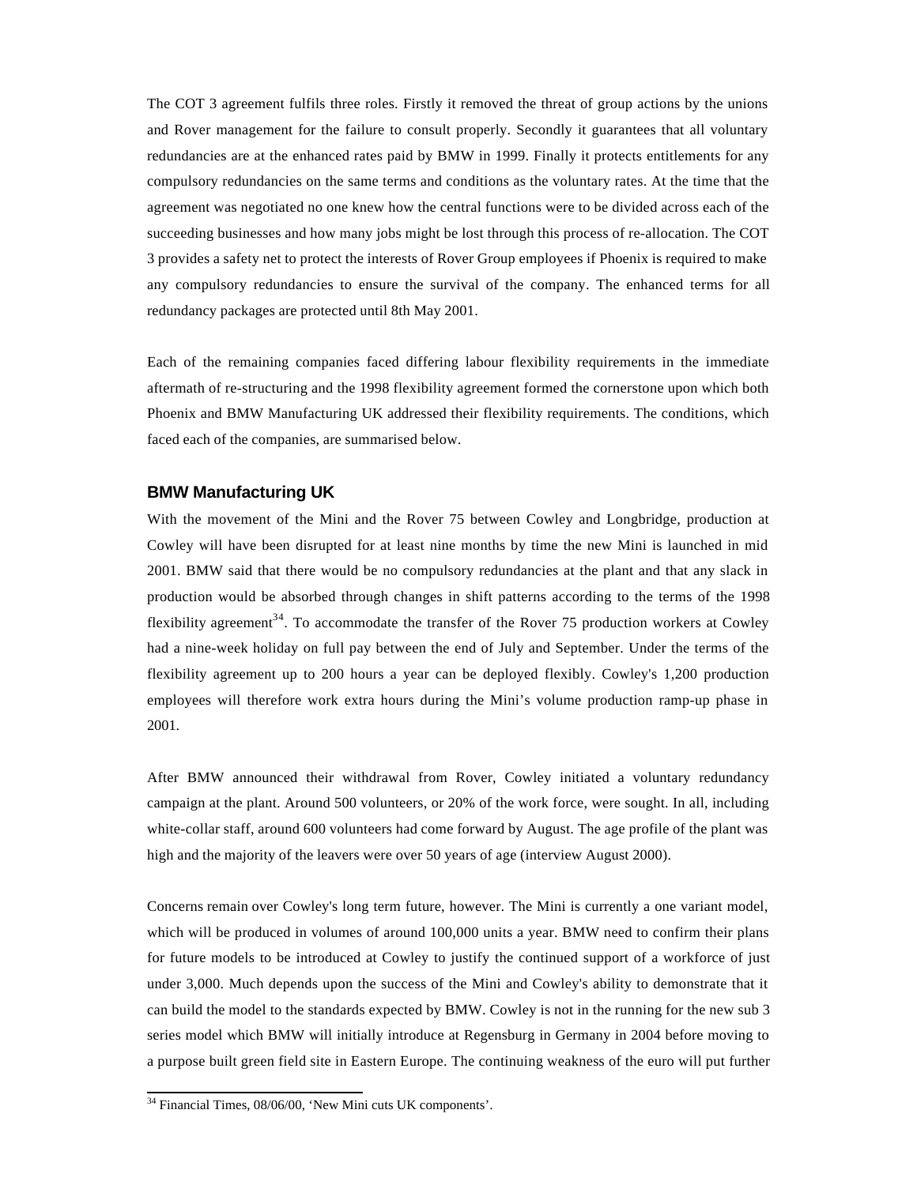The COT 3 agreement fulfils three roles. Firstly it removed the threat of group actions by the unions and Rover management for the failure to consult properly. Secondly it guarantees that all voluntary redundancies are at the enhanced rates paid by BMW in 1999. Finally it protects entitlements for any compulsory redundancies on the same terms and conditions as the voluntary rates. At the time that the agreement was negotiated no one knew how the central functions were to be divided across each of the succeeding businesses and how many jobs might be lost through this process of re-allocation. The COT 3 provides a safety net to protect the interests of Rover Group employees if Phoenix is required to make any compulsory redundancies to ensure the survival of the company. The enhanced terms for all redundancy packages are protected until 8th May 2001.

Each of the remaining companies faced differing labour flexibility requirements in the immediate aftermath of re-structuring and the 1998 flexibility agreement formed the cornerstone upon which both Phoenix and BMW Manufacturing UK addressed their flexibility requirements. The conditions, which faced each of the companies, are summarised below.

### BMW Manufacturing UK

With the movement of the Mini and the Rover 75 between Cowley and Longbridge, production at Cowley will have been disrupted for at least nine months by time the new Mini is launched in mid 2001. BMW said that there would be no compulsory redundancies at the plant and that any slack in production would be absorbed through changes in shift patterns according to the terms of the 1998 flexibility agreement[34]. To accommodate the transfer of the Rover 75 production workers at Cowley had a nine-week holiday on full pay between the end of July and September. Under the terms of the flexibility agreement up to 200 hours a year can be deployed flexibly. Cowley's 1,200 production employees will therefore work extra hours during the Mini's volume production ramp-up phase in 2001.

After BMW announced their withdrawal from Rover, Cowley initiated a voluntary redundancy campaign at the plant. Around 500 volunteers, or 20% of the work force, were sought. In all, including white-collar staff, around 600 volunteers had come forward by August. The age profile of the plant was high and the majority of the leavers were over 50 years of age (interview August 2000).

Concerns remain over Cowley's long term future, however. The Mini is currently a one variant model, which will be produced in volumes of around 100,000 units a year. BMW need to confirm their plans for future models to be introduced at Cowley to justify the continued support of a workforce of just under 3,000. Much depends upon the success of the Mini and Cowley's ability to demonstrate that it can build the model to the standards expected by BMW. Cowley is not in the running for the new sub 3 series model which BMW will initially introduce at Regensburg in Germany in 2004 before moving to a purpose built green field site in Eastern Europe. The continuing weakness of the euro will put further

[34] Financial Times, 08/06/00, 'New Mini cuts UK components'.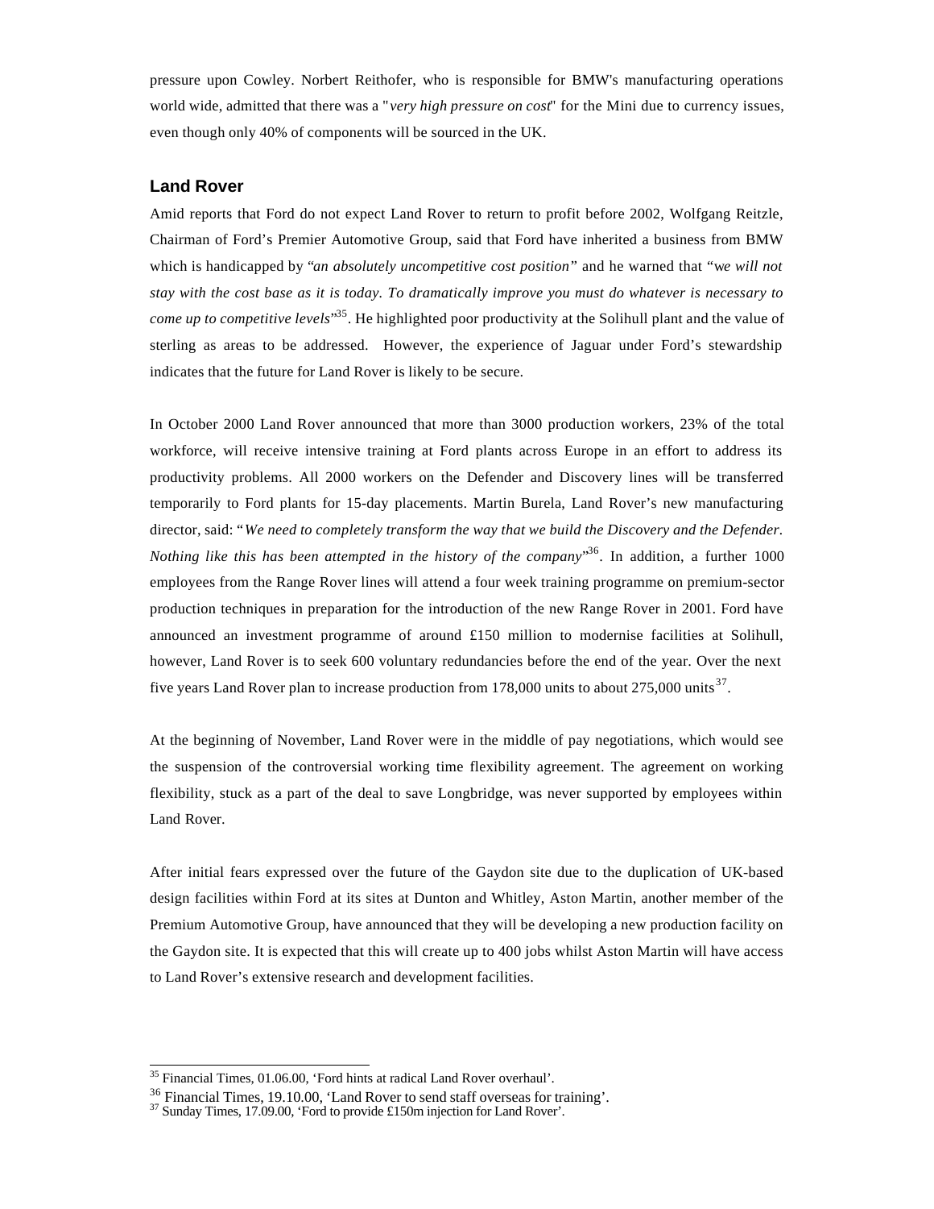pressure upon Cowley. Norbert Reithofer, who is responsible for BMW's manufacturing operations world wide, admitted that there was a "*very high pressure on cost*" for the Mini due to currency issues, even though only 40% of components will be sourced in the UK.

## Land Rover

Amid reports that Ford do not expect Land Rover to return to profit before 2002, Wolfgang Reitzle, Chairman of Ford's Premier Automotive Group, said that Ford have inherited a business from BMW which is handicapped by "*an absolutely uncompetitive cost position*" and he warned that "*we will not stay with the cost base as it is today. To dramatically improve you must do whatever is necessary to come up to competitive levels*"[35]. He highlighted poor productivity at the Solihull plant and the value of sterling as areas to be addressed. However, the experience of Jaguar under Ford's stewardship indicates that the future for Land Rover is likely to be secure.

In October 2000 Land Rover announced that more than 3000 production workers, 23% of the total workforce, will receive intensive training at Ford plants across Europe in an effort to address its productivity problems. All 2000 workers on the Defender and Discovery lines will be transferred temporarily to Ford plants for 15-day placements. Martin Burela, Land Rover's new manufacturing director, said: "*We need to completely transform the way that we build the Discovery and the Defender. Nothing like this has been attempted in the history of the company*"[36]. In addition, a further 1000 employees from the Range Rover lines will attend a four week training programme on premium-sector production techniques in preparation for the introduction of the new Range Rover in 2001. Ford have announced an investment programme of around £150 million to modernise facilities at Solihull, however, Land Rover is to seek 600 voluntary redundancies before the end of the year. Over the next five years Land Rover plan to increase production from 178,000 units to about 275,000 units[37].

At the beginning of November, Land Rover were in the middle of pay negotiations, which would see the suspension of the controversial working time flexibility agreement. The agreement on working flexibility, stuck as a part of the deal to save Longbridge, was never supported by employees within Land Rover.

After initial fears expressed over the future of the Gaydon site due to the duplication of UK-based design facilities within Ford at its sites at Dunton and Whitley, Aston Martin, another member of the Premium Automotive Group, have announced that they will be developing a new production facility on the Gaydon site. It is expected that this will create up to 400 jobs whilst Aston Martin will have access to Land Rover's extensive research and development facilities.

---

[35] Financial Times, 01.06.00, 'Ford hints at radical Land Rover overhaul'.

[36] Financial Times, 19.10.00, 'Land Rover to send staff overseas for training'.

[37] Sunday Times, 17.09.00, 'Ford to provide £150m injection for Land Rover'.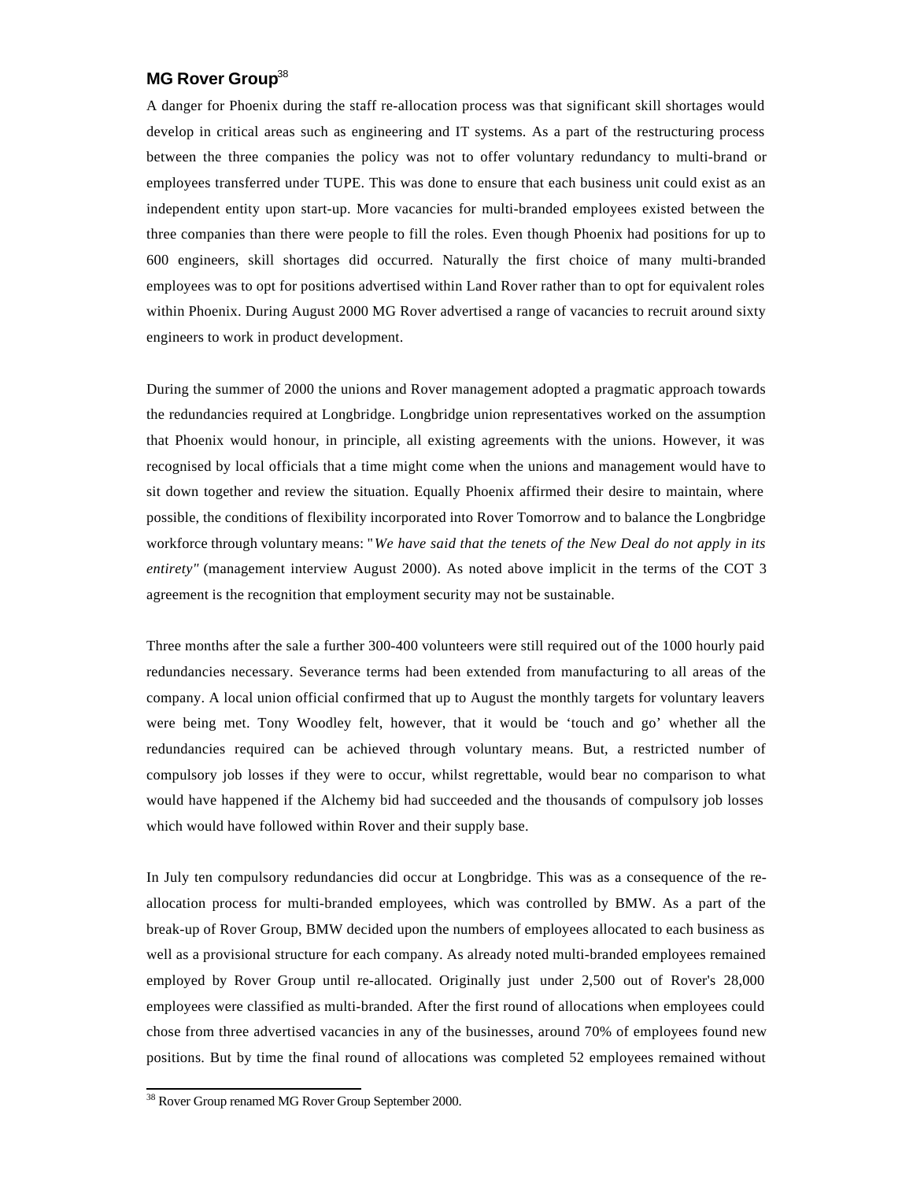### MG Rover Group[38]

A danger for Phoenix during the staff re-allocation process was that significant skill shortages would develop in critical areas such as engineering and IT systems. As a part of the restructuring process between the three companies the policy was not to offer voluntary redundancy to multi-brand or employees transferred under TUPE. This was done to ensure that each business unit could exist as an independent entity upon start-up. More vacancies for multi-branded employees existed between the three companies than there were people to fill the roles. Even though Phoenix had positions for up to 600 engineers, skill shortages did occurred. Naturally the first choice of many multi-branded employees was to opt for positions advertised within Land Rover rather than to opt for equivalent roles within Phoenix. During August 2000 MG Rover advertised a range of vacancies to recruit around sixty engineers to work in product development.

During the summer of 2000 the unions and Rover management adopted a pragmatic approach towards the redundancies required at Longbridge. Longbridge union representatives worked on the assumption that Phoenix would honour, in principle, all existing agreements with the unions. However, it was recognised by local officials that a time might come when the unions and management would have to sit down together and review the situation. Equally Phoenix affirmed their desire to maintain, where possible, the conditions of flexibility incorporated into Rover Tomorrow and to balance the Longbridge workforce through voluntary means: "*We have said that the tenets of the New Deal do not apply in its entirety"* (management interview August 2000). As noted above implicit in the terms of the COT 3 agreement is the recognition that employment security may not be sustainable.

Three months after the sale a further 300-400 volunteers were still required out of the 1000 hourly paid redundancies necessary. Severance terms had been extended from manufacturing to all areas of the company. A local union official confirmed that up to August the monthly targets for voluntary leavers were being met. Tony Woodley felt, however, that it would be 'touch and go' whether all the redundancies required can be achieved through voluntary means. But, a restricted number of compulsory job losses if they were to occur, whilst regrettable, would bear no comparison to what would have happened if the Alchemy bid had succeeded and the thousands of compulsory job losses which would have followed within Rover and their supply base.

In July ten compulsory redundancies did occur at Longbridge. This was as a consequence of the re-allocation process for multi-branded employees, which was controlled by BMW. As a part of the break-up of Rover Group, BMW decided upon the numbers of employees allocated to each business as well as a provisional structure for each company. As already noted multi-branded employees remained employed by Rover Group until re-allocated. Originally just under 2,500 out of Rover's 28,000 employees were classified as multi-branded. After the first round of allocations when employees could chose from three advertised vacancies in any of the businesses, around 70% of employees found new positions. But by time the final round of allocations was completed 52 employees remained without

[38] Rover Group renamed MG Rover Group September 2000.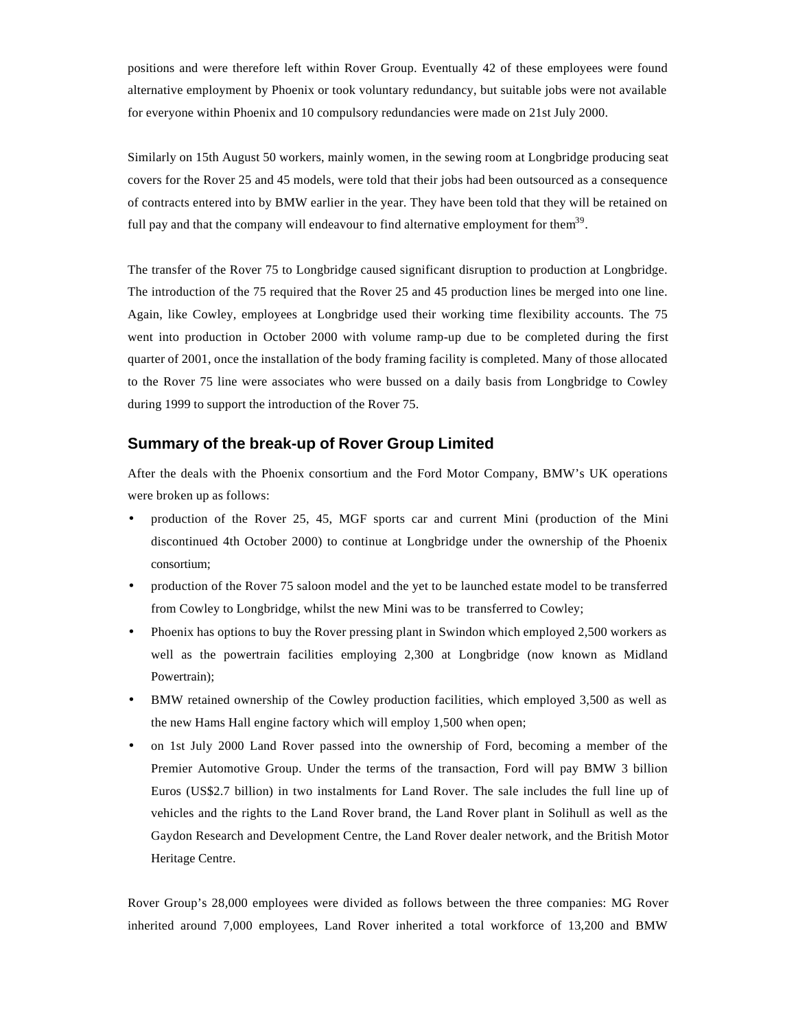positions and were therefore left within Rover Group. Eventually 42 of these employees were found alternative employment by Phoenix or took voluntary redundancy, but suitable jobs were not available for everyone within Phoenix and 10 compulsory redundancies were made on 21st July 2000.

Similarly on 15th August 50 workers, mainly women, in the sewing room at Longbridge producing seat covers for the Rover 25 and 45 models, were told that their jobs had been outsourced as a consequence of contracts entered into by BMW earlier in the year. They have been told that they will be retained on full pay and that the company will endeavour to find alternative employment for them[39].

The transfer of the Rover 75 to Longbridge caused significant disruption to production at Longbridge. The introduction of the 75 required that the Rover 25 and 45 production lines be merged into one line. Again, like Cowley, employees at Longbridge used their working time flexibility accounts. The 75 went into production in October 2000 with volume ramp-up due to be completed during the first quarter of 2001, once the installation of the body framing facility is completed. Many of those allocated to the Rover 75 line were associates who were bussed on a daily basis from Longbridge to Cowley during 1999 to support the introduction of the Rover 75.

## Summary of the break-up of Rover Group Limited

After the deals with the Phoenix consortium and the Ford Motor Company, BMW's UK operations were broken up as follows:

- production of the Rover 25, 45, MGF sports car and current Mini (production of the Mini discontinued 4th October 2000) to continue at Longbridge under the ownership of the Phoenix consortium;
- production of the Rover 75 saloon model and the yet to be launched estate model to be transferred from Cowley to Longbridge, whilst the new Mini was to be transferred to Cowley;
- Phoenix has options to buy the Rover pressing plant in Swindon which employed 2,500 workers as well as the powertrain facilities employing 2,300 at Longbridge (now known as Midland Powertrain);
- BMW retained ownership of the Cowley production facilities, which employed 3,500 as well as the new Hams Hall engine factory which will employ 1,500 when open;
- on 1st July 2000 Land Rover passed into the ownership of Ford, becoming a member of the Premier Automotive Group. Under the terms of the transaction, Ford will pay BMW 3 billion Euros (US$2.7 billion) in two instalments for Land Rover. The sale includes the full line up of vehicles and the rights to the Land Rover brand, the Land Rover plant in Solihull as well as the Gaydon Research and Development Centre, the Land Rover dealer network, and the British Motor Heritage Centre.

Rover Group's 28,000 employees were divided as follows between the three companies: MG Rover inherited around 7,000 employees, Land Rover inherited a total workforce of 13,200 and BMW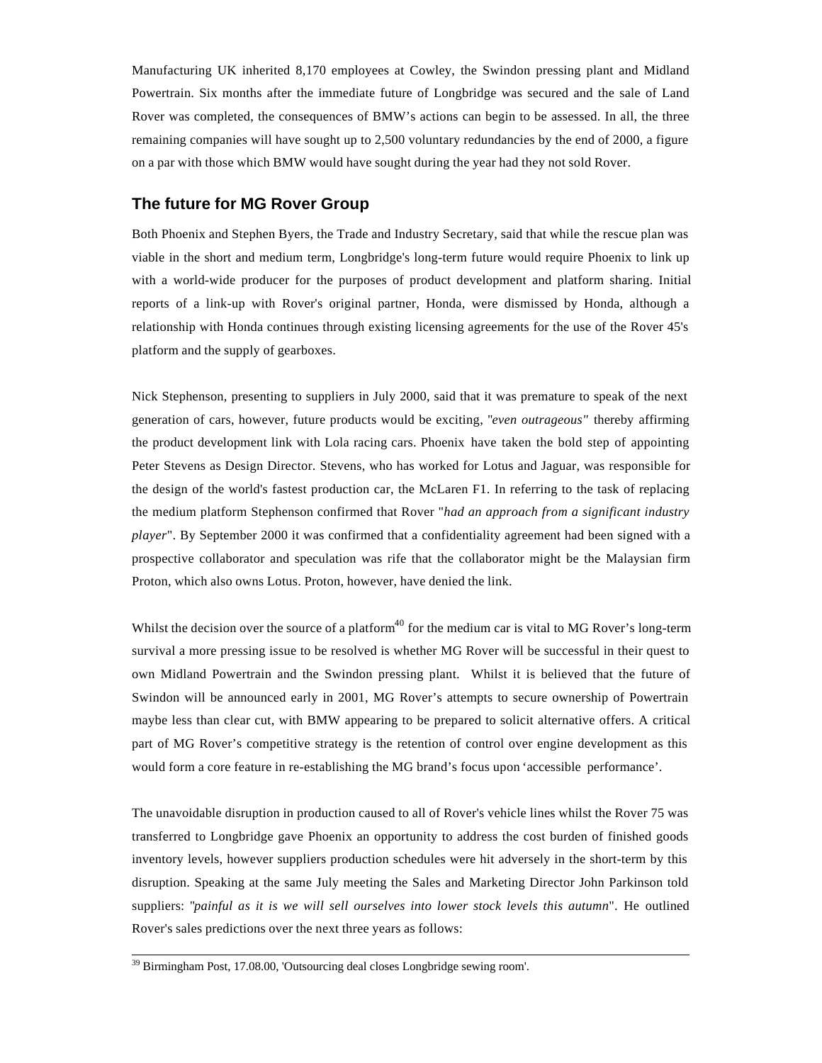Manufacturing UK inherited 8,170 employees at Cowley, the Swindon pressing plant and Midland Powertrain. Six months after the immediate future of Longbridge was secured and the sale of Land Rover was completed, the consequences of BMW's actions can begin to be assessed. In all, the three remaining companies will have sought up to 2,500 voluntary redundancies by the end of 2000, a figure on a par with those which BMW would have sought during the year had they not sold Rover.

## The future for MG Rover Group

Both Phoenix and Stephen Byers, the Trade and Industry Secretary, said that while the rescue plan was viable in the short and medium term, Longbridge's long-term future would require Phoenix to link up with a world-wide producer for the purposes of product development and platform sharing. Initial reports of a link-up with Rover's original partner, Honda, were dismissed by Honda, although a relationship with Honda continues through existing licensing agreements for the use of the Rover 45's platform and the supply of gearboxes.

Nick Stephenson, presenting to suppliers in July 2000, said that it was premature to speak of the next generation of cars, however, future products would be exciting, "*even outrageous*" thereby affirming the product development link with Lola racing cars. Phoenix have taken the bold step of appointing Peter Stevens as Design Director. Stevens, who has worked for Lotus and Jaguar, was responsible for the design of the world's fastest production car, the McLaren F1. In referring to the task of replacing the medium platform Stephenson confirmed that Rover "*had an approach from a significant industry player*". By September 2000 it was confirmed that a confidentiality agreement had been signed with a prospective collaborator and speculation was rife that the collaborator might be the Malaysian firm Proton, which also owns Lotus. Proton, however, have denied the link.

Whilst the decision over the source of a platform[40] for the medium car is vital to MG Rover's long-term survival a more pressing issue to be resolved is whether MG Rover will be successful in their quest to own Midland Powertrain and the Swindon pressing plant. Whilst it is believed that the future of Swindon will be announced early in 2001, MG Rover's attempts to secure ownership of Powertrain maybe less than clear cut, with BMW appearing to be prepared to solicit alternative offers. A critical part of MG Rover's competitive strategy is the retention of control over engine development as this would form a core feature in re-establishing the MG brand's focus upon 'accessible performance'.

The unavoidable disruption in production caused to all of Rover's vehicle lines whilst the Rover 75 was transferred to Longbridge gave Phoenix an opportunity to address the cost burden of finished goods inventory levels, however suppliers production schedules were hit adversely in the short-term by this disruption. Speaking at the same July meeting the Sales and Marketing Director John Parkinson told suppliers: "*painful as it is we will sell ourselves into lower stock levels this autumn*". He outlined Rover's sales predictions over the next three years as follows:

---

[39] Birmingham Post, 17.08.00, 'Outsourcing deal closes Longbridge sewing room'.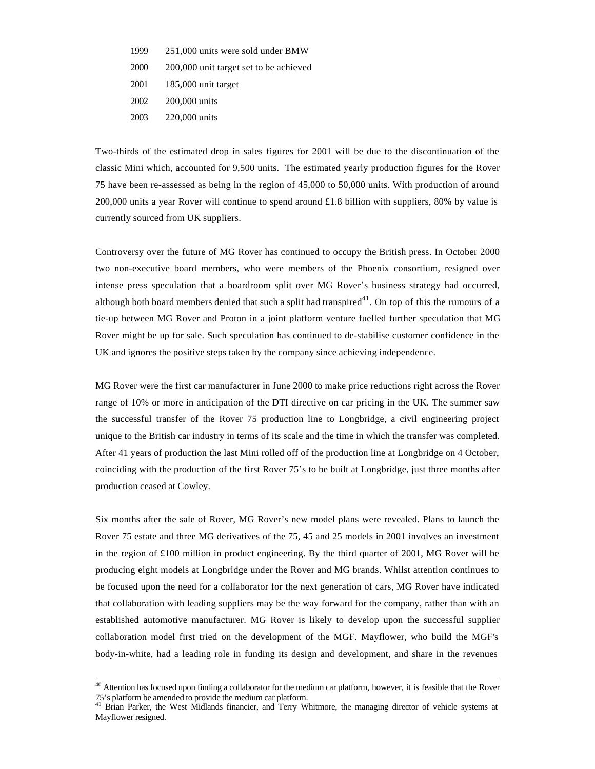| | |
|---|---|
| 1999 | 251,000 units were sold under BMW |
| 2000 | 200,000 unit target set to be achieved |
| 2001 | 185,000 unit target |
| 2002 | 200,000 units |
| 2003 | 220,000 units |

Two-thirds of the estimated drop in sales figures for 2001 will be due to the discontinuation of the classic Mini which, accounted for 9,500 units. The estimated yearly production figures for the Rover 75 have been re-assessed as being in the region of 45,000 to 50,000 units. With production of around 200,000 units a year Rover will continue to spend around £1.8 billion with suppliers, 80% by value is currently sourced from UK suppliers.

Controversy over the future of MG Rover has continued to occupy the British press. In October 2000 two non-executive board members, who were members of the Phoenix consortium, resigned over intense press speculation that a boardroom split over MG Rover's business strategy had occurred, although both board members denied that such a split had transpired[41]. On top of this the rumours of a tie-up between MG Rover and Proton in a joint platform venture fuelled further speculation that MG Rover might be up for sale. Such speculation has continued to de-stabilise customer confidence in the UK and ignores the positive steps taken by the company since achieving independence.

MG Rover were the first car manufacturer in June 2000 to make price reductions right across the Rover range of 10% or more in anticipation of the DTI directive on car pricing in the UK. The summer saw the successful transfer of the Rover 75 production line to Longbridge, a civil engineering project unique to the British car industry in terms of its scale and the time in which the transfer was completed. After 41 years of production the last Mini rolled off of the production line at Longbridge on 4 October, coinciding with the production of the first Rover 75's to be built at Longbridge, just three months after production ceased at Cowley.

Six months after the sale of Rover, MG Rover's new model plans were revealed. Plans to launch the Rover 75 estate and three MG derivatives of the 75, 45 and 25 models in 2001 involves an investment in the region of £100 million in product engineering. By the third quarter of 2001, MG Rover will be producing eight models at Longbridge under the Rover and MG brands. Whilst attention continues to be focused upon the need for a collaborator for the next generation of cars, MG Rover have indicated that collaboration with leading suppliers may be the way forward for the company, rather than with an established automotive manufacturer. MG Rover is likely to develop upon the successful supplier collaboration model first tried on the development of the MGF. Mayflower, who build the MGF's body-in-white, had a leading role in funding its design and development, and share in the revenues

[40] Attention has focused upon finding a collaborator for the medium car platform, however, it is feasible that the Rover 75's platform be amended to provide the medium car platform.

[41] Brian Parker, the West Midlands financier, and Terry Whitmore, the managing director of vehicle systems at Mayflower resigned.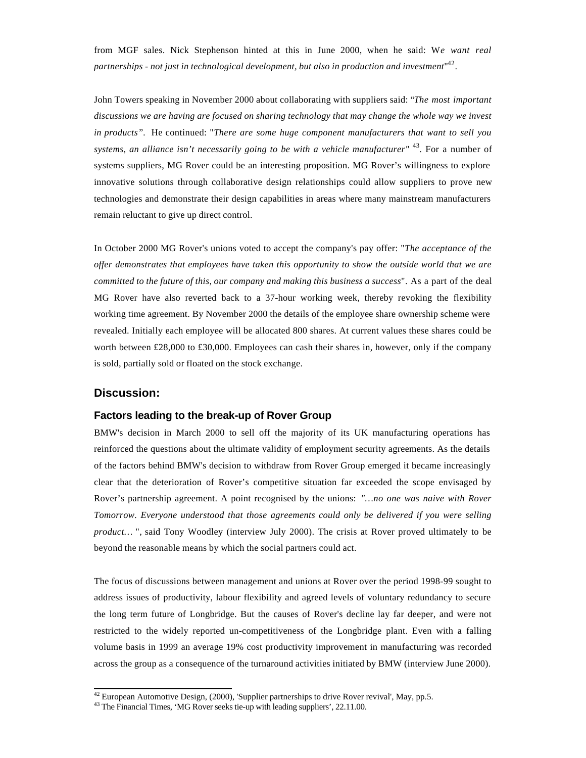from MGF sales. Nick Stephenson hinted at this in June 2000, when he said: W*e want real partnerships - not just in technological development, but also in production and investment*"[42].

John Towers speaking in November 2000 about collaborating with suppliers said: "*The most important discussions we are having are focused on sharing technology that may change the whole way we invest in products*". He continued: "*There are some huge component manufacturers that want to sell you systems, an alliance isn't necessarily going to be with a vehicle manufacturer*" [43]. For a number of systems suppliers, MG Rover could be an interesting proposition. MG Rover's willingness to explore innovative solutions through collaborative design relationships could allow suppliers to prove new technologies and demonstrate their design capabilities in areas where many mainstream manufacturers remain reluctant to give up direct control.

In October 2000 MG Rover's unions voted to accept the company's pay offer: "*The acceptance of the offer demonstrates that employees have taken this opportunity to show the outside world that we are committed to the future of this, our company and making this business a success*". As a part of the deal MG Rover have also reverted back to a 37-hour working week, thereby revoking the flexibility working time agreement. By November 2000 the details of the employee share ownership scheme were revealed. Initially each employee will be allocated 800 shares. At current values these shares could be worth between £28,000 to £30,000. Employees can cash their shares in, however, only if the company is sold, partially sold or floated on the stock exchange.

## Discussion:

### Factors leading to the break-up of Rover Group

BMW's decision in March 2000 to sell off the majority of its UK manufacturing operations has reinforced the questions about the ultimate validity of employment security agreements. As the details of the factors behind BMW's decision to withdraw from Rover Group emerged it became increasingly clear that the deterioration of Rover's competitive situation far exceeded the scope envisaged by Rover's partnership agreement. A point recognised by the unions: *"…no one was naive with Rover Tomorrow. Everyone understood that those agreements could only be delivered if you were selling product…* ", said Tony Woodley (interview July 2000). The crisis at Rover proved ultimately to be beyond the reasonable means by which the social partners could act.

The focus of discussions between management and unions at Rover over the period 1998-99 sought to address issues of productivity, labour flexibility and agreed levels of voluntary redundancy to secure the long term future of Longbridge. But the causes of Rover's decline lay far deeper, and were not restricted to the widely reported un-competitiveness of the Longbridge plant. Even with a falling volume basis in 1999 an average 19% cost productivity improvement in manufacturing was recorded across the group as a consequence of the turnaround activities initiated by BMW (interview June 2000).

[42] European Automotive Design, (2000), 'Supplier partnerships to drive Rover revival', May, pp.5.

[43] The Financial Times, 'MG Rover seeks tie-up with leading suppliers', 22.11.00.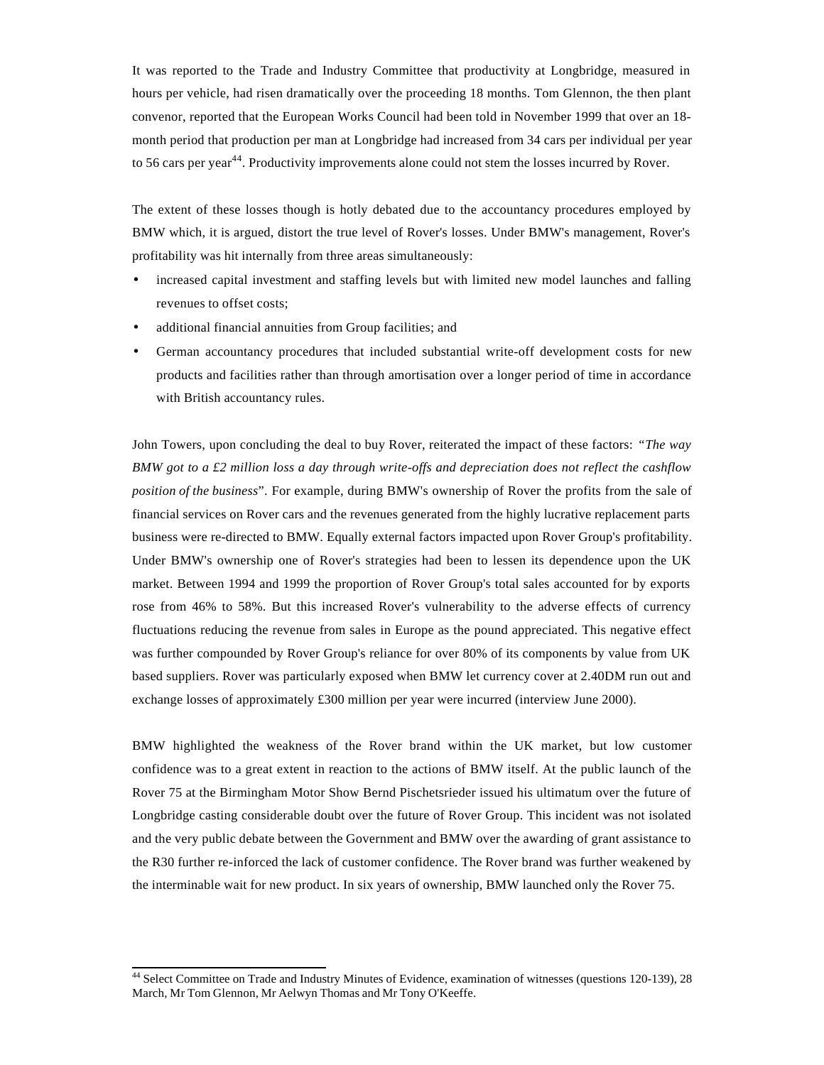It was reported to the Trade and Industry Committee that productivity at Longbridge, measured in hours per vehicle, had risen dramatically over the proceeding 18 months. Tom Glennon, the then plant convenor, reported that the European Works Council had been told in November 1999 that over an 18-month period that production per man at Longbridge had increased from 34 cars per individual per year to 56 cars per year[44]. Productivity improvements alone could not stem the losses incurred by Rover.

The extent of these losses though is hotly debated due to the accountancy procedures employed by BMW which, it is argued, distort the true level of Rover's losses. Under BMW's management, Rover's profitability was hit internally from three areas simultaneously:

- increased capital investment and staffing levels but with limited new model launches and falling revenues to offset costs;
- additional financial annuities from Group facilities; and
- German accountancy procedures that included substantial write-off development costs for new products and facilities rather than through amortisation over a longer period of time in accordance with British accountancy rules.

John Towers, upon concluding the deal to buy Rover, reiterated the impact of these factors: *"The way BMW got to a £2 million loss a day through write-offs and depreciation does not reflect the cashflow position of the business*". For example, during BMW's ownership of Rover the profits from the sale of financial services on Rover cars and the revenues generated from the highly lucrative replacement parts business were re-directed to BMW. Equally external factors impacted upon Rover Group's profitability. Under BMW's ownership one of Rover's strategies had been to lessen its dependence upon the UK market. Between 1994 and 1999 the proportion of Rover Group's total sales accounted for by exports rose from 46% to 58%. But this increased Rover's vulnerability to the adverse effects of currency fluctuations reducing the revenue from sales in Europe as the pound appreciated. This negative effect was further compounded by Rover Group's reliance for over 80% of its components by value from UK based suppliers. Rover was particularly exposed when BMW let currency cover at 2.40DM run out and exchange losses of approximately £300 million per year were incurred (interview June 2000).

BMW highlighted the weakness of the Rover brand within the UK market, but low customer confidence was to a great extent in reaction to the actions of BMW itself. At the public launch of the Rover 75 at the Birmingham Motor Show Bernd Pischetsrieder issued his ultimatum over the future of Longbridge casting considerable doubt over the future of Rover Group. This incident was not isolated and the very public debate between the Government and BMW over the awarding of grant assistance to the R30 further re-inforced the lack of customer confidence. The Rover brand was further weakened by the interminable wait for new product. In six years of ownership, BMW launched only the Rover 75.

[44] Select Committee on Trade and Industry Minutes of Evidence, examination of witnesses (questions 120-139), 28 March, Mr Tom Glennon, Mr Aelwyn Thomas and Mr Tony O'Keeffe.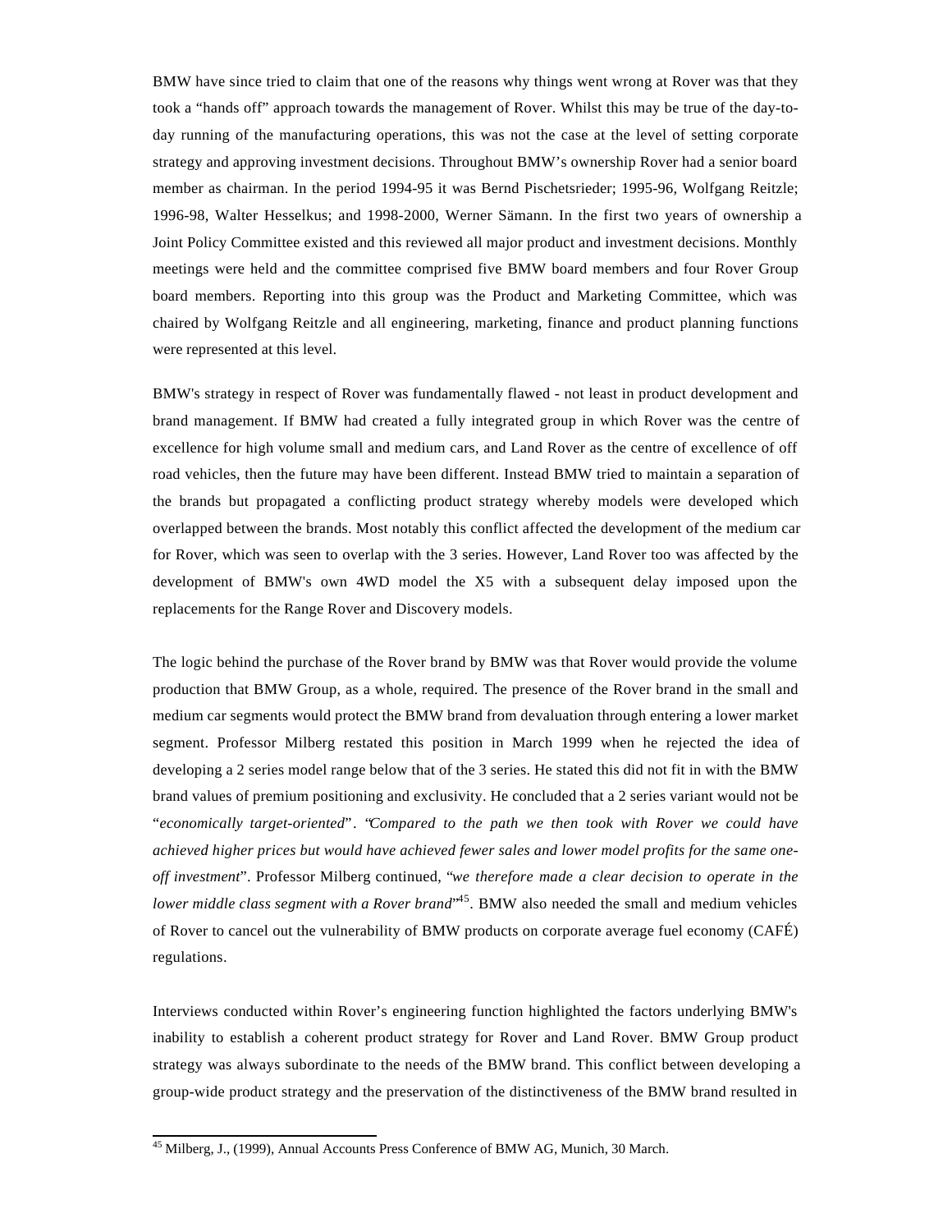BMW have since tried to claim that one of the reasons why things went wrong at Rover was that they took a “hands off” approach towards the management of Rover. Whilst this may be true of the day-to-day running of the manufacturing operations, this was not the case at the level of setting corporate strategy and approving investment decisions. Throughout BMW’s ownership Rover had a senior board member as chairman. In the period 1994-95 it was Bernd Pischetsrieder; 1995-96, Wolfgang Reitzle; 1996-98, Walter Hesselkus; and 1998-2000, Werner Sämann. In the first two years of ownership a Joint Policy Committee existed and this reviewed all major product and investment decisions. Monthly meetings were held and the committee comprised five BMW board members and four Rover Group board members. Reporting into this group was the Product and Marketing Committee, which was chaired by Wolfgang Reitzle and all engineering, marketing, finance and product planning functions were represented at this level.

BMW's strategy in respect of Rover was fundamentally flawed - not least in product development and brand management. If BMW had created a fully integrated group in which Rover was the centre of excellence for high volume small and medium cars, and Land Rover as the centre of excellence of off road vehicles, then the future may have been different. Instead BMW tried to maintain a separation of the brands but propagated a conflicting product strategy whereby models were developed which overlapped between the brands. Most notably this conflict affected the development of the medium car for Rover, which was seen to overlap with the 3 series. However, Land Rover too was affected by the development of BMW's own 4WD model the X5 with a subsequent delay imposed upon the replacements for the Range Rover and Discovery models.

The logic behind the purchase of the Rover brand by BMW was that Rover would provide the volume production that BMW Group, as a whole, required. The presence of the Rover brand in the small and medium car segments would protect the BMW brand from devaluation through entering a lower market segment. Professor Milberg restated this position in March 1999 when he rejected the idea of developing a 2 series model range below that of the 3 series. He stated this did not fit in with the BMW brand values of premium positioning and exclusivity. He concluded that a 2 series variant would not be “*economically target-oriented*”. “*Compared to the path we then took with Rover we could have achieved higher prices but would have achieved fewer sales and lower model profits for the same one-off investment*”. Professor Milberg continued, “*we therefore made a clear decision to operate in the lower middle class segment with a Rover brand*”[45]. BMW also needed the small and medium vehicles of Rover to cancel out the vulnerability of BMW products on corporate average fuel economy (CAFÉ) regulations.

Interviews conducted within Rover’s engineering function highlighted the factors underlying BMW's inability to establish a coherent product strategy for Rover and Land Rover. BMW Group product strategy was always subordinate to the needs of the BMW brand. This conflict between developing a group-wide product strategy and the preservation of the distinctiveness of the BMW brand resulted in

---

[45] Milberg, J., (1999), Annual Accounts Press Conference of BMW AG, Munich, 30 March.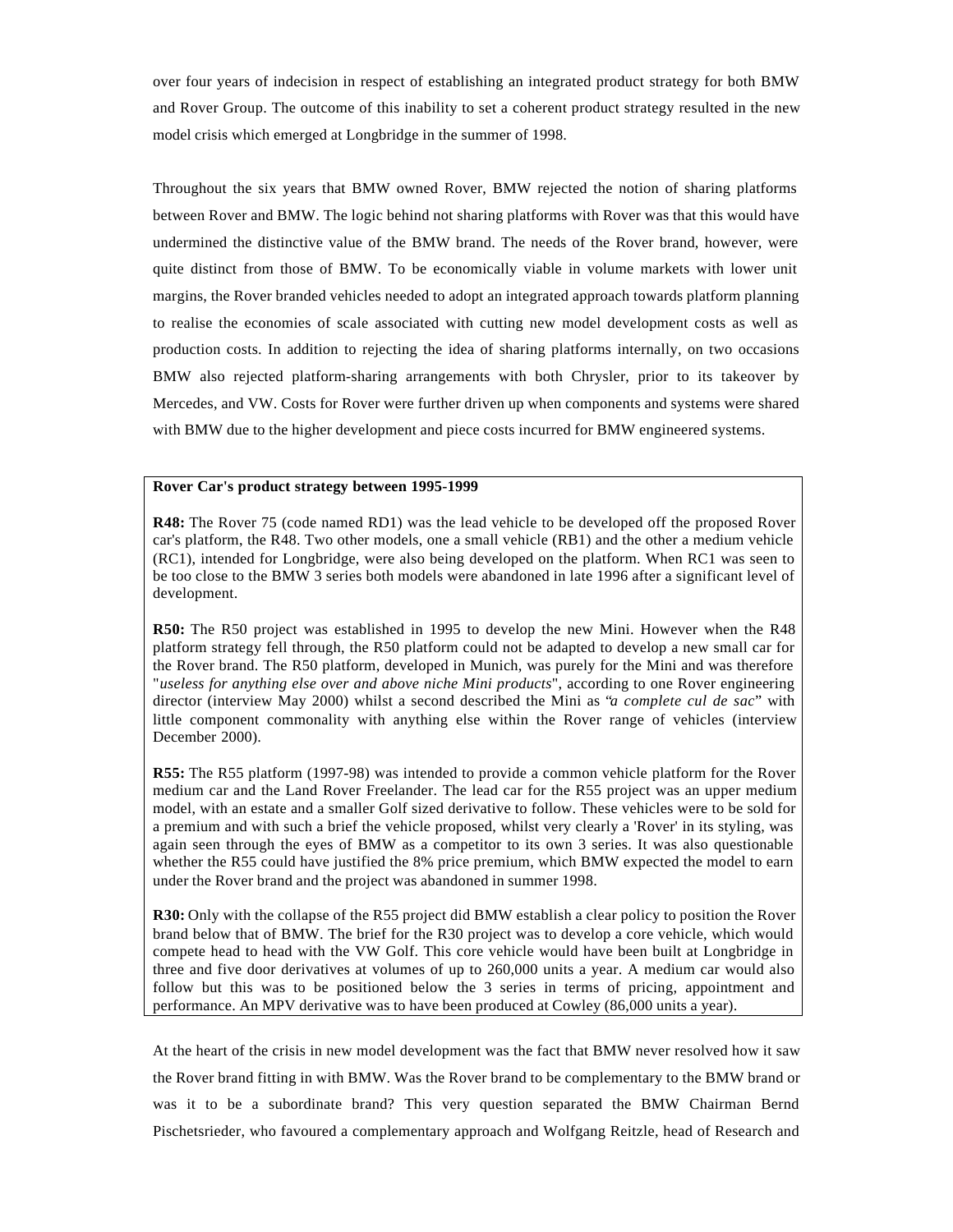over four years of indecision in respect of establishing an integrated product strategy for both BMW and Rover Group. The outcome of this inability to set a coherent product strategy resulted in the new model crisis which emerged at Longbridge in the summer of 1998.

Throughout the six years that BMW owned Rover, BMW rejected the notion of sharing platforms between Rover and BMW. The logic behind not sharing platforms with Rover was that this would have undermined the distinctive value of the BMW brand. The needs of the Rover brand, however, were quite distinct from those of BMW. To be economically viable in volume markets with lower unit margins, the Rover branded vehicles needed to adopt an integrated approach towards platform planning to realise the economies of scale associated with cutting new model development costs as well as production costs. In addition to rejecting the idea of sharing platforms internally, on two occasions BMW also rejected platform-sharing arrangements with both Chrysler, prior to its takeover by Mercedes, and VW. Costs for Rover were further driven up when components and systems were shared with BMW due to the higher development and piece costs incurred for BMW engineered systems.

**Rover Car's product strategy between 1995-1999**

**R48:** The Rover 75 (code named RD1) was the lead vehicle to be developed off the proposed Rover car's platform, the R48. Two other models, one a small vehicle (RB1) and the other a medium vehicle (RC1), intended for Longbridge, were also being developed on the platform. When RC1 was seen to be too close to the BMW 3 series both models were abandoned in late 1996 after a significant level of development.

**R50:** The R50 project was established in 1995 to develop the new Mini. However when the R48 platform strategy fell through, the R50 platform could not be adapted to develop a new small car for the Rover brand. The R50 platform, developed in Munich, was purely for the Mini and was therefore "*useless for anything else over and above niche Mini products*", according to one Rover engineering director (interview May 2000) whilst a second described the Mini as "*a complete cul de sac*" with little component commonality with anything else within the Rover range of vehicles (interview December 2000).

**R55:** The R55 platform (1997-98) was intended to provide a common vehicle platform for the Rover medium car and the Land Rover Freelander. The lead car for the R55 project was an upper medium model, with an estate and a smaller Golf sized derivative to follow. These vehicles were to be sold for a premium and with such a brief the vehicle proposed, whilst very clearly a 'Rover' in its styling, was again seen through the eyes of BMW as a competitor to its own 3 series. It was also questionable whether the R55 could have justified the 8% price premium, which BMW expected the model to earn under the Rover brand and the project was abandoned in summer 1998.

**R30:** Only with the collapse of the R55 project did BMW establish a clear policy to position the Rover brand below that of BMW. The brief for the R30 project was to develop a core vehicle, which would compete head to head with the VW Golf. This core vehicle would have been built at Longbridge in three and five door derivatives at volumes of up to 260,000 units a year. A medium car would also follow but this was to be positioned below the 3 series in terms of pricing, appointment and performance. An MPV derivative was to have been produced at Cowley (86,000 units a year).

At the heart of the crisis in new model development was the fact that BMW never resolved how it saw the Rover brand fitting in with BMW. Was the Rover brand to be complementary to the BMW brand or was it to be a subordinate brand? This very question separated the BMW Chairman Bernd Pischetsrieder, who favoured a complementary approach and Wolfgang Reitzle, head of Research and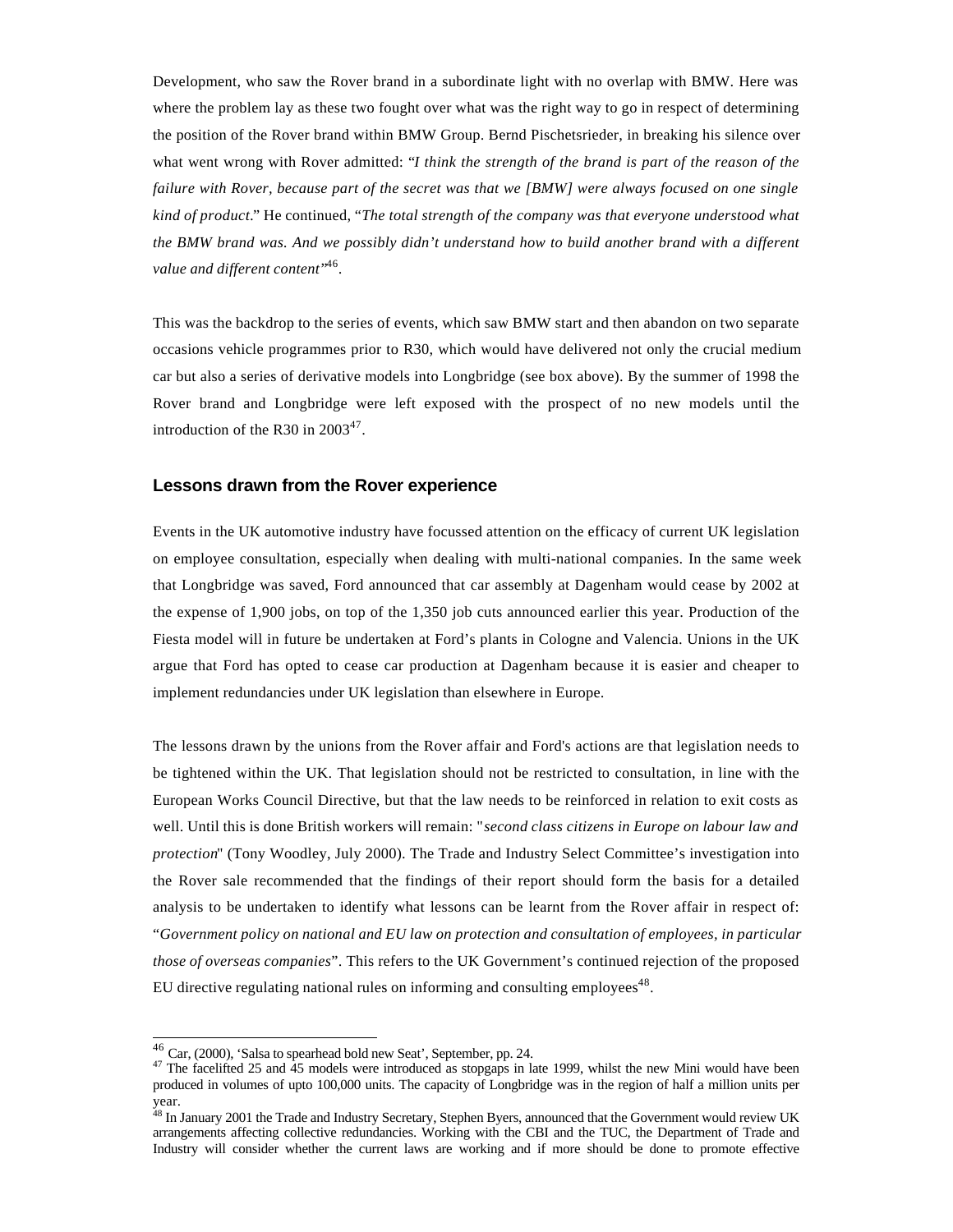Development, who saw the Rover brand in a subordinate light with no overlap with BMW. Here was where the problem lay as these two fought over what was the right way to go in respect of determining the position of the Rover brand within BMW Group. Bernd Pischetsrieder, in breaking his silence over what went wrong with Rover admitted: "*I think the strength of the brand is part of the reason of the failure with Rover, because part of the secret was that we [BMW] were always focused on one single kind of product*." He continued, "*The total strength of the company was that everyone understood what the BMW brand was. And we possibly didn't understand how to build another brand with a different value and different content"*[46].

This was the backdrop to the series of events, which saw BMW start and then abandon on two separate occasions vehicle programmes prior to R30, which would have delivered not only the crucial medium car but also a series of derivative models into Longbridge (see box above). By the summer of 1998 the Rover brand and Longbridge were left exposed with the prospect of no new models until the introduction of the R30 in 2003[47].

## Lessons drawn from the Rover experience

Events in the UK automotive industry have focussed attention on the efficacy of current UK legislation on employee consultation, especially when dealing with multi-national companies. In the same week that Longbridge was saved, Ford announced that car assembly at Dagenham would cease by 2002 at the expense of 1,900 jobs, on top of the 1,350 job cuts announced earlier this year. Production of the Fiesta model will in future be undertaken at Ford's plants in Cologne and Valencia. Unions in the UK argue that Ford has opted to cease car production at Dagenham because it is easier and cheaper to implement redundancies under UK legislation than elsewhere in Europe.

The lessons drawn by the unions from the Rover affair and Ford's actions are that legislation needs to be tightened within the UK. That legislation should not be restricted to consultation, in line with the European Works Council Directive, but that the law needs to be reinforced in relation to exit costs as well. Until this is done British workers will remain: "*second class citizens in Europe on labour law and protection*" (Tony Woodley, July 2000). The Trade and Industry Select Committee's investigation into the Rover sale recommended that the findings of their report should form the basis for a detailed analysis to be undertaken to identify what lessons can be learnt from the Rover affair in respect of: "*Government policy on national and EU law on protection and consultation of employees, in particular those of overseas companies*". This refers to the UK Government's continued rejection of the proposed EU directive regulating national rules on informing and consulting employees[48].

---

[46] Car, (2000), 'Salsa to spearhead bold new Seat', September, pp. 24.

[47] The facelifted 25 and 45 models were introduced as stopgaps in late 1999, whilst the new Mini would have been produced in volumes of upto 100,000 units. The capacity of Longbridge was in the region of half a million units per year.

[48] In January 2001 the Trade and Industry Secretary, Stephen Byers, announced that the Government would review UK arrangements affecting collective redundancies. Working with the CBI and the TUC, the Department of Trade and Industry will consider whether the current laws are working and if more should be done to promote effective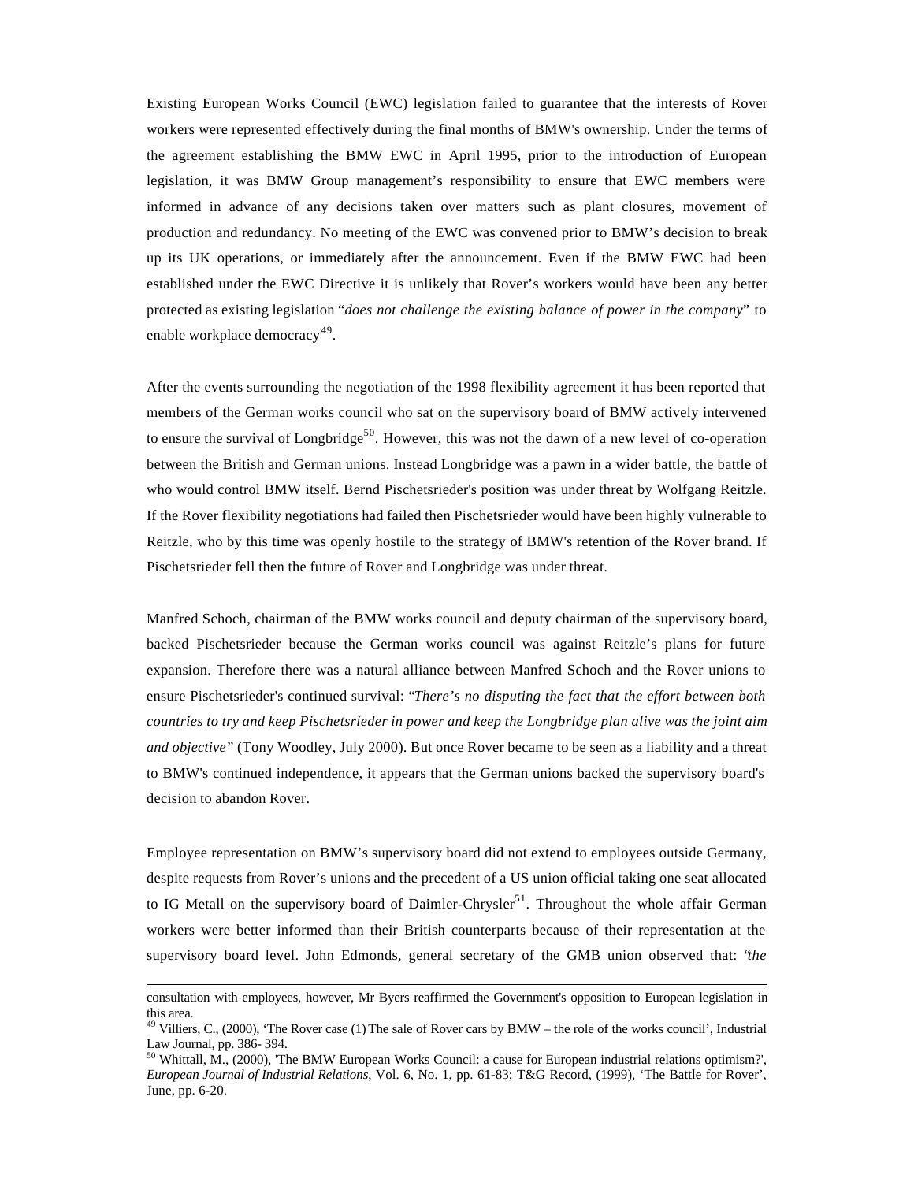Existing European Works Council (EWC) legislation failed to guarantee that the interests of Rover workers were represented effectively during the final months of BMW's ownership. Under the terms of the agreement establishing the BMW EWC in April 1995, prior to the introduction of European legislation, it was BMW Group management's responsibility to ensure that EWC members were informed in advance of any decisions taken over matters such as plant closures, movement of production and redundancy. No meeting of the EWC was convened prior to BMW's decision to break up its UK operations, or immediately after the announcement. Even if the BMW EWC had been established under the EWC Directive it is unlikely that Rover's workers would have been any better protected as existing legislation "*does not challenge the existing balance of power in the company*" to enable workplace democracy[49].

After the events surrounding the negotiation of the 1998 flexibility agreement it has been reported that members of the German works council who sat on the supervisory board of BMW actively intervened to ensure the survival of Longbridge[50]. However, this was not the dawn of a new level of co-operation between the British and German unions. Instead Longbridge was a pawn in a wider battle, the battle of who would control BMW itself. Bernd Pischetsrieder's position was under threat by Wolfgang Reitzle. If the Rover flexibility negotiations had failed then Pischetsrieder would have been highly vulnerable to Reitzle, who by this time was openly hostile to the strategy of BMW's retention of the Rover brand. If Pischetsrieder fell then the future of Rover and Longbridge was under threat.

Manfred Schoch, chairman of the BMW works council and deputy chairman of the supervisory board, backed Pischetsrieder because the German works council was against Reitzle's plans for future expansion. Therefore there was a natural alliance between Manfred Schoch and the Rover unions to ensure Pischetsrieder's continued survival: "*There's no disputing the fact that the effort between both countries to try and keep Pischetsrieder in power and keep the Longbridge plan alive was the joint aim and objective*" (Tony Woodley, July 2000). But once Rover became to be seen as a liability and a threat to BMW's continued independence, it appears that the German unions backed the supervisory board's decision to abandon Rover.

Employee representation on BMW's supervisory board did not extend to employees outside Germany, despite requests from Rover's unions and the precedent of a US union official taking one seat allocated to IG Metall on the supervisory board of Daimler-Chrysler[51]. Throughout the whole affair German workers were better informed than their British counterparts because of their representation at the supervisory board level. John Edmonds, general secretary of the GMB union observed that: "*the*

---

consultation with employees, however, Mr Byers reaffirmed the Government's opposition to European legislation in this area.

[49] Villiers, C., (2000), 'The Rover case (1) The sale of Rover cars by BMW – the role of the works council', Industrial Law Journal, pp. 386- 394.

[50] Whittall, M., (2000), 'The BMW European Works Council: a cause for European industrial relations optimism?', *European Journal of Industrial Relations*, Vol. 6, No. 1, pp. 61-83; T&G Record, (1999), 'The Battle for Rover', June, pp. 6-20.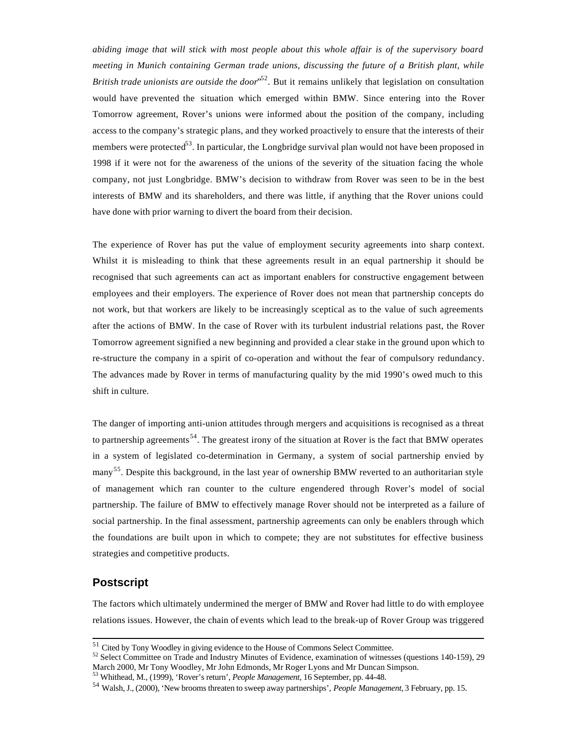*abiding image that will stick with most people about this whole affair is of the supervisory board meeting in Munich containing German trade unions, discussing the future of a British plant, while British trade unionists are outside the door*"[52]. But it remains unlikely that legislation on consultation would have prevented the situation which emerged within BMW. Since entering into the Rover Tomorrow agreement, Rover's unions were informed about the position of the company, including access to the company's strategic plans, and they worked proactively to ensure that the interests of their members were protected[53]. In particular, the Longbridge survival plan would not have been proposed in 1998 if it were not for the awareness of the unions of the severity of the situation facing the whole company, not just Longbridge. BMW's decision to withdraw from Rover was seen to be in the best interests of BMW and its shareholders, and there was little, if anything that the Rover unions could have done with prior warning to divert the board from their decision.

The experience of Rover has put the value of employment security agreements into sharp context. Whilst it is misleading to think that these agreements result in an equal partnership it should be recognised that such agreements can act as important enablers for constructive engagement between employees and their employers. The experience of Rover does not mean that partnership concepts do not work, but that workers are likely to be increasingly sceptical as to the value of such agreements after the actions of BMW. In the case of Rover with its turbulent industrial relations past, the Rover Tomorrow agreement signified a new beginning and provided a clear stake in the ground upon which to re-structure the company in a spirit of co-operation and without the fear of compulsory redundancy. The advances made by Rover in terms of manufacturing quality by the mid 1990's owed much to this shift in culture.

The danger of importing anti-union attitudes through mergers and acquisitions is recognised as a threat to partnership agreements[54]. The greatest irony of the situation at Rover is the fact that BMW operates in a system of legislated co-determination in Germany, a system of social partnership envied by many[55]. Despite this background, in the last year of ownership BMW reverted to an authoritarian style of management which ran counter to the culture engendered through Rover's model of social partnership. The failure of BMW to effectively manage Rover should not be interpreted as a failure of social partnership. In the final assessment, partnership agreements can only be enablers through which the foundations are built upon in which to compete; they are not substitutes for effective business strategies and competitive products.

## Postscript

The factors which ultimately undermined the merger of BMW and Rover had little to do with employee relations issues. However, the chain of events which lead to the break-up of Rover Group was triggered

---

[51] Cited by Tony Woodley in giving evidence to the House of Commons Select Committee.

[52] Select Committee on Trade and Industry Minutes of Evidence, examination of witnesses (questions 140-159), 29 March 2000, Mr Tony Woodley, Mr John Edmonds, Mr Roger Lyons and Mr Duncan Simpson.

[53] Whithead, M., (1999), 'Rover's return', *People Management*, 16 September, pp. 44-48.

[54] Walsh, J., (2000), 'New brooms threaten to sweep away partnerships', *People Management*, 3 February, pp. 15.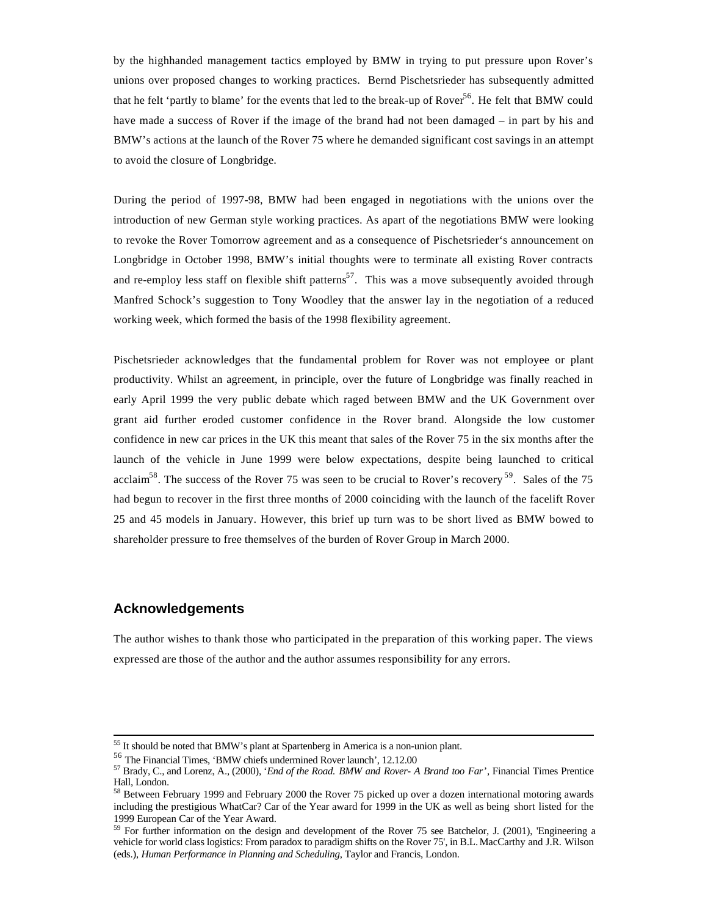by the highhanded management tactics employed by BMW in trying to put pressure upon Rover's unions over proposed changes to working practices. Bernd Pischetsrieder has subsequently admitted that he felt 'partly to blame' for the events that led to the break-up of Rover[56]. He felt that BMW could have made a success of Rover if the image of the brand had not been damaged – in part by his and BMW's actions at the launch of the Rover 75 where he demanded significant cost savings in an attempt to avoid the closure of Longbridge.

During the period of 1997-98, BMW had been engaged in negotiations with the unions over the introduction of new German style working practices. As apart of the negotiations BMW were looking to revoke the Rover Tomorrow agreement and as a consequence of Pischetsrieder's announcement on Longbridge in October 1998, BMW's initial thoughts were to terminate all existing Rover contracts and re-employ less staff on flexible shift patterns[57]. This was a move subsequently avoided through Manfred Schock's suggestion to Tony Woodley that the answer lay in the negotiation of a reduced working week, which formed the basis of the 1998 flexibility agreement.

Pischetsrieder acknowledges that the fundamental problem for Rover was not employee or plant productivity. Whilst an agreement, in principle, over the future of Longbridge was finally reached in early April 1999 the very public debate which raged between BMW and the UK Government over grant aid further eroded customer confidence in the Rover brand. Alongside the low customer confidence in new car prices in the UK this meant that sales of the Rover 75 in the six months after the launch of the vehicle in June 1999 were below expectations, despite being launched to critical acclaim[58]. The success of the Rover 75 was seen to be crucial to Rover's recovery[59]. Sales of the 75 had begun to recover in the first three months of 2000 coinciding with the launch of the facelift Rover 25 and 45 models in January. However, this brief up turn was to be short lived as BMW bowed to shareholder pressure to free themselves of the burden of Rover Group in March 2000.

## Acknowledgements

The author wishes to thank those who participated in the preparation of this working paper. The views expressed are those of the author and the author assumes responsibility for any errors.

---

[55] It should be noted that BMW's plant at Spartenberg in America is a non-union plant.

[56] The Financial Times, 'BMW chiefs undermined Rover launch', 12.12.00

[57] Brady, C., and Lorenz, A., (2000), '*End of the Road. BMW and Rover- A Brand too Far*', Financial Times Prentice Hall, London.

[58] Between February 1999 and February 2000 the Rover 75 picked up over a dozen international motoring awards including the prestigious WhatCar? Car of the Year award for 1999 in the UK as well as being short listed for the 1999 European Car of the Year Award.

[59] For further information on the design and development of the Rover 75 see Batchelor, J. (2001), 'Engineering a vehicle for world class logistics: From paradox to paradigm shifts on the Rover 75', in B.L. MacCarthy and J.R. Wilson (eds.), *Human Performance in Planning and Scheduling*, Taylor and Francis, London.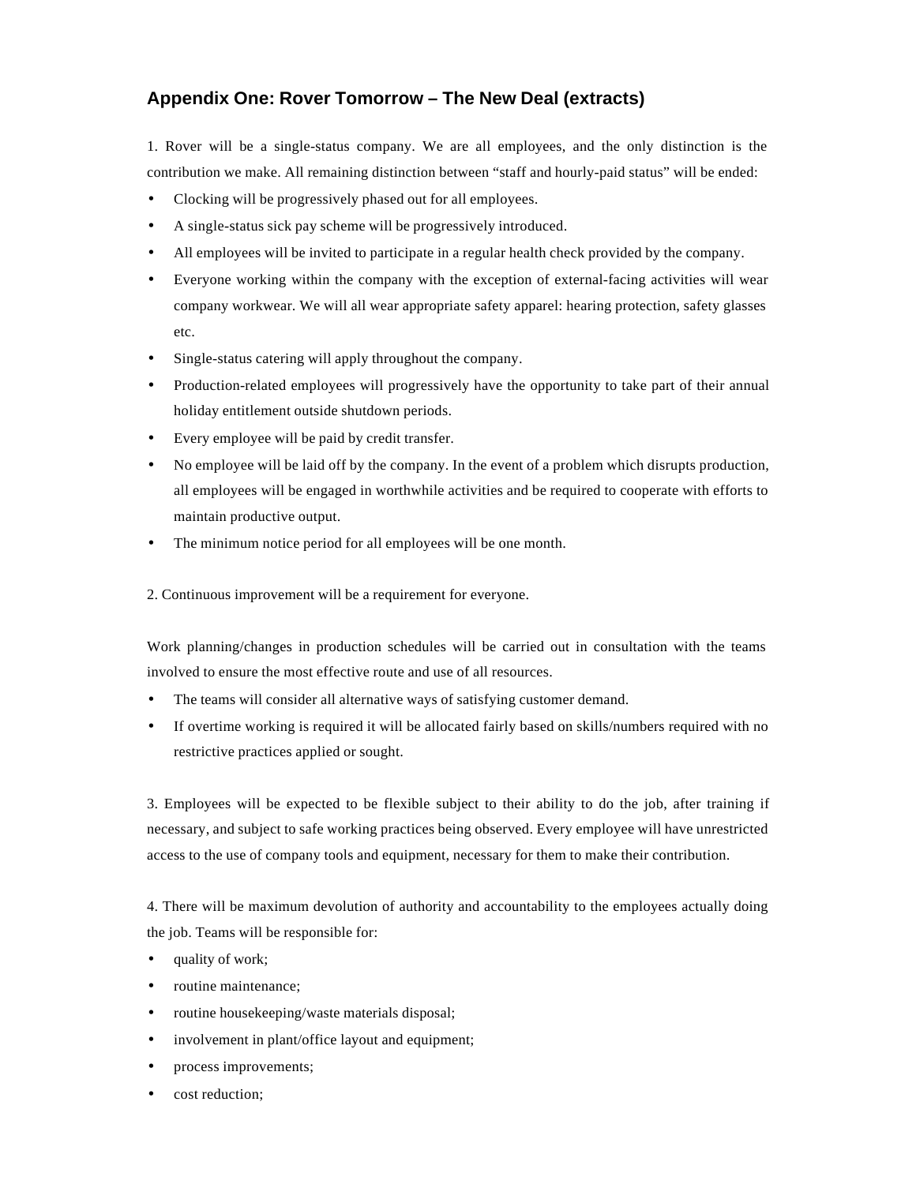## Appendix One: Rover Tomorrow – The New Deal (extracts)

1. Rover will be a single-status company. We are all employees, and the only distinction is the contribution we make. All remaining distinction between "staff and hourly-paid status" will be ended:

- Clocking will be progressively phased out for all employees.
- A single-status sick pay scheme will be progressively introduced.
- All employees will be invited to participate in a regular health check provided by the company.
- Everyone working within the company with the exception of external-facing activities will wear company workwear. We will all wear appropriate safety apparel: hearing protection, safety glasses etc.
- Single-status catering will apply throughout the company.
- Production-related employees will progressively have the opportunity to take part of their annual holiday entitlement outside shutdown periods.
- Every employee will be paid by credit transfer.
- No employee will be laid off by the company. In the event of a problem which disrupts production, all employees will be engaged in worthwhile activities and be required to cooperate with efforts to maintain productive output.
- The minimum notice period for all employees will be one month.

2. Continuous improvement will be a requirement for everyone.

Work planning/changes in production schedules will be carried out in consultation with the teams involved to ensure the most effective route and use of all resources.

- The teams will consider all alternative ways of satisfying customer demand.
- If overtime working is required it will be allocated fairly based on skills/numbers required with no restrictive practices applied or sought.

3. Employees will be expected to be flexible subject to their ability to do the job, after training if necessary, and subject to safe working practices being observed. Every employee will have unrestricted access to the use of company tools and equipment, necessary for them to make their contribution.

4. There will be maximum devolution of authority and accountability to the employees actually doing the job. Teams will be responsible for:

- quality of work;
- routine maintenance;
- routine housekeeping/waste materials disposal;
- involvement in plant/office layout and equipment;
- process improvements;
- cost reduction;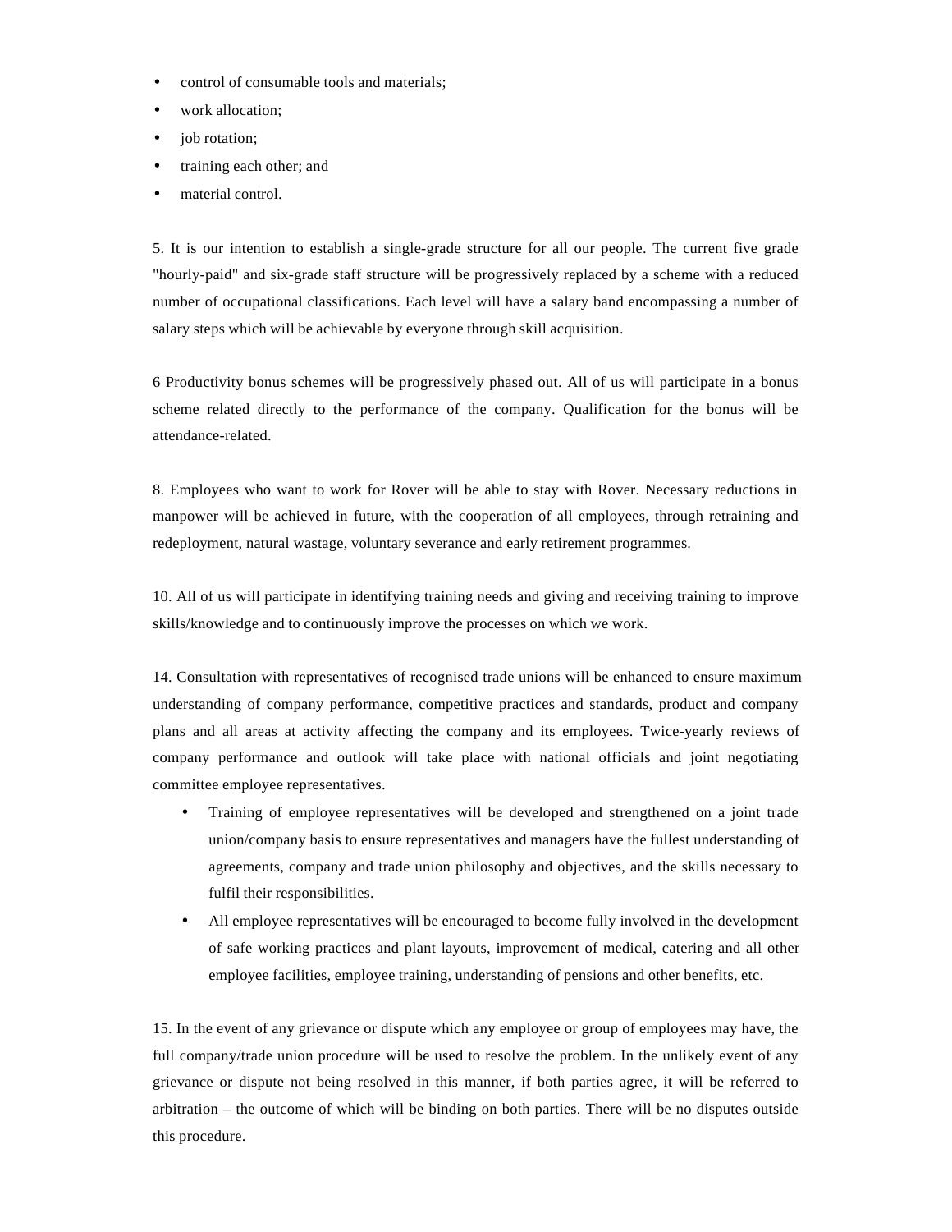- control of consumable tools and materials;
- work allocation;
- job rotation;
- training each other; and
- material control.

5. It is our intention to establish a single-grade structure for all our people. The current five grade "hourly-paid" and six-grade staff structure will be progressively replaced by a scheme with a reduced number of occupational classifications. Each level will have a salary band encompassing a number of salary steps which will be achievable by everyone through skill acquisition.

6 Productivity bonus schemes will be progressively phased out. All of us will participate in a bonus scheme related directly to the performance of the company. Qualification for the bonus will be attendance-related.

8. Employees who want to work for Rover will be able to stay with Rover. Necessary reductions in manpower will be achieved in future, with the cooperation of all employees, through retraining and redeployment, natural wastage, voluntary severance and early retirement programmes.

10. All of us will participate in identifying training needs and giving and receiving training to improve skills/knowledge and to continuously improve the processes on which we work.

14. Consultation with representatives of recognised trade unions will be enhanced to ensure maximum understanding of company performance, competitive practices and standards, product and company plans and all areas at activity affecting the company and its employees. Twice-yearly reviews of company performance and outlook will take place with national officials and joint negotiating committee employee representatives.

- Training of employee representatives will be developed and strengthened on a joint trade union/company basis to ensure representatives and managers have the fullest understanding of agreements, company and trade union philosophy and objectives, and the skills necessary to fulfil their responsibilities.
- All employee representatives will be encouraged to become fully involved in the development of safe working practices and plant layouts, improvement of medical, catering and all other employee facilities, employee training, understanding of pensions and other benefits, etc.

15. In the event of any grievance or dispute which any employee or group of employees may have, the full company/trade union procedure will be used to resolve the problem. In the unlikely event of any grievance or dispute not being resolved in this manner, if both parties agree, it will be referred to arbitration – the outcome of which will be binding on both parties. There will be no disputes outside this procedure.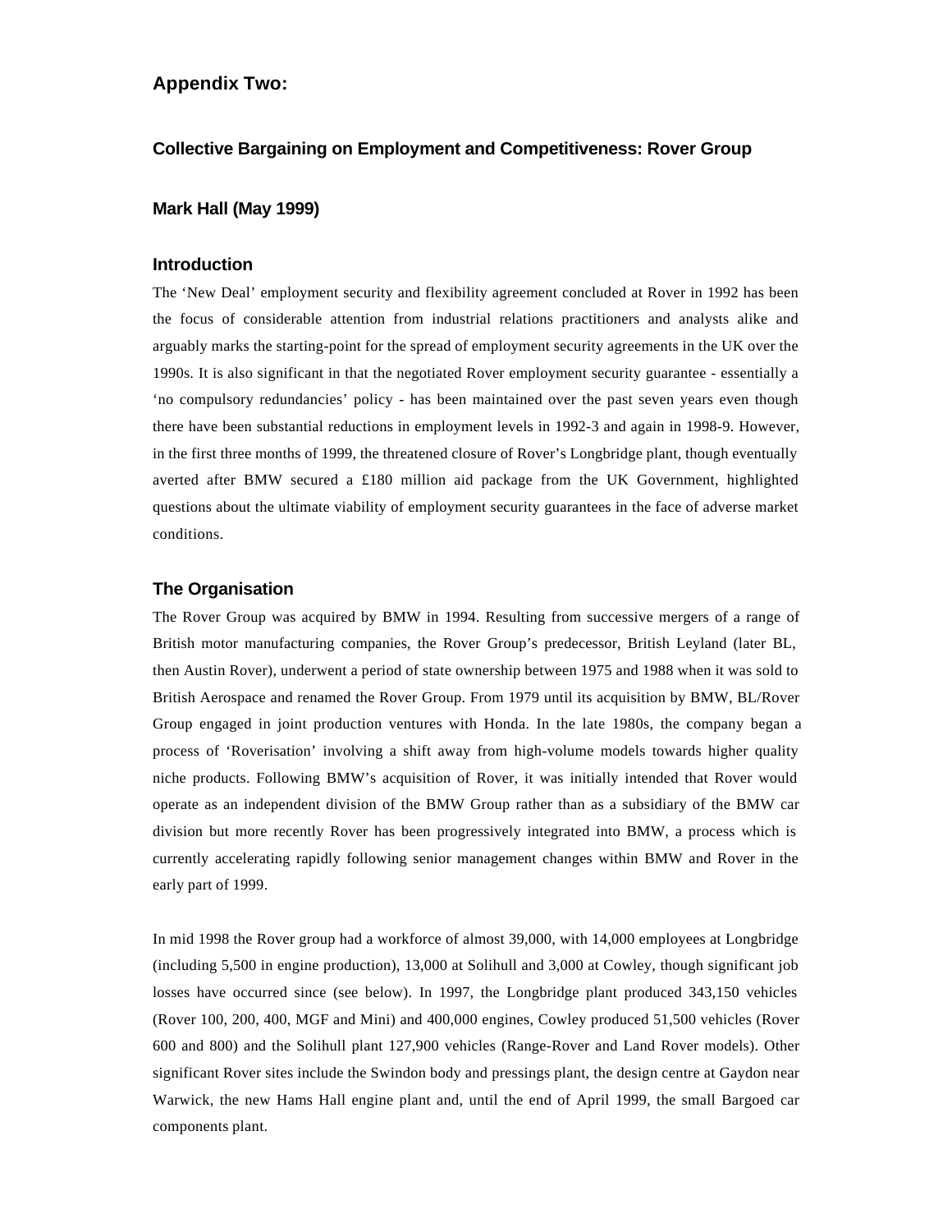## Appendix Two:

### Collective Bargaining on Employment and Competitiveness: Rover Group

### Mark Hall (May 1999)

### Introduction

The 'New Deal' employment security and flexibility agreement concluded at Rover in 1992 has been the focus of considerable attention from industrial relations practitioners and analysts alike and arguably marks the starting-point for the spread of employment security agreements in the UK over the 1990s. It is also significant in that the negotiated Rover employment security guarantee - essentially a 'no compulsory redundancies' policy - has been maintained over the past seven years even though there have been substantial reductions in employment levels in 1992-3 and again in 1998-9. However, in the first three months of 1999, the threatened closure of Rover's Longbridge plant, though eventually averted after BMW secured a £180 million aid package from the UK Government, highlighted questions about the ultimate viability of employment security guarantees in the face of adverse market conditions.

### The Organisation

The Rover Group was acquired by BMW in 1994. Resulting from successive mergers of a range of British motor manufacturing companies, the Rover Group's predecessor, British Leyland (later BL, then Austin Rover), underwent a period of state ownership between 1975 and 1988 when it was sold to British Aerospace and renamed the Rover Group. From 1979 until its acquisition by BMW, BL/Rover Group engaged in joint production ventures with Honda. In the late 1980s, the company began a process of 'Roverisation' involving a shift away from high-volume models towards higher quality niche products. Following BMW's acquisition of Rover, it was initially intended that Rover would operate as an independent division of the BMW Group rather than as a subsidiary of the BMW car division but more recently Rover has been progressively integrated into BMW, a process which is currently accelerating rapidly following senior management changes within BMW and Rover in the early part of 1999.

In mid 1998 the Rover group had a workforce of almost 39,000, with 14,000 employees at Longbridge (including 5,500 in engine production), 13,000 at Solihull and 3,000 at Cowley, though significant job losses have occurred since (see below). In 1997, the Longbridge plant produced 343,150 vehicles (Rover 100, 200, 400, MGF and Mini) and 400,000 engines, Cowley produced 51,500 vehicles (Rover 600 and 800) and the Solihull plant 127,900 vehicles (Range-Rover and Land Rover models). Other significant Rover sites include the Swindon body and pressings plant, the design centre at Gaydon near Warwick, the new Hams Hall engine plant and, until the end of April 1999, the small Bargoed car components plant.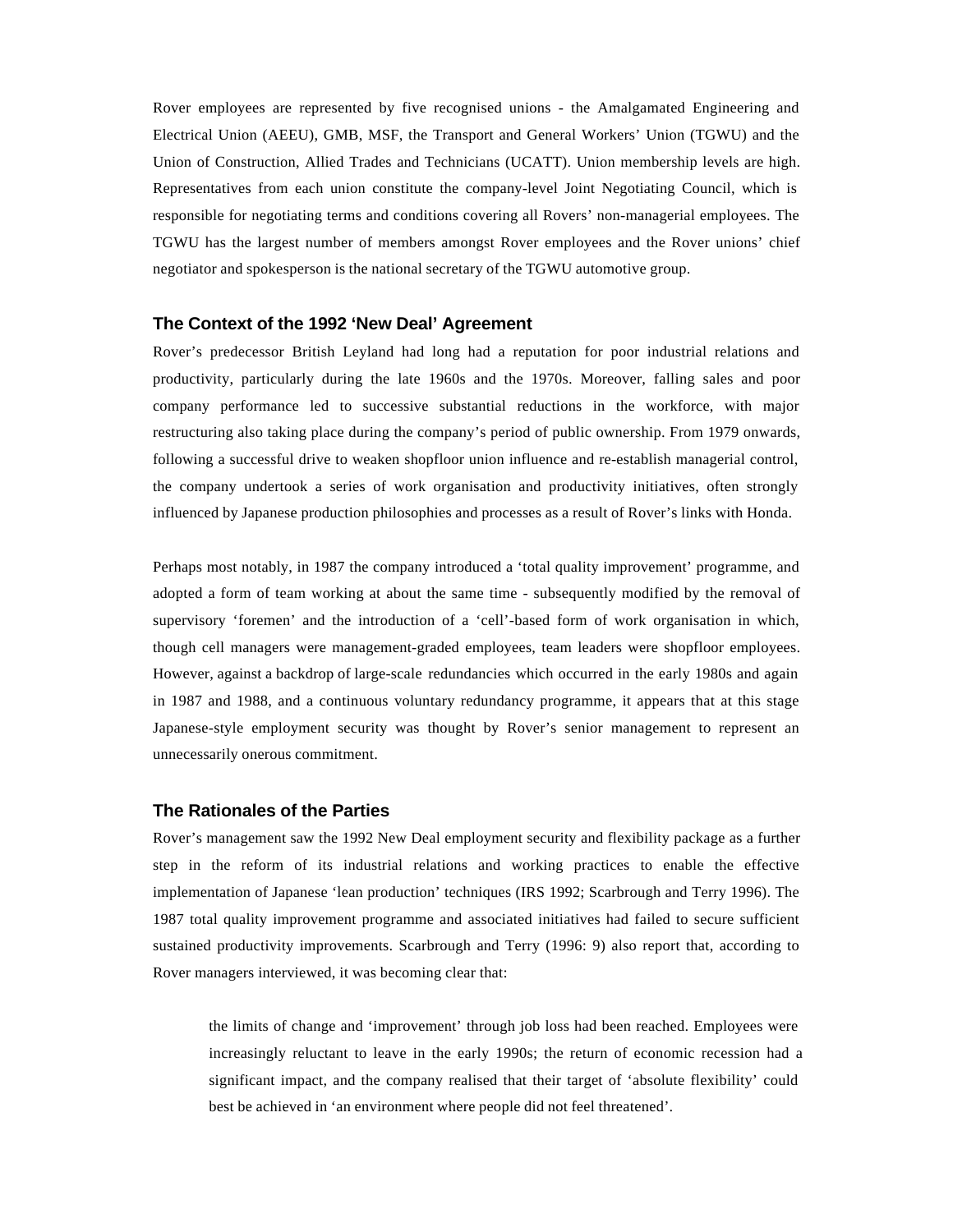Rover employees are represented by five recognised unions - the Amalgamated Engineering and Electrical Union (AEEU), GMB, MSF, the Transport and General Workers' Union (TGWU) and the Union of Construction, Allied Trades and Technicians (UCATT). Union membership levels are high. Representatives from each union constitute the company-level Joint Negotiating Council, which is responsible for negotiating terms and conditions covering all Rovers' non-managerial employees. The TGWU has the largest number of members amongst Rover employees and the Rover unions' chief negotiator and spokesperson is the national secretary of the TGWU automotive group.

### The Context of the 1992 'New Deal' Agreement

Rover's predecessor British Leyland had long had a reputation for poor industrial relations and productivity, particularly during the late 1960s and the 1970s. Moreover, falling sales and poor company performance led to successive substantial reductions in the workforce, with major restructuring also taking place during the company's period of public ownership. From 1979 onwards, following a successful drive to weaken shopfloor union influence and re-establish managerial control, the company undertook a series of work organisation and productivity initiatives, often strongly influenced by Japanese production philosophies and processes as a result of Rover's links with Honda.

Perhaps most notably, in 1987 the company introduced a 'total quality improvement' programme, and adopted a form of team working at about the same time - subsequently modified by the removal of supervisory 'foremen' and the introduction of a 'cell'-based form of work organisation in which, though cell managers were management-graded employees, team leaders were shopfloor employees. However, against a backdrop of large-scale redundancies which occurred in the early 1980s and again in 1987 and 1988, and a continuous voluntary redundancy programme, it appears that at this stage Japanese-style employment security was thought by Rover's senior management to represent an unnecessarily onerous commitment.

### The Rationales of the Parties

Rover's management saw the 1992 New Deal employment security and flexibility package as a further step in the reform of its industrial relations and working practices to enable the effective implementation of Japanese 'lean production' techniques (IRS 1992; Scarbrough and Terry 1996). The 1987 total quality improvement programme and associated initiatives had failed to secure sufficient sustained productivity improvements. Scarbrough and Terry (1996: 9) also report that, according to Rover managers interviewed, it was becoming clear that:

> the limits of change and 'improvement' through job loss had been reached. Employees were increasingly reluctant to leave in the early 1990s; the return of economic recession had a significant impact, and the company realised that their target of 'absolute flexibility' could best be achieved in 'an environment where people did not feel threatened'.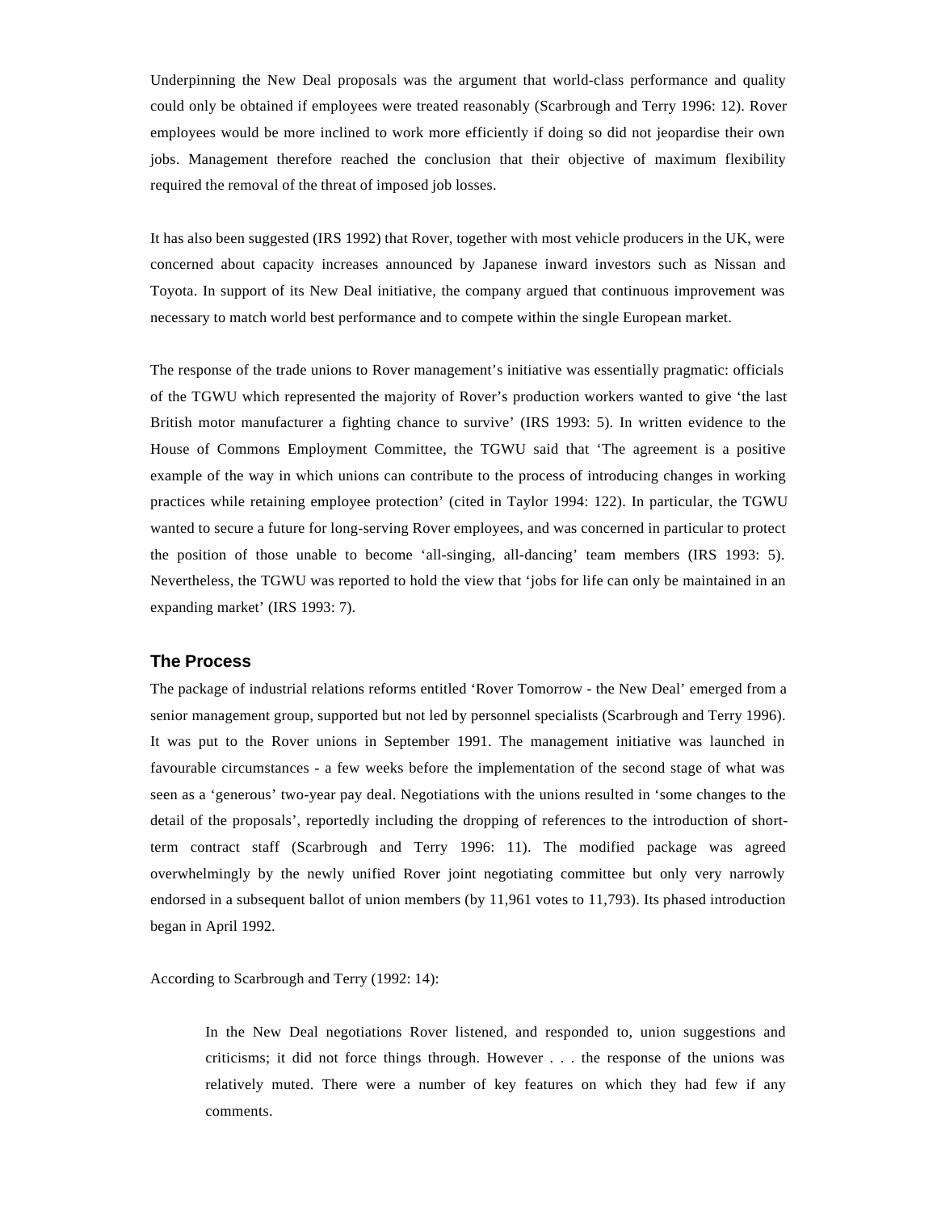Underpinning the New Deal proposals was the argument that world-class performance and quality could only be obtained if employees were treated reasonably (Scarbrough and Terry 1996: 12). Rover employees would be more inclined to work more efficiently if doing so did not jeopardise their own jobs. Management therefore reached the conclusion that their objective of maximum flexibility required the removal of the threat of imposed job losses.

It has also been suggested (IRS 1992) that Rover, together with most vehicle producers in the UK, were concerned about capacity increases announced by Japanese inward investors such as Nissan and Toyota. In support of its New Deal initiative, the company argued that continuous improvement was necessary to match world best performance and to compete within the single European market.

The response of the trade unions to Rover management's initiative was essentially pragmatic: officials of the TGWU which represented the majority of Rover's production workers wanted to give 'the last British motor manufacturer a fighting chance to survive' (IRS 1993: 5). In written evidence to the House of Commons Employment Committee, the TGWU said that 'The agreement is a positive example of the way in which unions can contribute to the process of introducing changes in working practices while retaining employee protection' (cited in Taylor 1994: 122). In particular, the TGWU wanted to secure a future for long-serving Rover employees, and was concerned in particular to protect the position of those unable to become 'all-singing, all-dancing' team members (IRS 1993: 5). Nevertheless, the TGWU was reported to hold the view that 'jobs for life can only be maintained in an expanding market' (IRS 1993: 7).

### The Process

The package of industrial relations reforms entitled 'Rover Tomorrow - the New Deal' emerged from a senior management group, supported but not led by personnel specialists (Scarbrough and Terry 1996). It was put to the Rover unions in September 1991. The management initiative was launched in favourable circumstances - a few weeks before the implementation of the second stage of what was seen as a 'generous' two-year pay deal. Negotiations with the unions resulted in 'some changes to the detail of the proposals', reportedly including the dropping of references to the introduction of short-term contract staff (Scarbrough and Terry 1996: 11). The modified package was agreed overwhelmingly by the newly unified Rover joint negotiating committee but only very narrowly endorsed in a subsequent ballot of union members (by 11,961 votes to 11,793). Its phased introduction began in April 1992.

According to Scarbrough and Terry (1992: 14):

> In the New Deal negotiations Rover listened, and responded to, union suggestions and criticisms; it did not force things through. However . . . the response of the unions was relatively muted. There were a number of key features on which they had few if any comments.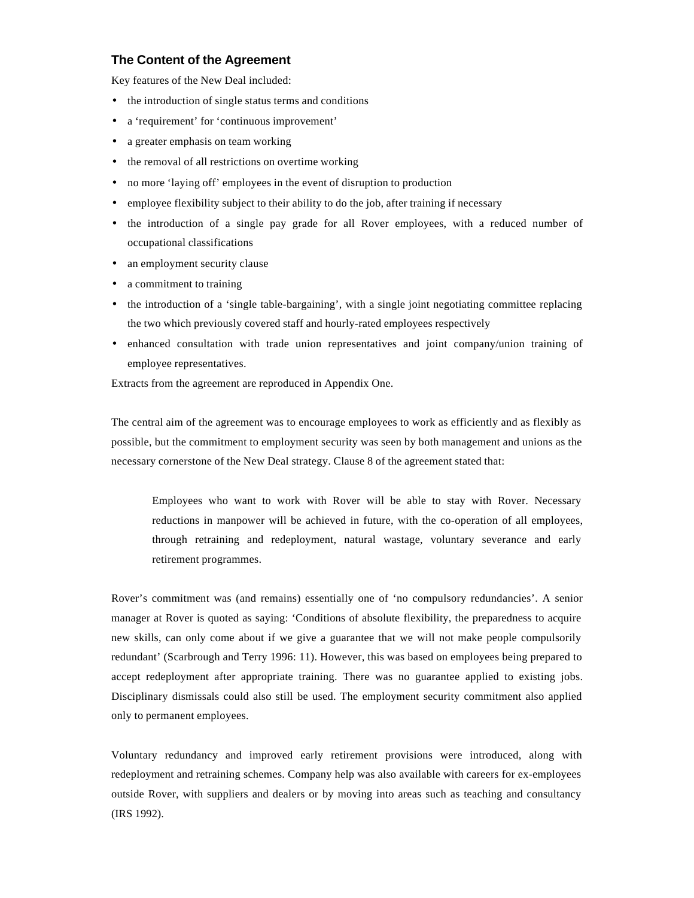## The Content of the Agreement

Key features of the New Deal included:

- the introduction of single status terms and conditions
- a 'requirement' for 'continuous improvement'
- a greater emphasis on team working
- the removal of all restrictions on overtime working
- no more 'laying off' employees in the event of disruption to production
- employee flexibility subject to their ability to do the job, after training if necessary
- the introduction of a single pay grade for all Rover employees, with a reduced number of occupational classifications
- an employment security clause
- a commitment to training
- the introduction of a 'single table-bargaining', with a single joint negotiating committee replacing the two which previously covered staff and hourly-rated employees respectively
- enhanced consultation with trade union representatives and joint company/union training of employee representatives.

Extracts from the agreement are reproduced in Appendix One.

The central aim of the agreement was to encourage employees to work as efficiently and as flexibly as possible, but the commitment to employment security was seen by both management and unions as the necessary cornerstone of the New Deal strategy. Clause 8 of the agreement stated that:

> Employees who want to work with Rover will be able to stay with Rover. Necessary reductions in manpower will be achieved in future, with the co-operation of all employees, through retraining and redeployment, natural wastage, voluntary severance and early retirement programmes.

Rover's commitment was (and remains) essentially one of 'no compulsory redundancies'. A senior manager at Rover is quoted as saying: 'Conditions of absolute flexibility, the preparedness to acquire new skills, can only come about if we give a guarantee that we will not make people compulsorily redundant' (Scarbrough and Terry 1996: 11). However, this was based on employees being prepared to accept redeployment after appropriate training. There was no guarantee applied to existing jobs. Disciplinary dismissals could also still be used. The employment security commitment also applied only to permanent employees.

Voluntary redundancy and improved early retirement provisions were introduced, along with redeployment and retraining schemes. Company help was also available with careers for ex-employees outside Rover, with suppliers and dealers or by moving into areas such as teaching and consultancy (IRS 1992).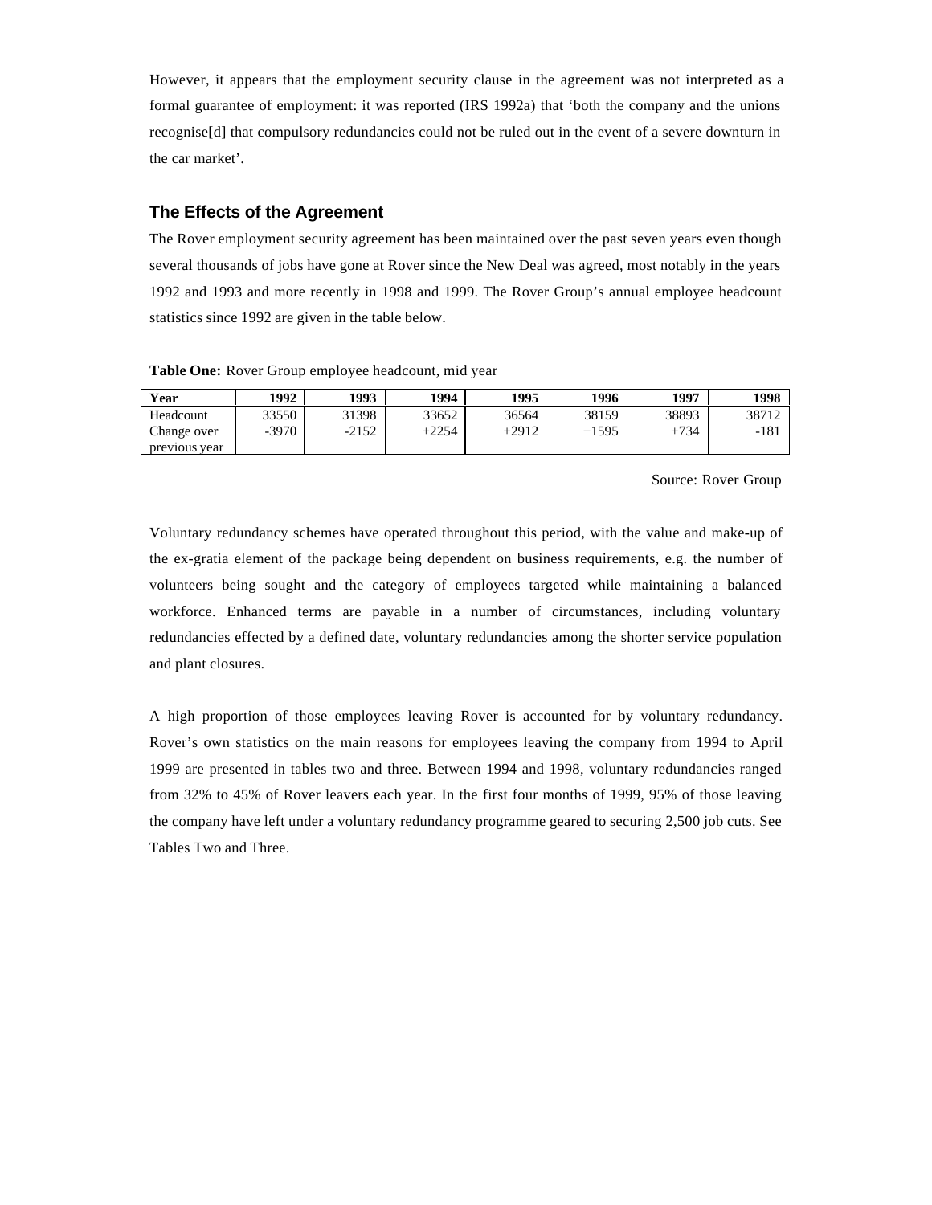However, it appears that the employment security clause in the agreement was not interpreted as a formal guarantee of employment: it was reported (IRS 1992a) that 'both the company and the unions recognise[d] that compulsory redundancies could not be ruled out in the event of a severe downturn in the car market'.

## The Effects of the Agreement

The Rover employment security agreement has been maintained over the past seven years even though several thousands of jobs have gone at Rover since the New Deal was agreed, most notably in the years 1992 and 1993 and more recently in 1998 and 1999. The Rover Group's annual employee headcount statistics since 1992 are given in the table below.

**Table One:** Rover Group employee headcount, mid year

| Year | 1992 | 1993 | 1994 | 1995 | 1996 | 1997 | 1998 |
|---|---|---|---|---|---|---|---|
| Headcount | 33550 | 31398 | 33652 | 36564 | 38159 | 38893 | 38712 |
| Change over previous year | -3970 | -2152 | +2254 | +2912 | +1595 | +734 | -181 |

Source: Rover Group

Voluntary redundancy schemes have operated throughout this period, with the value and make-up of the ex-gratia element of the package being dependent on business requirements, e.g. the number of volunteers being sought and the category of employees targeted while maintaining a balanced workforce. Enhanced terms are payable in a number of circumstances, including voluntary redundancies effected by a defined date, voluntary redundancies among the shorter service population and plant closures.

A high proportion of those employees leaving Rover is accounted for by voluntary redundancy. Rover's own statistics on the main reasons for employees leaving the company from 1994 to April 1999 are presented in tables two and three. Between 1994 and 1998, voluntary redundancies ranged from 32% to 45% of Rover leavers each year. In the first four months of 1999, 95% of those leaving the company have left under a voluntary redundancy programme geared to securing 2,500 job cuts. See Tables Two and Three.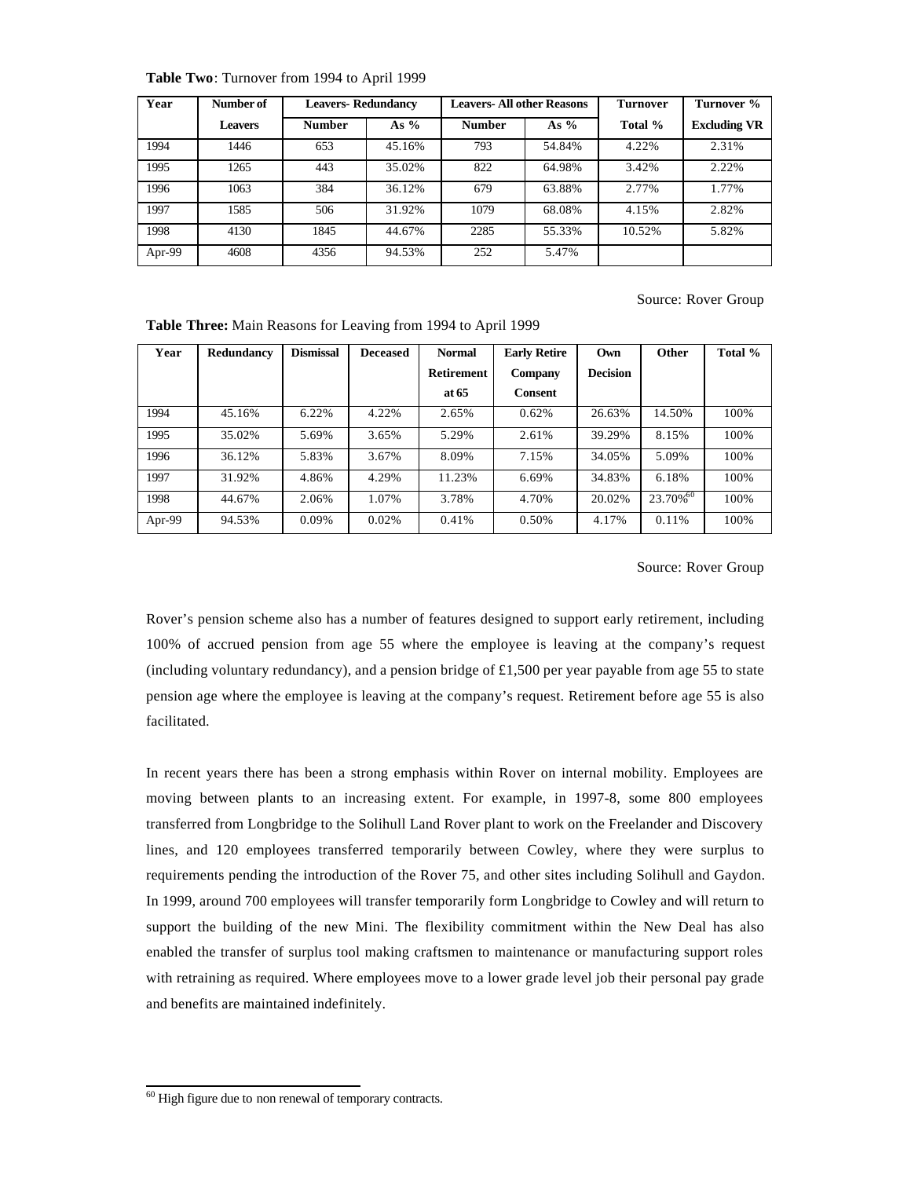**Table Two**: Turnover from 1994 to April 1999

| Year | Number of Leavers | Leavers- Redundancy | | Leavers- All other Reasons | | Turnover Total % | Turnover % Excluding VR |
|---|---|---|---|---|---|---|---|
| | | Number | As % | Number | As % | | |
| 1994 | 1446 | 653 | 45.16% | 793 | 54.84% | 4.22% | 2.31% |
| 1995 | 1265 | 443 | 35.02% | 822 | 64.98% | 3.42% | 2.22% |
| 1996 | 1063 | 384 | 36.12% | 679 | 63.88% | 2.77% | 1.77% |
| 1997 | 1585 | 506 | 31.92% | 1079 | 68.08% | 4.15% | 2.82% |
| 1998 | 4130 | 1845 | 44.67% | 2285 | 55.33% | 10.52% | 5.82% |
| Apr-99 | 4608 | 4356 | 94.53% | 252 | 5.47% | | |

Source: Rover Group

**Table Three:** Main Reasons for Leaving from 1994 to April 1999

| Year | Redundancy | Dismissal | Deceased | Normal Retirement at 65 | Early Retire Company Consent | Own Decision | Other | Total % |
|---|---|---|---|---|---|---|---|---|
| 1994 | 45.16% | 6.22% | 4.22% | 2.65% | 0.62% | 26.63% | 14.50% | 100% |
| 1995 | 35.02% | 5.69% | 3.65% | 5.29% | 2.61% | 39.29% | 8.15% | 100% |
| 1996 | 36.12% | 5.83% | 3.67% | 8.09% | 7.15% | 34.05% | 5.09% | 100% |
| 1997 | 31.92% | 4.86% | 4.29% | 11.23% | 6.69% | 34.83% | 6.18% | 100% |
| 1998 | 44.67% | 2.06% | 1.07% | 3.78% | 4.70% | 20.02% | 23.70%[60] | 100% |
| Apr-99 | 94.53% | 0.09% | 0.02% | 0.41% | 0.50% | 4.17% | 0.11% | 100% |

Source: Rover Group

Rover's pension scheme also has a number of features designed to support early retirement, including 100% of accrued pension from age 55 where the employee is leaving at the company's request (including voluntary redundancy), and a pension bridge of £1,500 per year payable from age 55 to state pension age where the employee is leaving at the company's request. Retirement before age 55 is also facilitated.

In recent years there has been a strong emphasis within Rover on internal mobility. Employees are moving between plants to an increasing extent. For example, in 1997-8, some 800 employees transferred from Longbridge to the Solihull Land Rover plant to work on the Freelander and Discovery lines, and 120 employees transferred temporarily between Cowley, where they were surplus to requirements pending the introduction of the Rover 75, and other sites including Solihull and Gaydon. In 1999, around 700 employees will transfer temporarily form Longbridge to Cowley and will return to support the building of the new Mini. The flexibility commitment within the New Deal has also enabled the transfer of surplus tool making craftsmen to maintenance or manufacturing support roles with retraining as required. Where employees move to a lower grade level job their personal pay grade and benefits are maintained indefinitely.

[60] High figure due to non renewal of temporary contracts.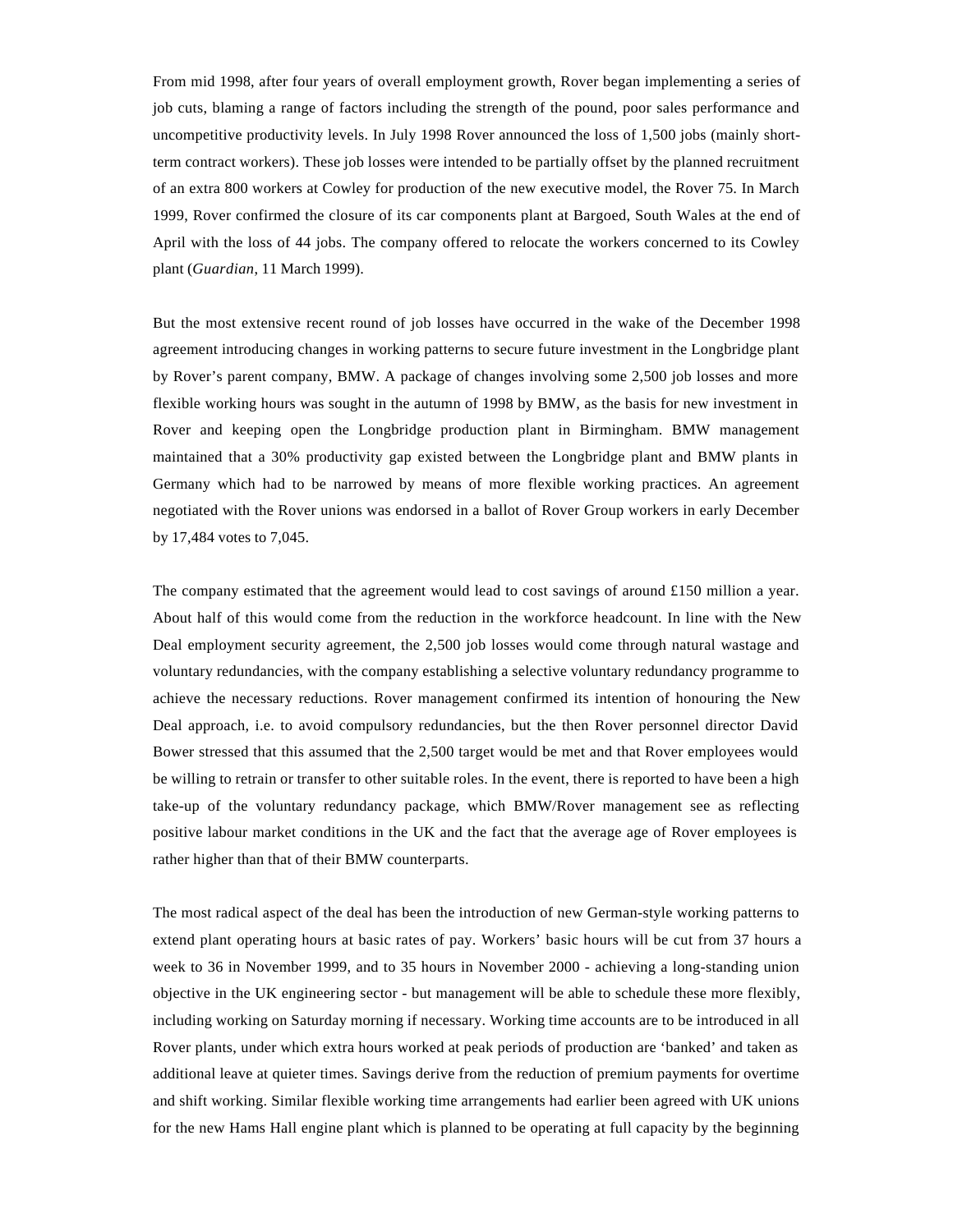From mid 1998, after four years of overall employment growth, Rover began implementing a series of job cuts, blaming a range of factors including the strength of the pound, poor sales performance and uncompetitive productivity levels. In July 1998 Rover announced the loss of 1,500 jobs (mainly short-term contract workers). These job losses were intended to be partially offset by the planned recruitment of an extra 800 workers at Cowley for production of the new executive model, the Rover 75. In March 1999, Rover confirmed the closure of its car components plant at Bargoed, South Wales at the end of April with the loss of 44 jobs. The company offered to relocate the workers concerned to its Cowley plant (*Guardian*, 11 March 1999).

But the most extensive recent round of job losses have occurred in the wake of the December 1998 agreement introducing changes in working patterns to secure future investment in the Longbridge plant by Rover's parent company, BMW. A package of changes involving some 2,500 job losses and more flexible working hours was sought in the autumn of 1998 by BMW, as the basis for new investment in Rover and keeping open the Longbridge production plant in Birmingham. BMW management maintained that a 30% productivity gap existed between the Longbridge plant and BMW plants in Germany which had to be narrowed by means of more flexible working practices. An agreement negotiated with the Rover unions was endorsed in a ballot of Rover Group workers in early December by 17,484 votes to 7,045.

The company estimated that the agreement would lead to cost savings of around £150 million a year. About half of this would come from the reduction in the workforce headcount. In line with the New Deal employment security agreement, the 2,500 job losses would come through natural wastage and voluntary redundancies, with the company establishing a selective voluntary redundancy programme to achieve the necessary reductions. Rover management confirmed its intention of honouring the New Deal approach, i.e. to avoid compulsory redundancies, but the then Rover personnel director David Bower stressed that this assumed that the 2,500 target would be met and that Rover employees would be willing to retrain or transfer to other suitable roles. In the event, there is reported to have been a high take-up of the voluntary redundancy package, which BMW/Rover management see as reflecting positive labour market conditions in the UK and the fact that the average age of Rover employees is rather higher than that of their BMW counterparts.

The most radical aspect of the deal has been the introduction of new German-style working patterns to extend plant operating hours at basic rates of pay. Workers' basic hours will be cut from 37 hours a week to 36 in November 1999, and to 35 hours in November 2000 - achieving a long-standing union objective in the UK engineering sector - but management will be able to schedule these more flexibly, including working on Saturday morning if necessary. Working time accounts are to be introduced in all Rover plants, under which extra hours worked at peak periods of production are 'banked' and taken as additional leave at quieter times. Savings derive from the reduction of premium payments for overtime and shift working. Similar flexible working time arrangements had earlier been agreed with UK unions for the new Hams Hall engine plant which is planned to be operating at full capacity by the beginning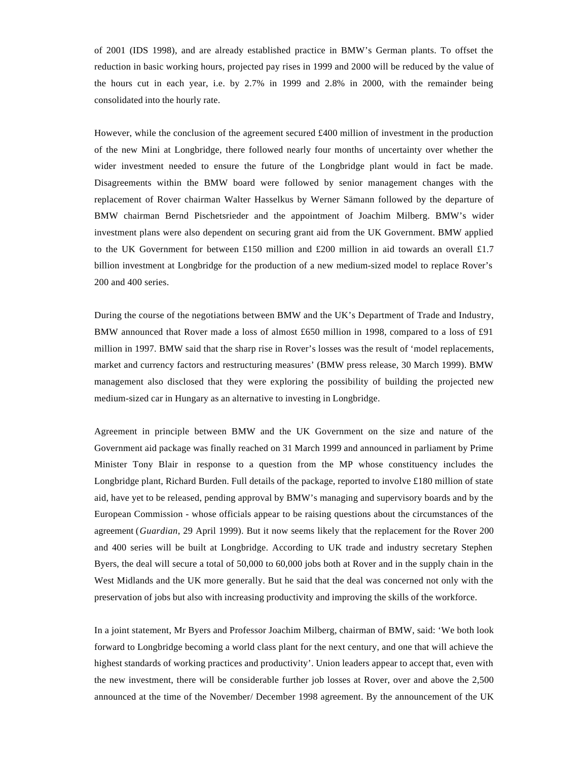of 2001 (IDS 1998), and are already established practice in BMW's German plants. To offset the reduction in basic working hours, projected pay rises in 1999 and 2000 will be reduced by the value of the hours cut in each year, i.e. by 2.7% in 1999 and 2.8% in 2000, with the remainder being consolidated into the hourly rate.

However, while the conclusion of the agreement secured £400 million of investment in the production of the new Mini at Longbridge, there followed nearly four months of uncertainty over whether the wider investment needed to ensure the future of the Longbridge plant would in fact be made. Disagreements within the BMW board were followed by senior management changes with the replacement of Rover chairman Walter Hasselkus by Werner Sämann followed by the departure of BMW chairman Bernd Pischetsrieder and the appointment of Joachim Milberg. BMW's wider investment plans were also dependent on securing grant aid from the UK Government. BMW applied to the UK Government for between £150 million and £200 million in aid towards an overall £1.7 billion investment at Longbridge for the production of a new medium-sized model to replace Rover's 200 and 400 series.

During the course of the negotiations between BMW and the UK's Department of Trade and Industry, BMW announced that Rover made a loss of almost £650 million in 1998, compared to a loss of £91 million in 1997. BMW said that the sharp rise in Rover's losses was the result of 'model replacements, market and currency factors and restructuring measures' (BMW press release, 30 March 1999). BMW management also disclosed that they were exploring the possibility of building the projected new medium-sized car in Hungary as an alternative to investing in Longbridge.

Agreement in principle between BMW and the UK Government on the size and nature of the Government aid package was finally reached on 31 March 1999 and announced in parliament by Prime Minister Tony Blair in response to a question from the MP whose constituency includes the Longbridge plant, Richard Burden. Full details of the package, reported to involve £180 million of state aid, have yet to be released, pending approval by BMW's managing and supervisory boards and by the European Commission - whose officials appear to be raising questions about the circumstances of the agreement (*Guardian*, 29 April 1999). But it now seems likely that the replacement for the Rover 200 and 400 series will be built at Longbridge. According to UK trade and industry secretary Stephen Byers, the deal will secure a total of 50,000 to 60,000 jobs both at Rover and in the supply chain in the West Midlands and the UK more generally. But he said that the deal was concerned not only with the preservation of jobs but also with increasing productivity and improving the skills of the workforce.

In a joint statement, Mr Byers and Professor Joachim Milberg, chairman of BMW, said: 'We both look forward to Longbridge becoming a world class plant for the next century, and one that will achieve the highest standards of working practices and productivity'. Union leaders appear to accept that, even with the new investment, there will be considerable further job losses at Rover, over and above the 2,500 announced at the time of the November/ December 1998 agreement. By the announcement of the UK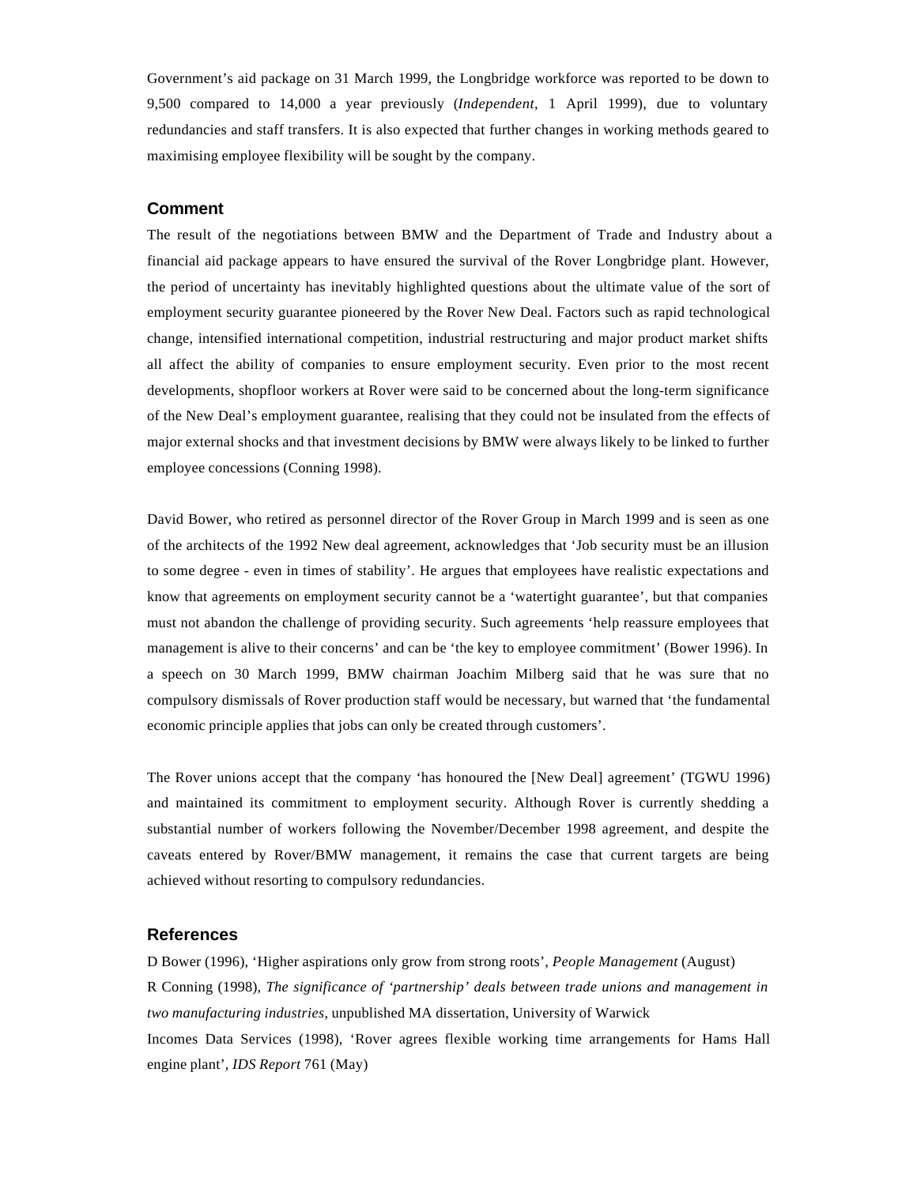Government's aid package on 31 March 1999, the Longbridge workforce was reported to be down to 9,500 compared to 14,000 a year previously (*Independent*, 1 April 1999), due to voluntary redundancies and staff transfers. It is also expected that further changes in working methods geared to maximising employee flexibility will be sought by the company.

## Comment

The result of the negotiations between BMW and the Department of Trade and Industry about a financial aid package appears to have ensured the survival of the Rover Longbridge plant. However, the period of uncertainty has inevitably highlighted questions about the ultimate value of the sort of employment security guarantee pioneered by the Rover New Deal. Factors such as rapid technological change, intensified international competition, industrial restructuring and major product market shifts all affect the ability of companies to ensure employment security. Even prior to the most recent developments, shopfloor workers at Rover were said to be concerned about the long-term significance of the New Deal's employment guarantee, realising that they could not be insulated from the effects of major external shocks and that investment decisions by BMW were always likely to be linked to further employee concessions (Conning 1998).

David Bower, who retired as personnel director of the Rover Group in March 1999 and is seen as one of the architects of the 1992 New deal agreement, acknowledges that 'Job security must be an illusion to some degree - even in times of stability'. He argues that employees have realistic expectations and know that agreements on employment security cannot be a 'watertight guarantee', but that companies must not abandon the challenge of providing security. Such agreements 'help reassure employees that management is alive to their concerns' and can be 'the key to employee commitment' (Bower 1996). In a speech on 30 March 1999, BMW chairman Joachim Milberg said that he was sure that no compulsory dismissals of Rover production staff would be necessary, but warned that 'the fundamental economic principle applies that jobs can only be created through customers'.

The Rover unions accept that the company 'has honoured the [New Deal] agreement' (TGWU 1996) and maintained its commitment to employment security. Although Rover is currently shedding a substantial number of workers following the November/December 1998 agreement, and despite the caveats entered by Rover/BMW management, it remains the case that current targets are being achieved without resorting to compulsory redundancies.

## References

D Bower (1996), 'Higher aspirations only grow from strong roots', *People Management* (August)

R Conning (1998), *The significance of 'partnership' deals between trade unions and management in two manufacturing industries*, unpublished MA dissertation, University of Warwick

Incomes Data Services (1998), 'Rover agrees flexible working time arrangements for Hams Hall engine plant', *IDS Report* 761 (May)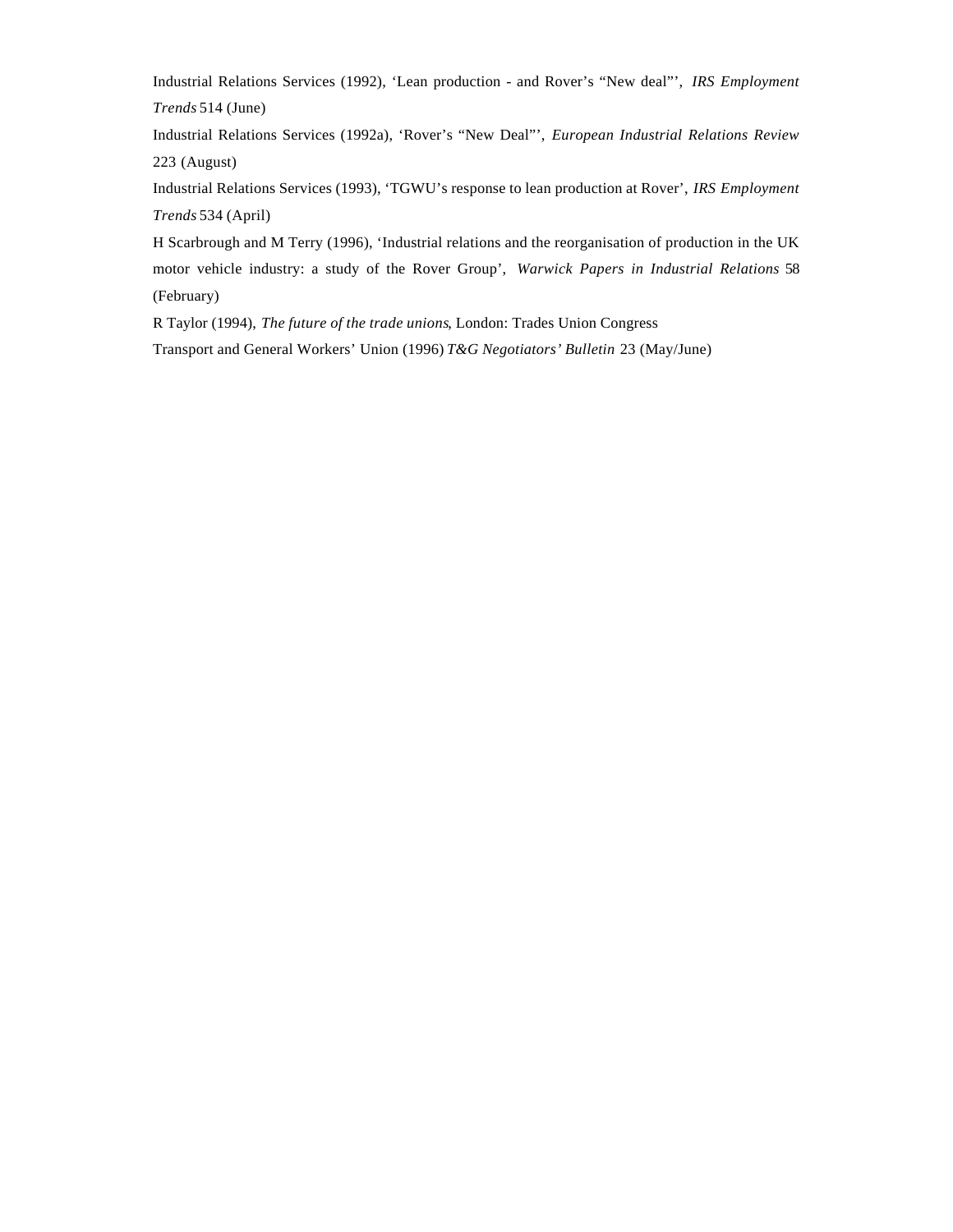Industrial Relations Services (1992), 'Lean production - and Rover's "New deal"', *IRS Employment Trends* 514 (June)

Industrial Relations Services (1992a), 'Rover's "New Deal"', *European Industrial Relations Review* 223 (August)

Industrial Relations Services (1993), 'TGWU's response to lean production at Rover', *IRS Employment Trends* 534 (April)

H Scarbrough and M Terry (1996), 'Industrial relations and the reorganisation of production in the UK motor vehicle industry: a study of the Rover Group', *Warwick Papers in Industrial Relations* 58 (February)

R Taylor (1994), *The future of the trade unions*, London: Trades Union Congress

Transport and General Workers' Union (1996) *T&G Negotiators' Bulletin* 23 (May/June)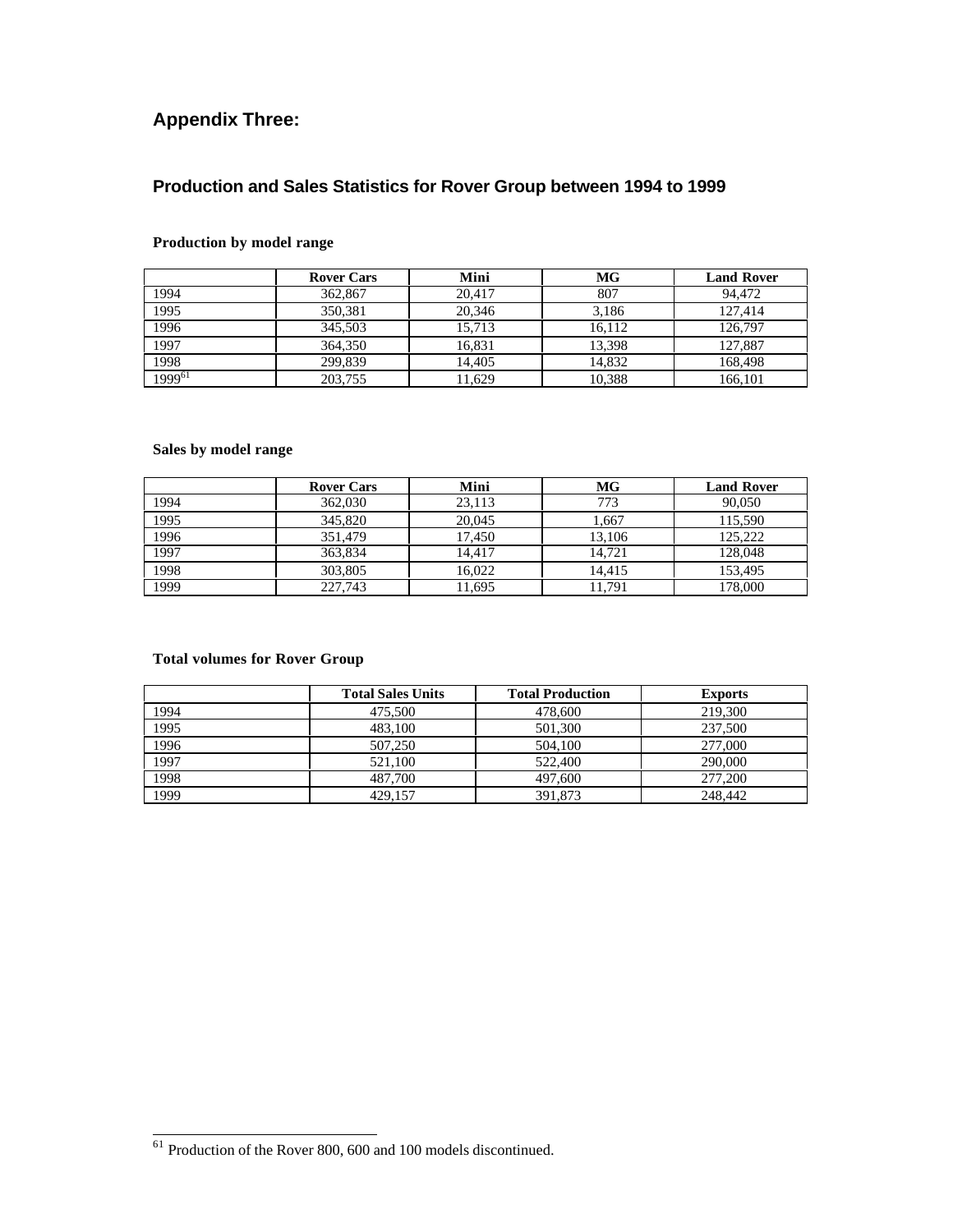## Appendix Three:

## Production and Sales Statistics for Rover Group between 1994 to 1999

**Production by model range**

| | Rover Cars | Mini | MG | Land Rover |
|---|---|---|---|---|
| 1994 | 362,867 | 20,417 | 807 | 94,472 |
| 1995 | 350,381 | 20,346 | 3,186 | 127,414 |
| 1996 | 345,503 | 15,713 | 16,112 | 126,797 |
| 1997 | 364,350 | 16,831 | 13,398 | 127,887 |
| 1998 | 299,839 | 14,405 | 14,832 | 168,498 |
| 1999[61] | 203,755 | 11,629 | 10,388 | 166,101 |

**Sales by model range**

| | Rover Cars | Mini | MG | Land Rover |
|---|---|---|---|---|
| 1994 | 362,030 | 23,113 | 773 | 90,050 |
| 1995 | 345,820 | 20,045 | 1,667 | 115,590 |
| 1996 | 351,479 | 17,450 | 13,106 | 125,222 |
| 1997 | 363,834 | 14,417 | 14,721 | 128,048 |
| 1998 | 303,805 | 16,022 | 14,415 | 153,495 |
| 1999 | 227,743 | 11,695 | 11,791 | 178,000 |

**Total volumes for Rover Group**

| | Total Sales Units | Total Production | Exports |
|---|---|---|---|
| 1994 | 475,500 | 478,600 | 219,300 |
| 1995 | 483,100 | 501,300 | 237,500 |
| 1996 | 507,250 | 504,100 | 277,000 |
| 1997 | 521,100 | 522,400 | 290,000 |
| 1998 | 487,700 | 497,600 | 277,200 |
| 1999 | 429,157 | 391,873 | 248,442 |

[61] Production of the Rover 800, 600 and 100 models discontinued.